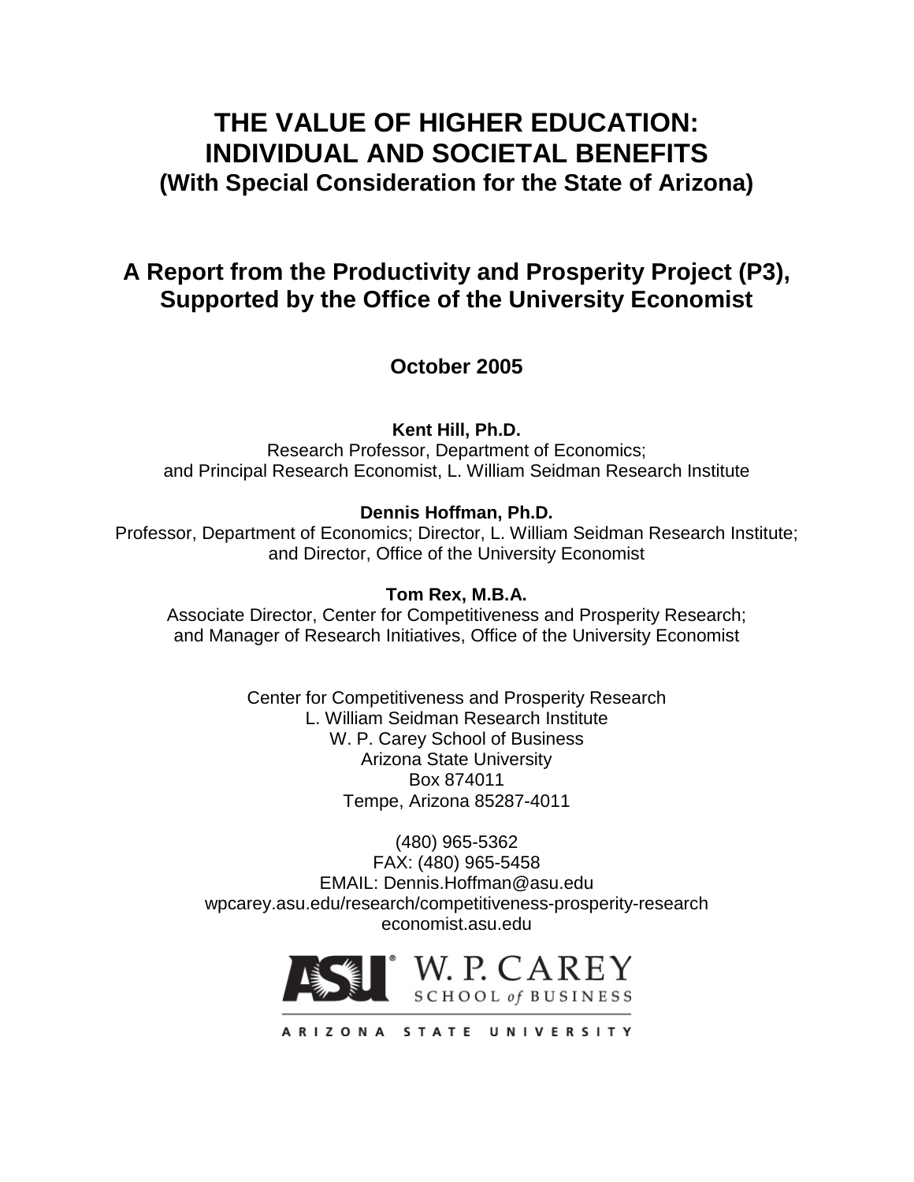# THE VALUE OF HIGHER EDUCATION: INDIVIDUAL AND SOCIETAL BENEFITS

## (With Special Consideration for the State of Arizona)

## A Report from the Productivity and Prosperity Project (P3), Supported by the Office of the University Economist

**October 2005**

**Kent Hill, Ph.D.**
Research Professor, Department of Economics;
and Principal Research Economist, L. William Seidman Research Institute

**Dennis Hoffman, Ph.D.**
Professor, Department of Economics; Director, L. William Seidman Research Institute;
and Director, Office of the University Economist

**Tom Rex, M.B.A.**
Associate Director, Center for Competitiveness and Prosperity Research;
and Manager of Research Initiatives, Office of the University Economist

Center for Competitiveness and Prosperity Research
L. William Seidman Research Institute
W. P. Carey School of Business
Arizona State University
Box 874011
Tempe, Arizona 85287-4011

(480) 965-5362
FAX: (480) 965-5458
EMAIL: Dennis.Hoffman@asu.edu
wpcarey.asu.edu/research/competitiveness-prosperity-research
economist.asu.edu

ASU W. P. CAREY SCHOOL of BUSINESS
ARIZONA STATE UNIVERSITY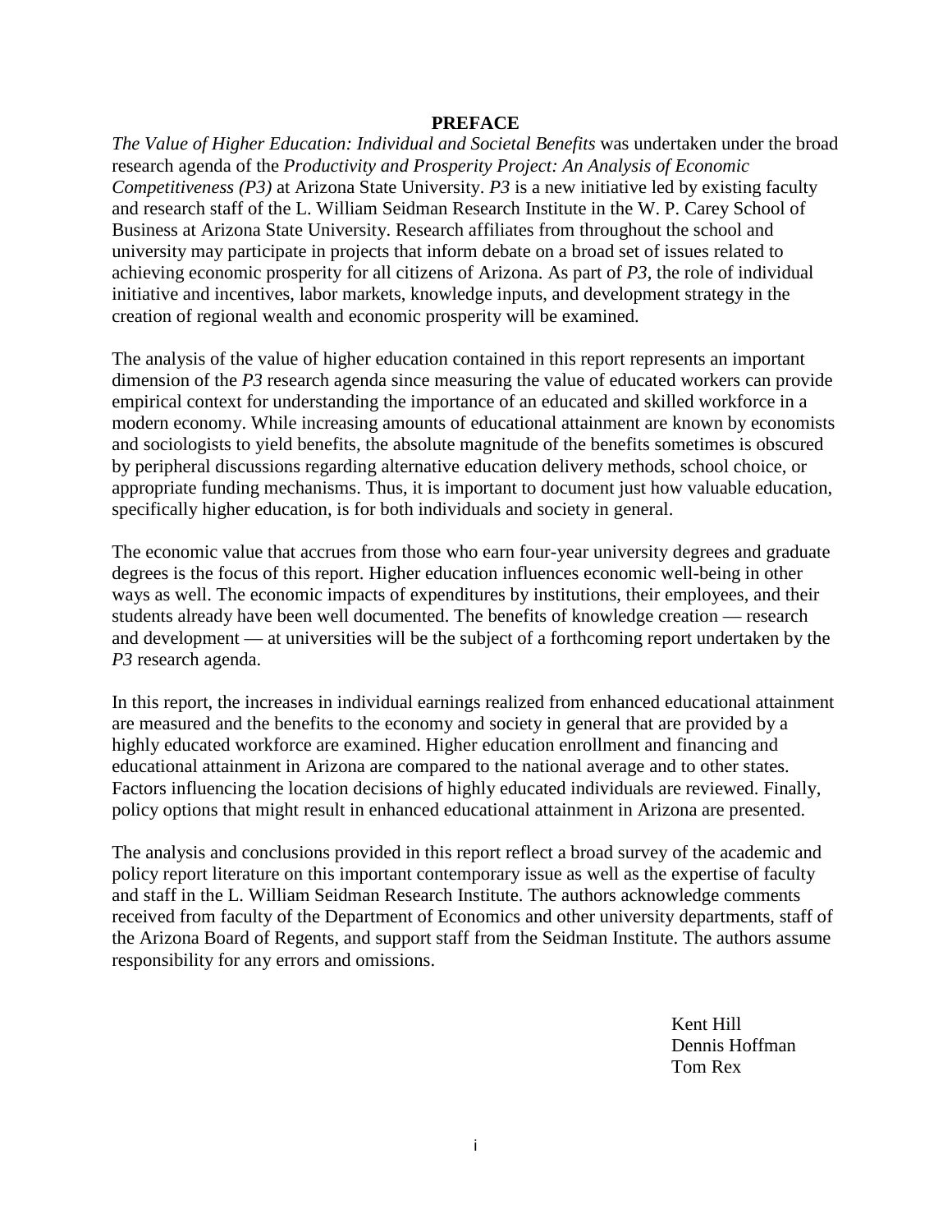# PREFACE

*The Value of Higher Education: Individual and Societal Benefits* was undertaken under the broad research agenda of the *Productivity and Prosperity Project: An Analysis of Economic Competitiveness (P3)* at Arizona State University. *P3* is a new initiative led by existing faculty and research staff of the L. William Seidman Research Institute in the W. P. Carey School of Business at Arizona State University. Research affiliates from throughout the school and university may participate in projects that inform debate on a broad set of issues related to achieving economic prosperity for all citizens of Arizona. As part of *P3*, the role of individual initiative and incentives, labor markets, knowledge inputs, and development strategy in the creation of regional wealth and economic prosperity will be examined.

The analysis of the value of higher education contained in this report represents an important dimension of the *P3* research agenda since measuring the value of educated workers can provide empirical context for understanding the importance of an educated and skilled workforce in a modern economy. While increasing amounts of educational attainment are known by economists and sociologists to yield benefits, the absolute magnitude of the benefits sometimes is obscured by peripheral discussions regarding alternative education delivery methods, school choice, or appropriate funding mechanisms. Thus, it is important to document just how valuable education, specifically higher education, is for both individuals and society in general.

The economic value that accrues from those who earn four-year university degrees and graduate degrees is the focus of this report. Higher education influences economic well-being in other ways as well. The economic impacts of expenditures by institutions, their employees, and their students already have been well documented. The benefits of knowledge creation — research and development — at universities will be the subject of a forthcoming report undertaken by the *P3* research agenda.

In this report, the increases in individual earnings realized from enhanced educational attainment are measured and the benefits to the economy and society in general that are provided by a highly educated workforce are examined. Higher education enrollment and financing and educational attainment in Arizona are compared to the national average and to other states. Factors influencing the location decisions of highly educated individuals are reviewed. Finally, policy options that might result in enhanced educational attainment in Arizona are presented.

The analysis and conclusions provided in this report reflect a broad survey of the academic and policy report literature on this important contemporary issue as well as the expertise of faculty and staff in the L. William Seidman Research Institute. The authors acknowledge comments received from faculty of the Department of Economics and other university departments, staff of the Arizona Board of Regents, and support staff from the Seidman Institute. The authors assume responsibility for any errors and omissions.

Kent Hill
Dennis Hoffman
Tom Rex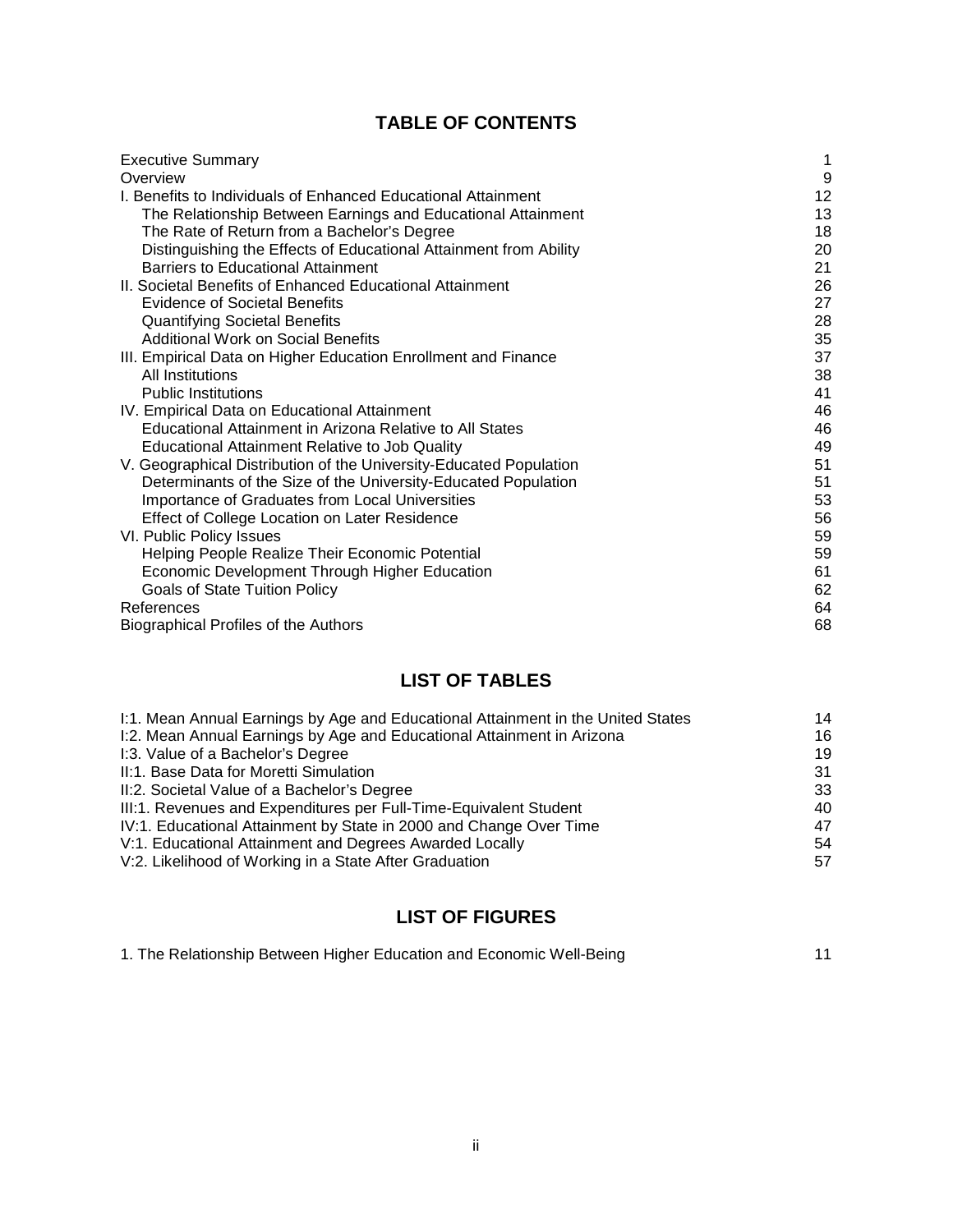## TABLE OF CONTENTS

| | |
|---|---|
| Executive Summary | 1 |
| Overview | 9 |
| I. Benefits to Individuals of Enhanced Educational Attainment | 12 |
| The Relationship Between Earnings and Educational Attainment | 13 |
| The Rate of Return from a Bachelor's Degree | 18 |
| Distinguishing the Effects of Educational Attainment from Ability | 20 |
| Barriers to Educational Attainment | 21 |
| II. Societal Benefits of Enhanced Educational Attainment | 26 |
| Evidence of Societal Benefits | 27 |
| Quantifying Societal Benefits | 28 |
| Additional Work on Social Benefits | 35 |
| III. Empirical Data on Higher Education Enrollment and Finance | 37 |
| All Institutions | 38 |
| Public Institutions | 41 |
| IV. Empirical Data on Educational Attainment | 46 |
| Educational Attainment in Arizona Relative to All States | 46 |
| Educational Attainment Relative to Job Quality | 49 |
| V. Geographical Distribution of the University-Educated Population | 51 |
| Determinants of the Size of the University-Educated Population | 51 |
| Importance of Graduates from Local Universities | 53 |
| Effect of College Location on Later Residence | 56 |
| VI. Public Policy Issues | 59 |
| Helping People Realize Their Economic Potential | 59 |
| Economic Development Through Higher Education | 61 |
| Goals of State Tuition Policy | 62 |
| References | 64 |
| Biographical Profiles of the Authors | 68 |

## LIST OF TABLES

| | |
|---|---|
| I:1. Mean Annual Earnings by Age and Educational Attainment in the United States | 14 |
| I:2. Mean Annual Earnings by Age and Educational Attainment in Arizona | 16 |
| I:3. Value of a Bachelor's Degree | 19 |
| II:1. Base Data for Moretti Simulation | 31 |
| II:2. Societal Value of a Bachelor's Degree | 33 |
| III:1. Revenues and Expenditures per Full-Time-Equivalent Student | 40 |
| IV:1. Educational Attainment by State in 2000 and Change Over Time | 47 |
| V:1. Educational Attainment and Degrees Awarded Locally | 54 |
| V:2. Likelihood of Working in a State After Graduation | 57 |

## LIST OF FIGURES

| | |
|---|---|
| 1. The Relationship Between Higher Education and Economic Well-Being | 11 |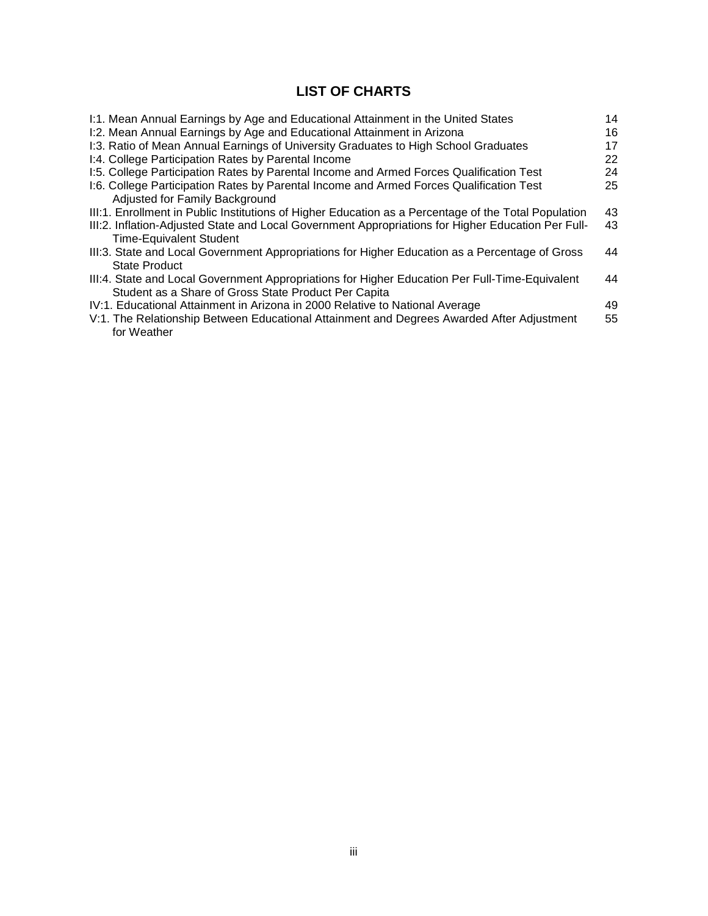## LIST OF CHARTS

| Chart | Page |
|---|---|
| I:1. Mean Annual Earnings by Age and Educational Attainment in the United States | 14 |
| I:2. Mean Annual Earnings by Age and Educational Attainment in Arizona | 16 |
| I:3. Ratio of Mean Annual Earnings of University Graduates to High School Graduates | 17 |
| I:4. College Participation Rates by Parental Income | 22 |
| I:5. College Participation Rates by Parental Income and Armed Forces Qualification Test | 24 |
| I:6. College Participation Rates by Parental Income and Armed Forces Qualification Test Adjusted for Family Background | 25 |
| III:1. Enrollment in Public Institutions of Higher Education as a Percentage of the Total Population | 43 |
| III:2. Inflation-Adjusted State and Local Government Appropriations for Higher Education Per Full-Time-Equivalent Student | 43 |
| III:3. State and Local Government Appropriations for Higher Education as a Percentage of Gross State Product | 44 |
| III:4. State and Local Government Appropriations for Higher Education Per Full-Time-Equivalent Student as a Share of Gross State Product Per Capita | 44 |
| IV:1. Educational Attainment in Arizona in 2000 Relative to National Average | 49 |
| V:1. The Relationship Between Educational Attainment and Degrees Awarded After Adjustment for Weather | 55 |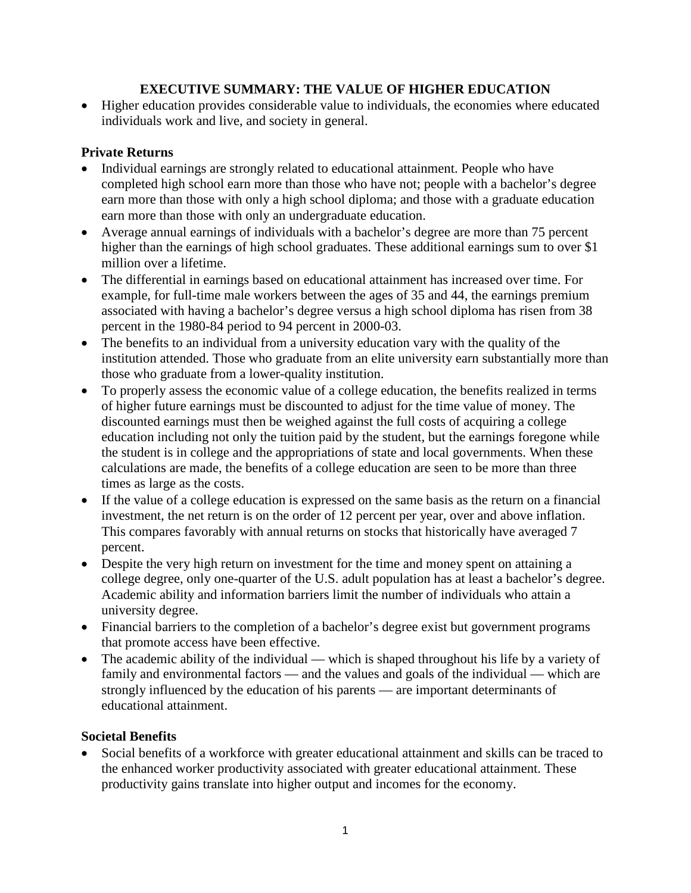# EXECUTIVE SUMMARY: THE VALUE OF HIGHER EDUCATION

- Higher education provides considerable value to individuals, the economies where educated individuals work and live, and society in general.

## Private Returns

- Individual earnings are strongly related to educational attainment. People who have completed high school earn more than those who have not; people with a bachelor's degree earn more than those with only a high school diploma; and those with a graduate education earn more than those with only an undergraduate education.
- Average annual earnings of individuals with a bachelor's degree are more than 75 percent higher than the earnings of high school graduates. These additional earnings sum to over $1 million over a lifetime.
- The differential in earnings based on educational attainment has increased over time. For example, for full-time male workers between the ages of 35 and 44, the earnings premium associated with having a bachelor's degree versus a high school diploma has risen from 38 percent in the 1980-84 period to 94 percent in 2000-03.
- The benefits to an individual from a university education vary with the quality of the institution attended. Those who graduate from an elite university earn substantially more than those who graduate from a lower-quality institution.
- To properly assess the economic value of a college education, the benefits realized in terms of higher future earnings must be discounted to adjust for the time value of money. The discounted earnings must then be weighed against the full costs of acquiring a college education including not only the tuition paid by the student, but the earnings foregone while the student is in college and the appropriations of state and local governments. When these calculations are made, the benefits of a college education are seen to be more than three times as large as the costs.
- If the value of a college education is expressed on the same basis as the return on a financial investment, the net return is on the order of 12 percent per year, over and above inflation. This compares favorably with annual returns on stocks that historically have averaged 7 percent.
- Despite the very high return on investment for the time and money spent on attaining a college degree, only one-quarter of the U.S. adult population has at least a bachelor's degree. Academic ability and information barriers limit the number of individuals who attain a university degree.
- Financial barriers to the completion of a bachelor's degree exist but government programs that promote access have been effective.
- The academic ability of the individual — which is shaped throughout his life by a variety of family and environmental factors — and the values and goals of the individual — which are strongly influenced by the education of his parents — are important determinants of educational attainment.

## Societal Benefits

- Social benefits of a workforce with greater educational attainment and skills can be traced to the enhanced worker productivity associated with greater educational attainment. These productivity gains translate into higher output and incomes for the economy.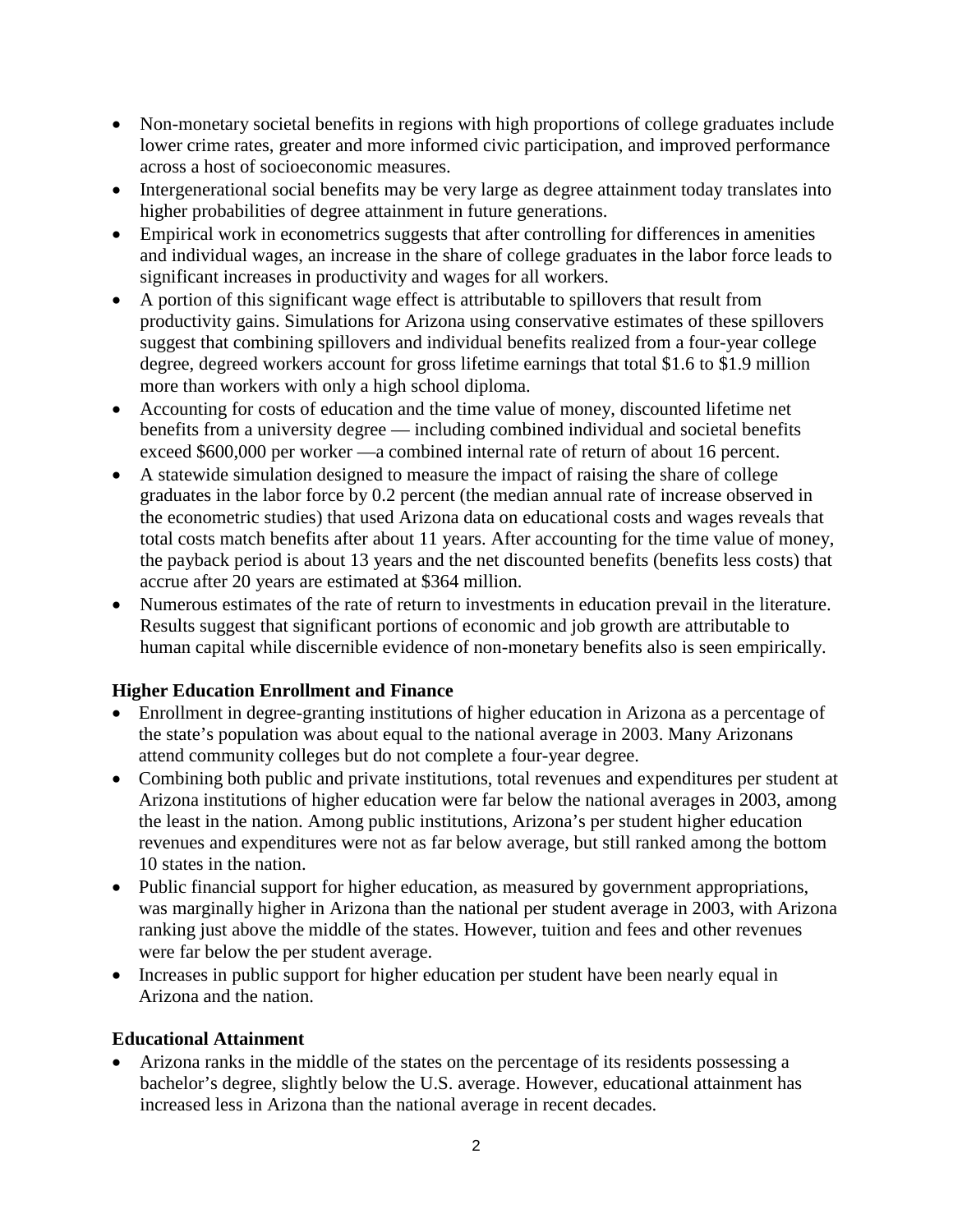- Non-monetary societal benefits in regions with high proportions of college graduates include lower crime rates, greater and more informed civic participation, and improved performance across a host of socioeconomic measures.
- Intergenerational social benefits may be very large as degree attainment today translates into higher probabilities of degree attainment in future generations.
- Empirical work in econometrics suggests that after controlling for differences in amenities and individual wages, an increase in the share of college graduates in the labor force leads to significant increases in productivity and wages for all workers.
- A portion of this significant wage effect is attributable to spillovers that result from productivity gains. Simulations for Arizona using conservative estimates of these spillovers suggest that combining spillovers and individual benefits realized from a four-year college degree, degreed workers account for gross lifetime earnings that total \$1.6 to \$1.9 million more than workers with only a high school diploma.
- Accounting for costs of education and the time value of money, discounted lifetime net benefits from a university degree — including combined individual and societal benefits exceed \$600,000 per worker —a combined internal rate of return of about 16 percent.
- A statewide simulation designed to measure the impact of raising the share of college graduates in the labor force by 0.2 percent (the median annual rate of increase observed in the econometric studies) that used Arizona data on educational costs and wages reveals that total costs match benefits after about 11 years. After accounting for the time value of money, the payback period is about 13 years and the net discounted benefits (benefits less costs) that accrue after 20 years are estimated at \$364 million.
- Numerous estimates of the rate of return to investments in education prevail in the literature. Results suggest that significant portions of economic and job growth are attributable to human capital while discernible evidence of non-monetary benefits also is seen empirically.

**Higher Education Enrollment and Finance**

- Enrollment in degree-granting institutions of higher education in Arizona as a percentage of the state's population was about equal to the national average in 2003. Many Arizonans attend community colleges but do not complete a four-year degree.
- Combining both public and private institutions, total revenues and expenditures per student at Arizona institutions of higher education were far below the national averages in 2003, among the least in the nation. Among public institutions, Arizona's per student higher education revenues and expenditures were not as far below average, but still ranked among the bottom 10 states in the nation.
- Public financial support for higher education, as measured by government appropriations, was marginally higher in Arizona than the national per student average in 2003, with Arizona ranking just above the middle of the states. However, tuition and fees and other revenues were far below the per student average.
- Increases in public support for higher education per student have been nearly equal in Arizona and the nation.

**Educational Attainment**

- Arizona ranks in the middle of the states on the percentage of its residents possessing a bachelor's degree, slightly below the U.S. average. However, educational attainment has increased less in Arizona than the national average in recent decades.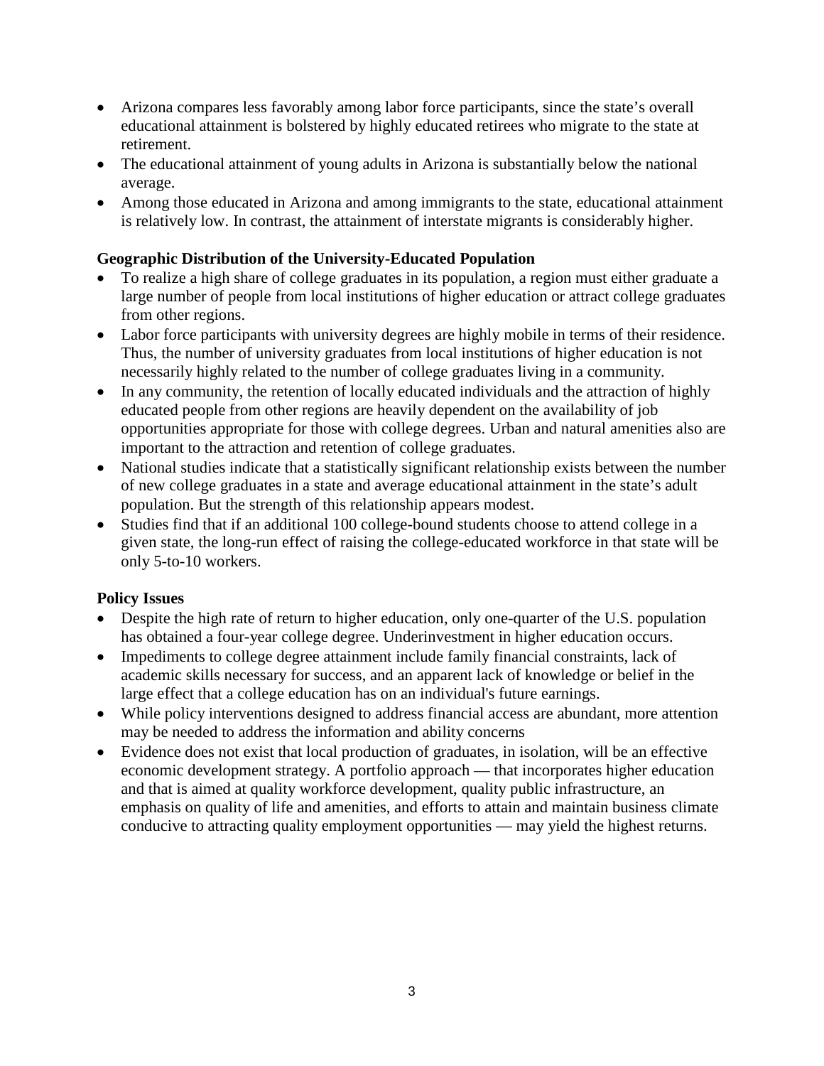- Arizona compares less favorably among labor force participants, since the state's overall educational attainment is bolstered by highly educated retirees who migrate to the state at retirement.
- The educational attainment of young adults in Arizona is substantially below the national average.
- Among those educated in Arizona and among immigrants to the state, educational attainment is relatively low. In contrast, the attainment of interstate migrants is considerably higher.

**Geographic Distribution of the University-Educated Population**

- To realize a high share of college graduates in its population, a region must either graduate a large number of people from local institutions of higher education or attract college graduates from other regions.
- Labor force participants with university degrees are highly mobile in terms of their residence. Thus, the number of university graduates from local institutions of higher education is not necessarily highly related to the number of college graduates living in a community.
- In any community, the retention of locally educated individuals and the attraction of highly educated people from other regions are heavily dependent on the availability of job opportunities appropriate for those with college degrees. Urban and natural amenities also are important to the attraction and retention of college graduates.
- National studies indicate that a statistically significant relationship exists between the number of new college graduates in a state and average educational attainment in the state's adult population. But the strength of this relationship appears modest.
- Studies find that if an additional 100 college-bound students choose to attend college in a given state, the long-run effect of raising the college-educated workforce in that state will be only 5-to-10 workers.

**Policy Issues**

- Despite the high rate of return to higher education, only one-quarter of the U.S. population has obtained a four-year college degree. Underinvestment in higher education occurs.
- Impediments to college degree attainment include family financial constraints, lack of academic skills necessary for success, and an apparent lack of knowledge or belief in the large effect that a college education has on an individual's future earnings.
- While policy interventions designed to address financial access are abundant, more attention may be needed to address the information and ability concerns
- Evidence does not exist that local production of graduates, in isolation, will be an effective economic development strategy. A portfolio approach — that incorporates higher education and that is aimed at quality workforce development, quality public infrastructure, an emphasis on quality of life and amenities, and efforts to attain and maintain business climate conducive to attracting quality employment opportunities — may yield the highest returns.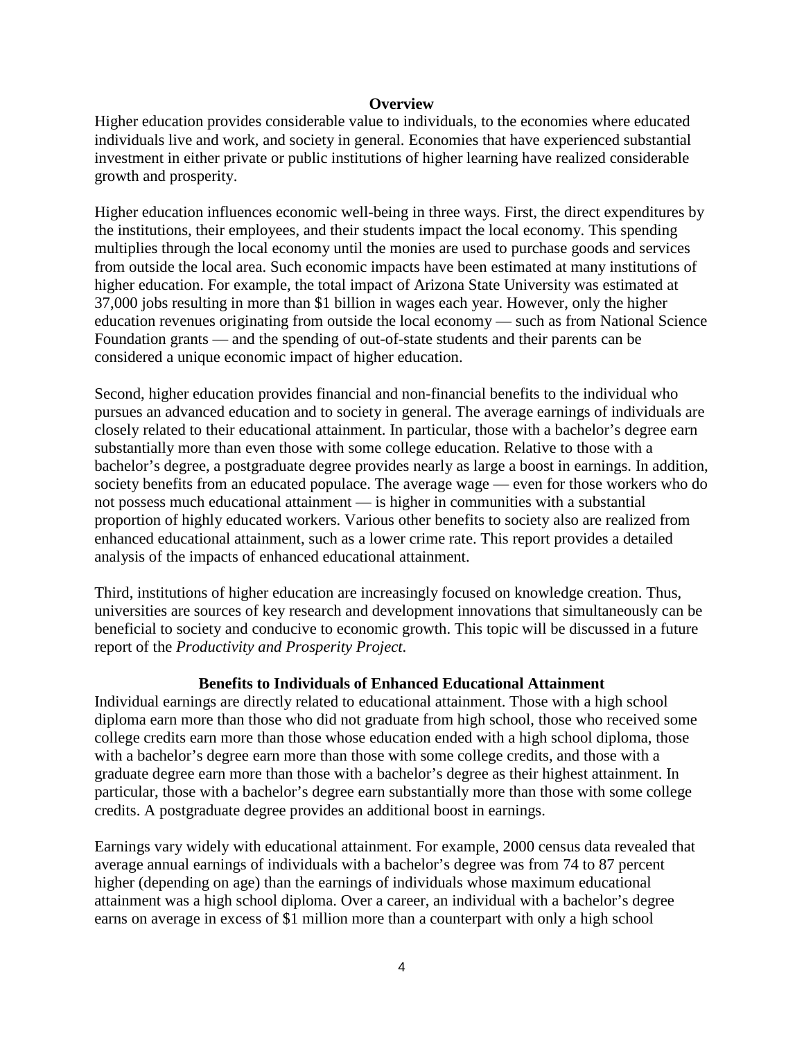## Overview

Higher education provides considerable value to individuals, to the economies where educated individuals live and work, and society in general. Economies that have experienced substantial investment in either private or public institutions of higher learning have realized considerable growth and prosperity.

Higher education influences economic well-being in three ways. First, the direct expenditures by the institutions, their employees, and their students impact the local economy. This spending multiplies through the local economy until the monies are used to purchase goods and services from outside the local area. Such economic impacts have been estimated at many institutions of higher education. For example, the total impact of Arizona State University was estimated at 37,000 jobs resulting in more than $1 billion in wages each year. However, only the higher education revenues originating from outside the local economy — such as from National Science Foundation grants — and the spending of out-of-state students and their parents can be considered a unique economic impact of higher education.

Second, higher education provides financial and non-financial benefits to the individual who pursues an advanced education and to society in general. The average earnings of individuals are closely related to their educational attainment. In particular, those with a bachelor's degree earn substantially more than even those with some college education. Relative to those with a bachelor's degree, a postgraduate degree provides nearly as large a boost in earnings. In addition, society benefits from an educated populace. The average wage — even for those workers who do not possess much educational attainment — is higher in communities with a substantial proportion of highly educated workers. Various other benefits to society also are realized from enhanced educational attainment, such as a lower crime rate. This report provides a detailed analysis of the impacts of enhanced educational attainment.

Third, institutions of higher education are increasingly focused on knowledge creation. Thus, universities are sources of key research and development innovations that simultaneously can be beneficial to society and conducive to economic growth. This topic will be discussed in a future report of the *Productivity and Prosperity Project*.

## Benefits to Individuals of Enhanced Educational Attainment

Individual earnings are directly related to educational attainment. Those with a high school diploma earn more than those who did not graduate from high school, those who received some college credits earn more than those whose education ended with a high school diploma, those with a bachelor's degree earn more than those with some college credits, and those with a graduate degree earn more than those with a bachelor's degree as their highest attainment. In particular, those with a bachelor's degree earn substantially more than those with some college credits. A postgraduate degree provides an additional boost in earnings.

Earnings vary widely with educational attainment. For example, 2000 census data revealed that average annual earnings of individuals with a bachelor's degree was from 74 to 87 percent higher (depending on age) than the earnings of individuals whose maximum educational attainment was a high school diploma. Over a career, an individual with a bachelor's degree earns on average in excess of $1 million more than a counterpart with only a high school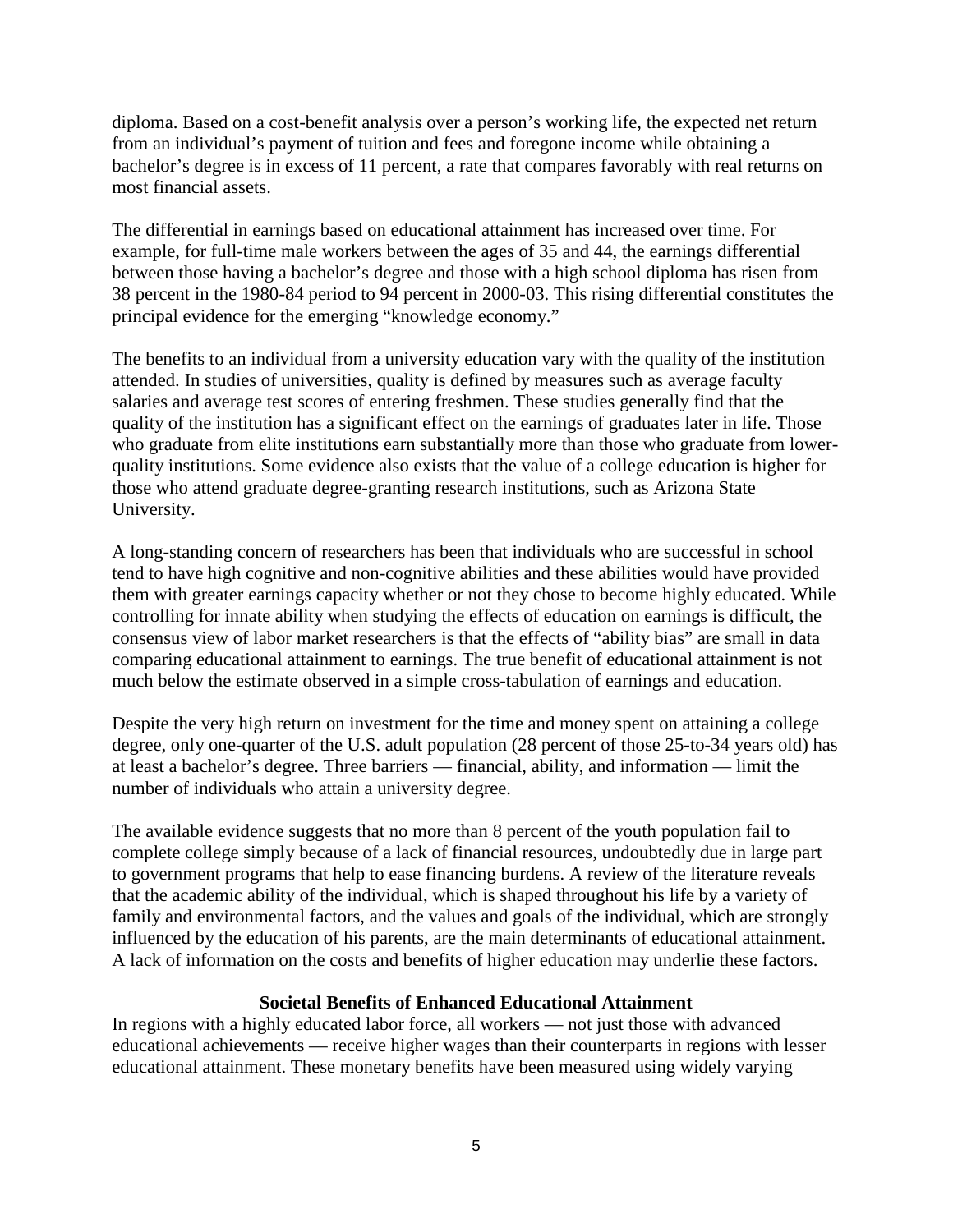diploma. Based on a cost-benefit analysis over a person's working life, the expected net return from an individual's payment of tuition and fees and foregone income while obtaining a bachelor's degree is in excess of 11 percent, a rate that compares favorably with real returns on most financial assets.

The differential in earnings based on educational attainment has increased over time. For example, for full-time male workers between the ages of 35 and 44, the earnings differential between those having a bachelor's degree and those with a high school diploma has risen from 38 percent in the 1980-84 period to 94 percent in 2000-03. This rising differential constitutes the principal evidence for the emerging "knowledge economy."

The benefits to an individual from a university education vary with the quality of the institution attended. In studies of universities, quality is defined by measures such as average faculty salaries and average test scores of entering freshmen. These studies generally find that the quality of the institution has a significant effect on the earnings of graduates later in life. Those who graduate from elite institutions earn substantially more than those who graduate from lower-quality institutions. Some evidence also exists that the value of a college education is higher for those who attend graduate degree-granting research institutions, such as Arizona State University.

A long-standing concern of researchers has been that individuals who are successful in school tend to have high cognitive and non-cognitive abilities and these abilities would have provided them with greater earnings capacity whether or not they chose to become highly educated. While controlling for innate ability when studying the effects of education on earnings is difficult, the consensus view of labor market researchers is that the effects of "ability bias" are small in data comparing educational attainment to earnings. The true benefit of educational attainment is not much below the estimate observed in a simple cross-tabulation of earnings and education.

Despite the very high return on investment for the time and money spent on attaining a college degree, only one-quarter of the U.S. adult population (28 percent of those 25-to-34 years old) has at least a bachelor's degree. Three barriers — financial, ability, and information — limit the number of individuals who attain a university degree.

The available evidence suggests that no more than 8 percent of the youth population fail to complete college simply because of a lack of financial resources, undoubtedly due in large part to government programs that help to ease financing burdens. A review of the literature reveals that the academic ability of the individual, which is shaped throughout his life by a variety of family and environmental factors, and the values and goals of the individual, which are strongly influenced by the education of his parents, are the main determinants of educational attainment. A lack of information on the costs and benefits of higher education may underlie these factors.

## Societal Benefits of Enhanced Educational Attainment

In regions with a highly educated labor force, all workers — not just those with advanced educational achievements — receive higher wages than their counterparts in regions with lesser educational attainment. These monetary benefits have been measured using widely varying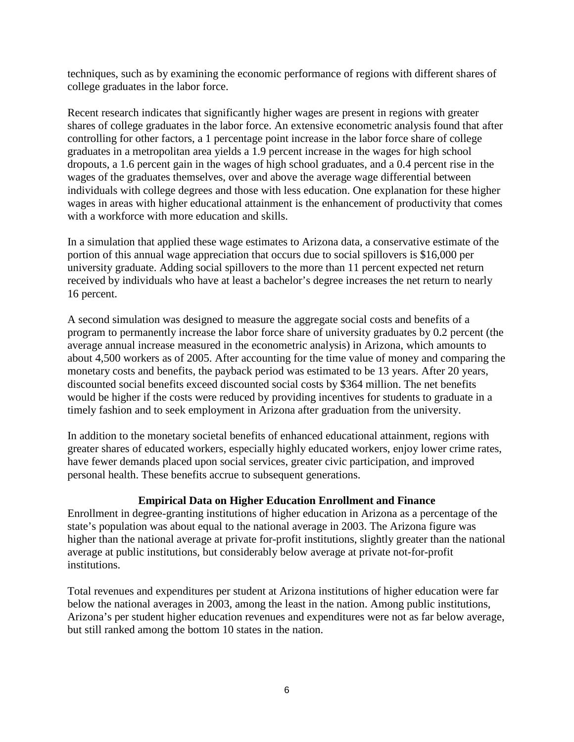techniques, such as by examining the economic performance of regions with different shares of college graduates in the labor force.

Recent research indicates that significantly higher wages are present in regions with greater shares of college graduates in the labor force. An extensive econometric analysis found that after controlling for other factors, a 1 percentage point increase in the labor force share of college graduates in a metropolitan area yields a 1.9 percent increase in the wages for high school dropouts, a 1.6 percent gain in the wages of high school graduates, and a 0.4 percent rise in the wages of the graduates themselves, over and above the average wage differential between individuals with college degrees and those with less education. One explanation for these higher wages in areas with higher educational attainment is the enhancement of productivity that comes with a workforce with more education and skills.

In a simulation that applied these wage estimates to Arizona data, a conservative estimate of the portion of this annual wage appreciation that occurs due to social spillovers is $16,000 per university graduate. Adding social spillovers to the more than 11 percent expected net return received by individuals who have at least a bachelor's degree increases the net return to nearly 16 percent.

A second simulation was designed to measure the aggregate social costs and benefits of a program to permanently increase the labor force share of university graduates by 0.2 percent (the average annual increase measured in the econometric analysis) in Arizona, which amounts to about 4,500 workers as of 2005. After accounting for the time value of money and comparing the monetary costs and benefits, the payback period was estimated to be 13 years. After 20 years, discounted social benefits exceed discounted social costs by $364 million. The net benefits would be higher if the costs were reduced by providing incentives for students to graduate in a timely fashion and to seek employment in Arizona after graduation from the university.

In addition to the monetary societal benefits of enhanced educational attainment, regions with greater shares of educated workers, especially highly educated workers, enjoy lower crime rates, have fewer demands placed upon social services, greater civic participation, and improved personal health. These benefits accrue to subsequent generations.

## Empirical Data on Higher Education Enrollment and Finance

Enrollment in degree-granting institutions of higher education in Arizona as a percentage of the state's population was about equal to the national average in 2003. The Arizona figure was higher than the national average at private for-profit institutions, slightly greater than the national average at public institutions, but considerably below average at private not-for-profit institutions.

Total revenues and expenditures per student at Arizona institutions of higher education were far below the national averages in 2003, among the least in the nation. Among public institutions, Arizona's per student higher education revenues and expenditures were not as far below average, but still ranked among the bottom 10 states in the nation.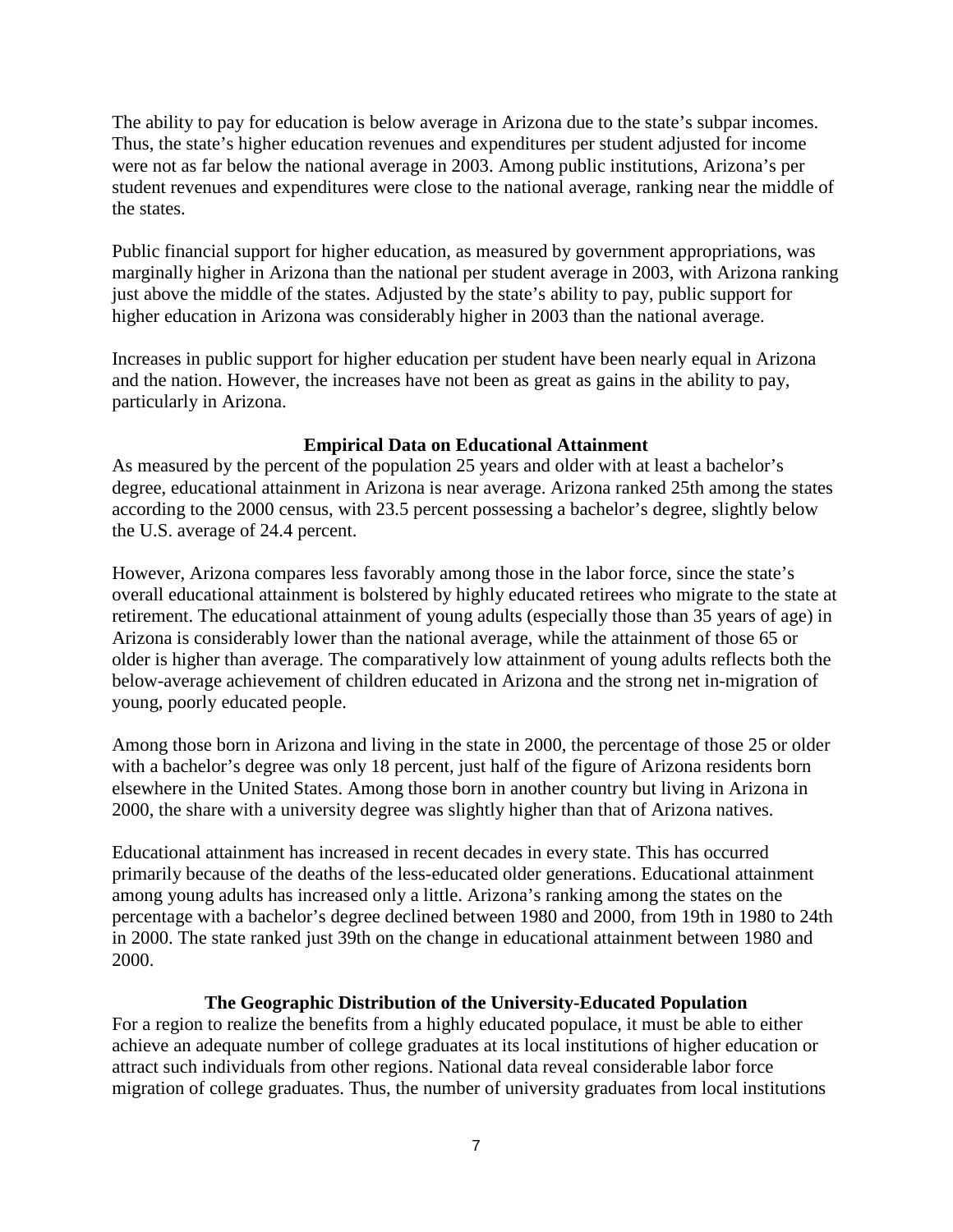The ability to pay for education is below average in Arizona due to the state's subpar incomes. Thus, the state's higher education revenues and expenditures per student adjusted for income were not as far below the national average in 2003. Among public institutions, Arizona's per student revenues and expenditures were close to the national average, ranking near the middle of the states.

Public financial support for higher education, as measured by government appropriations, was marginally higher in Arizona than the national per student average in 2003, with Arizona ranking just above the middle of the states. Adjusted by the state's ability to pay, public support for higher education in Arizona was considerably higher in 2003 than the national average.

Increases in public support for higher education per student have been nearly equal in Arizona and the nation. However, the increases have not been as great as gains in the ability to pay, particularly in Arizona.

### Empirical Data on Educational Attainment

As measured by the percent of the population 25 years and older with at least a bachelor's degree, educational attainment in Arizona is near average. Arizona ranked 25th among the states according to the 2000 census, with 23.5 percent possessing a bachelor's degree, slightly below the U.S. average of 24.4 percent.

However, Arizona compares less favorably among those in the labor force, since the state's overall educational attainment is bolstered by highly educated retirees who migrate to the state at retirement. The educational attainment of young adults (especially those than 35 years of age) in Arizona is considerably lower than the national average, while the attainment of those 65 or older is higher than average. The comparatively low attainment of young adults reflects both the below-average achievement of children educated in Arizona and the strong net in-migration of young, poorly educated people.

Among those born in Arizona and living in the state in 2000, the percentage of those 25 or older with a bachelor's degree was only 18 percent, just half of the figure of Arizona residents born elsewhere in the United States. Among those born in another country but living in Arizona in 2000, the share with a university degree was slightly higher than that of Arizona natives.

Educational attainment has increased in recent decades in every state. This has occurred primarily because of the deaths of the less-educated older generations. Educational attainment among young adults has increased only a little. Arizona's ranking among the states on the percentage with a bachelor's degree declined between 1980 and 2000, from 19th in 1980 to 24th in 2000. The state ranked just 39th on the change in educational attainment between 1980 and 2000.

### The Geographic Distribution of the University-Educated Population

For a region to realize the benefits from a highly educated populace, it must be able to either achieve an adequate number of college graduates at its local institutions of higher education or attract such individuals from other regions. National data reveal considerable labor force migration of college graduates. Thus, the number of university graduates from local institutions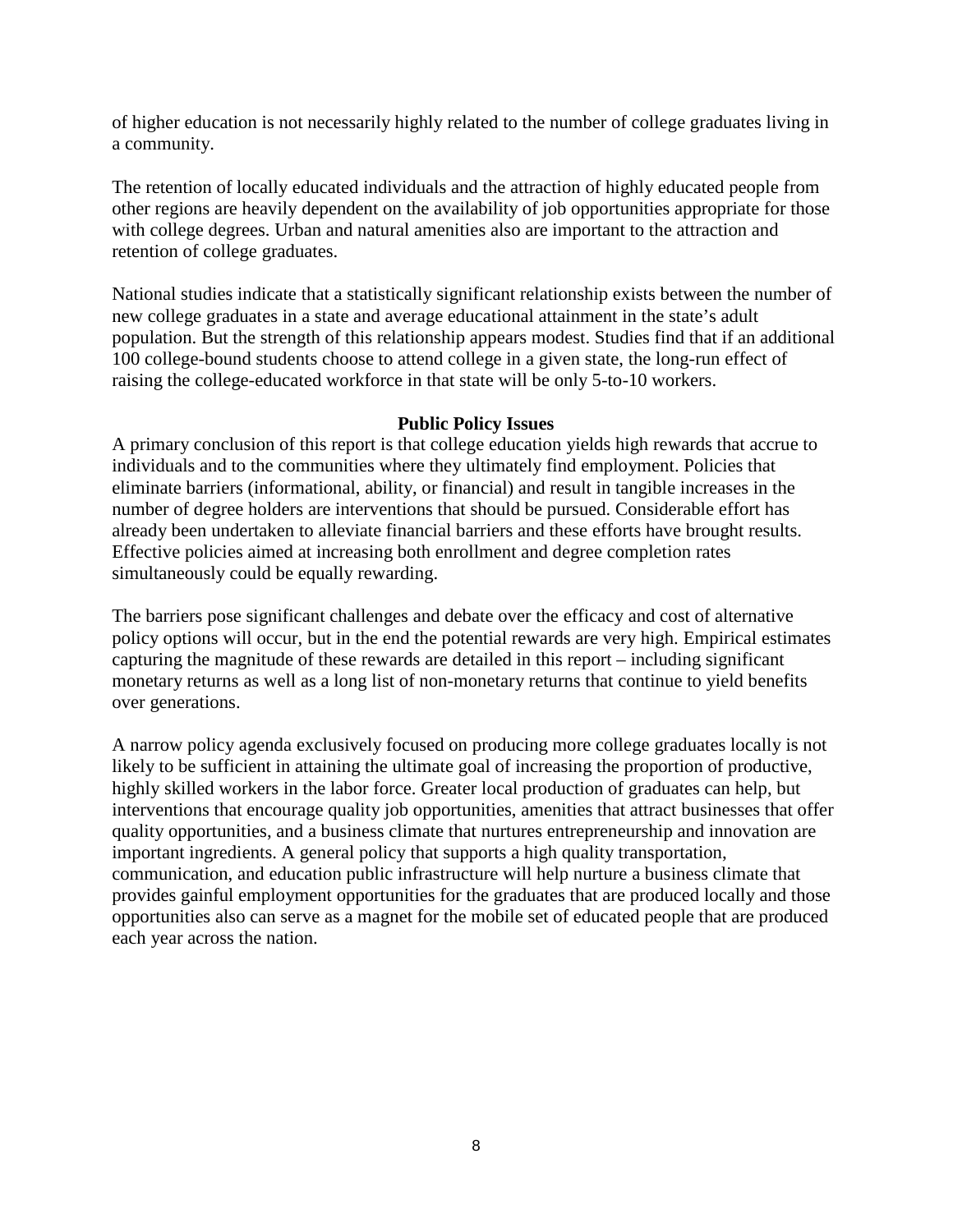of higher education is not necessarily highly related to the number of college graduates living in a community.

The retention of locally educated individuals and the attraction of highly educated people from other regions are heavily dependent on the availability of job opportunities appropriate for those with college degrees. Urban and natural amenities also are important to the attraction and retention of college graduates.

National studies indicate that a statistically significant relationship exists between the number of new college graduates in a state and average educational attainment in the state's adult population. But the strength of this relationship appears modest. Studies find that if an additional 100 college-bound students choose to attend college in a given state, the long-run effect of raising the college-educated workforce in that state will be only 5-to-10 workers.

## Public Policy Issues

A primary conclusion of this report is that college education yields high rewards that accrue to individuals and to the communities where they ultimately find employment. Policies that eliminate barriers (informational, ability, or financial) and result in tangible increases in the number of degree holders are interventions that should be pursued. Considerable effort has already been undertaken to alleviate financial barriers and these efforts have brought results. Effective policies aimed at increasing both enrollment and degree completion rates simultaneously could be equally rewarding.

The barriers pose significant challenges and debate over the efficacy and cost of alternative policy options will occur, but in the end the potential rewards are very high. Empirical estimates capturing the magnitude of these rewards are detailed in this report – including significant monetary returns as well as a long list of non-monetary returns that continue to yield benefits over generations.

A narrow policy agenda exclusively focused on producing more college graduates locally is not likely to be sufficient in attaining the ultimate goal of increasing the proportion of productive, highly skilled workers in the labor force. Greater local production of graduates can help, but interventions that encourage quality job opportunities, amenities that attract businesses that offer quality opportunities, and a business climate that nurtures entrepreneurship and innovation are important ingredients. A general policy that supports a high quality transportation, communication, and education public infrastructure will help nurture a business climate that provides gainful employment opportunities for the graduates that are produced locally and those opportunities also can serve as a magnet for the mobile set of educated people that are produced each year across the nation.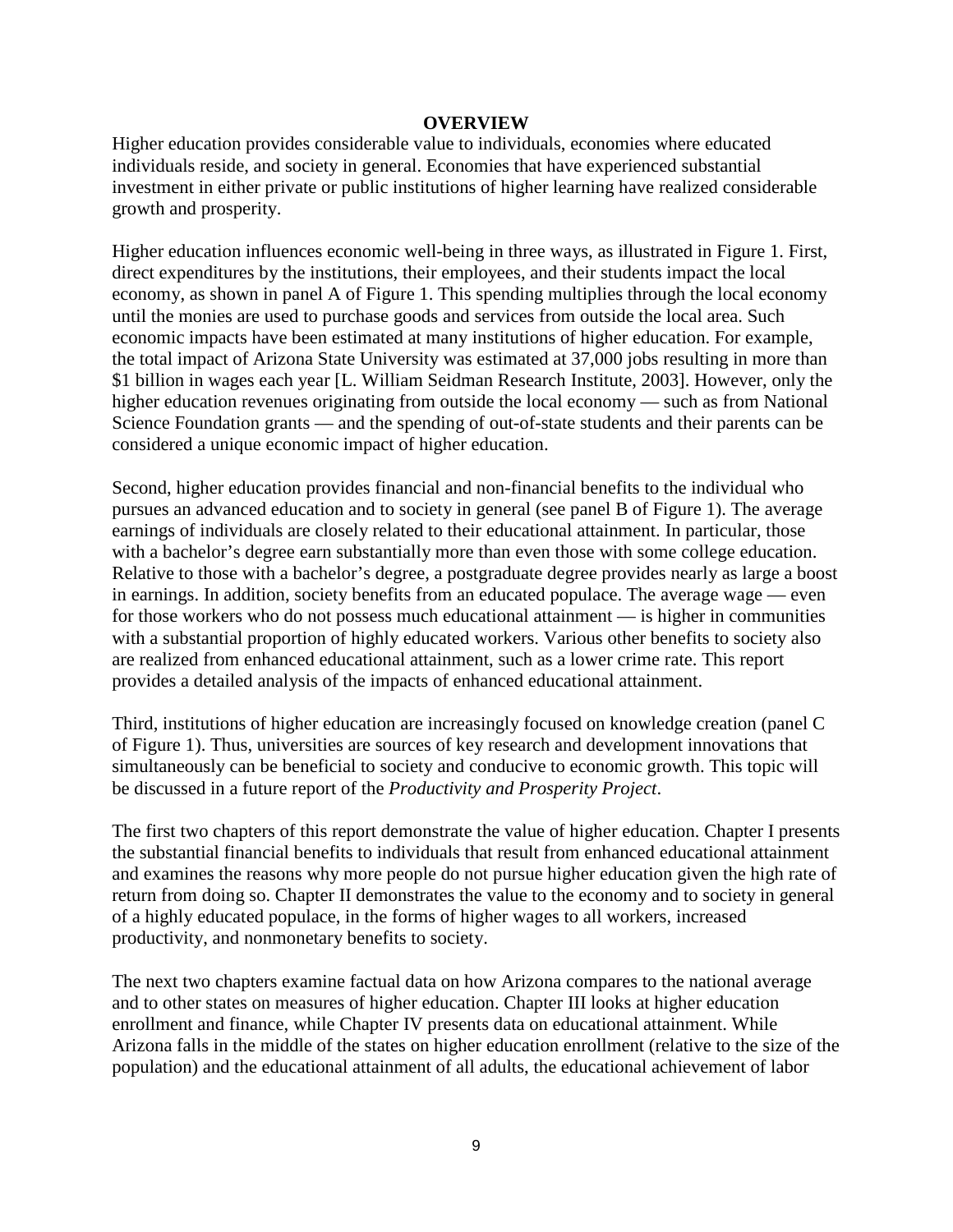# OVERVIEW

Higher education provides considerable value to individuals, economies where educated individuals reside, and society in general. Economies that have experienced substantial investment in either private or public institutions of higher learning have realized considerable growth and prosperity.

Higher education influences economic well-being in three ways, as illustrated in Figure 1. First, direct expenditures by the institutions, their employees, and their students impact the local economy, as shown in panel A of Figure 1. This spending multiplies through the local economy until the monies are used to purchase goods and services from outside the local area. Such economic impacts have been estimated at many institutions of higher education. For example, the total impact of Arizona State University was estimated at 37,000 jobs resulting in more than $1 billion in wages each year [L. William Seidman Research Institute, 2003]. However, only the higher education revenues originating from outside the local economy — such as from National Science Foundation grants — and the spending of out-of-state students and their parents can be considered a unique economic impact of higher education.

Second, higher education provides financial and non-financial benefits to the individual who pursues an advanced education and to society in general (see panel B of Figure 1). The average earnings of individuals are closely related to their educational attainment. In particular, those with a bachelor's degree earn substantially more than even those with some college education. Relative to those with a bachelor's degree, a postgraduate degree provides nearly as large a boost in earnings. In addition, society benefits from an educated populace. The average wage — even for those workers who do not possess much educational attainment — is higher in communities with a substantial proportion of highly educated workers. Various other benefits to society also are realized from enhanced educational attainment, such as a lower crime rate. This report provides a detailed analysis of the impacts of enhanced educational attainment.

Third, institutions of higher education are increasingly focused on knowledge creation (panel C of Figure 1). Thus, universities are sources of key research and development innovations that simultaneously can be beneficial to society and conducive to economic growth. This topic will be discussed in a future report of the *Productivity and Prosperity Project*.

The first two chapters of this report demonstrate the value of higher education. Chapter I presents the substantial financial benefits to individuals that result from enhanced educational attainment and examines the reasons why more people do not pursue higher education given the high rate of return from doing so. Chapter II demonstrates the value to the economy and to society in general of a highly educated populace, in the forms of higher wages to all workers, increased productivity, and nonmonetary benefits to society.

The next two chapters examine factual data on how Arizona compares to the national average and to other states on measures of higher education. Chapter III looks at higher education enrollment and finance, while Chapter IV presents data on educational attainment. While Arizona falls in the middle of the states on higher education enrollment (relative to the size of the population) and the educational attainment of all adults, the educational achievement of labor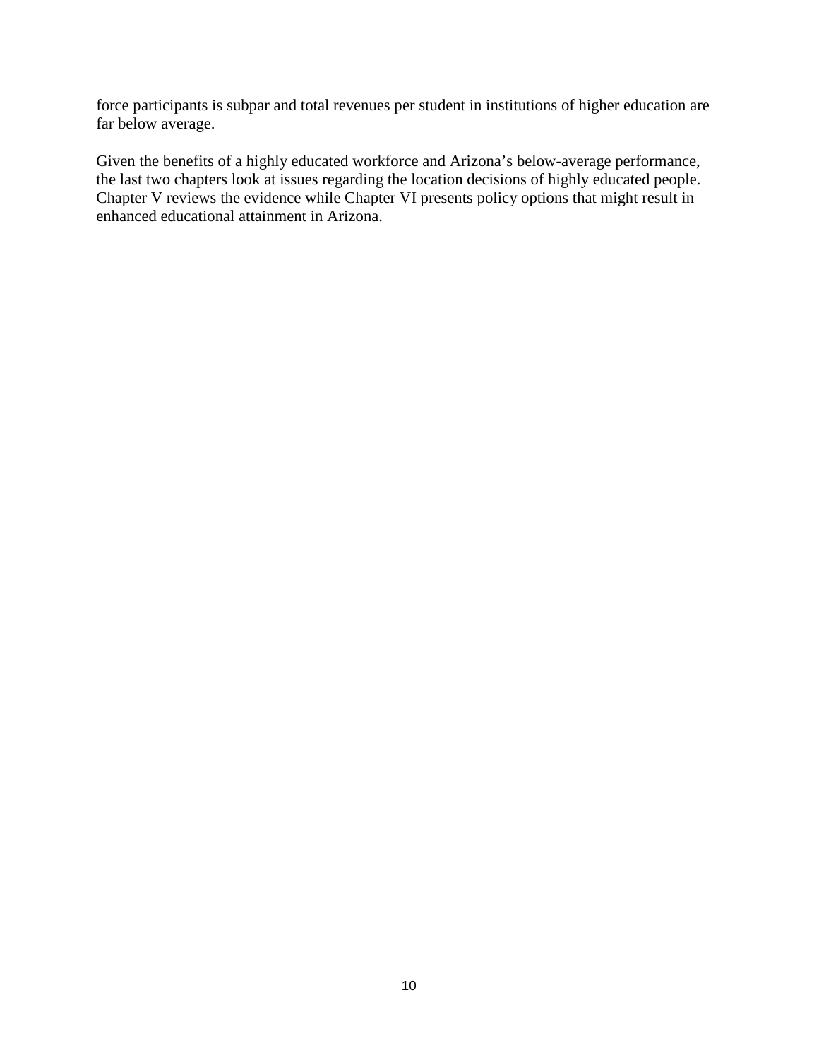force participants is subpar and total revenues per student in institutions of higher education are far below average.

Given the benefits of a highly educated workforce and Arizona's below-average performance, the last two chapters look at issues regarding the location decisions of highly educated people. Chapter V reviews the evidence while Chapter VI presents policy options that might result in enhanced educational attainment in Arizona.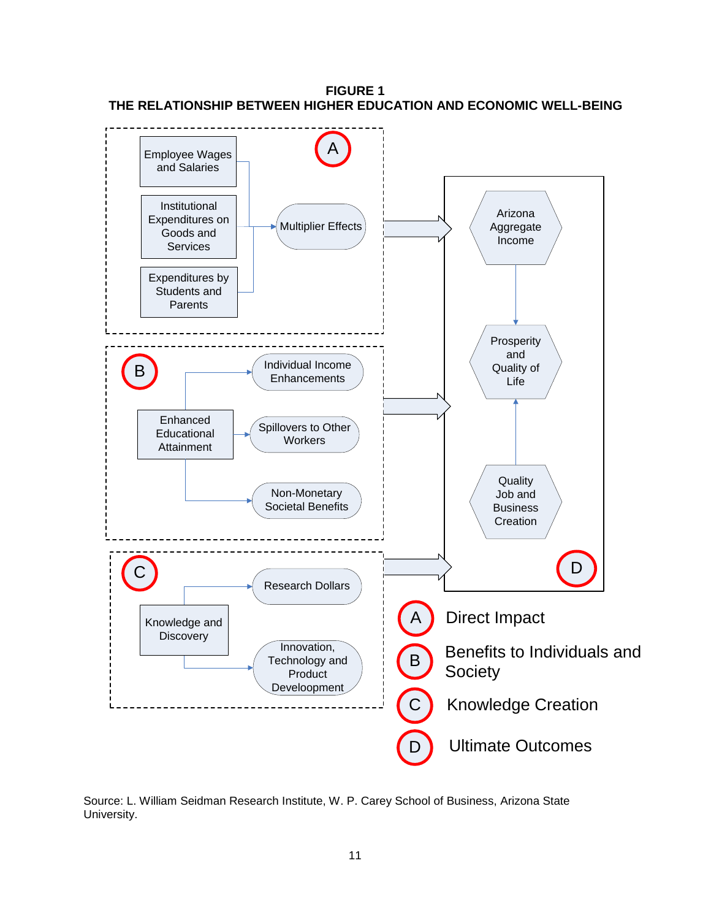**FIGURE 1**
**THE RELATIONSHIP BETWEEN HIGHER EDUCATION AND ECONOMIC WELL-BEING**

**A**

- Employee Wages and Salaries
- Institutional Expenditures on Goods and Services
- Expenditures by Students and Parents

→ Multiplier Effects

**B**

Enhanced Educational Attainment →

- Individual Income Enhancements
- Spillovers to Other Workers
- Non-Monetary Societal Benefits

**C**

Knowledge and Discovery →

- Research Dollars
- Innovation, Technology and Product Deveolopment

**D**

- Arizona Aggregate Income
- Prosperity and Quality of Life
- Quality Job and Business Creation

A — Direct Impact

B — Benefits to Individuals and Society

C — Knowledge Creation

D — Ultimate Outcomes

Source: L. William Seidman Research Institute, W. P. Carey School of Business, Arizona State University.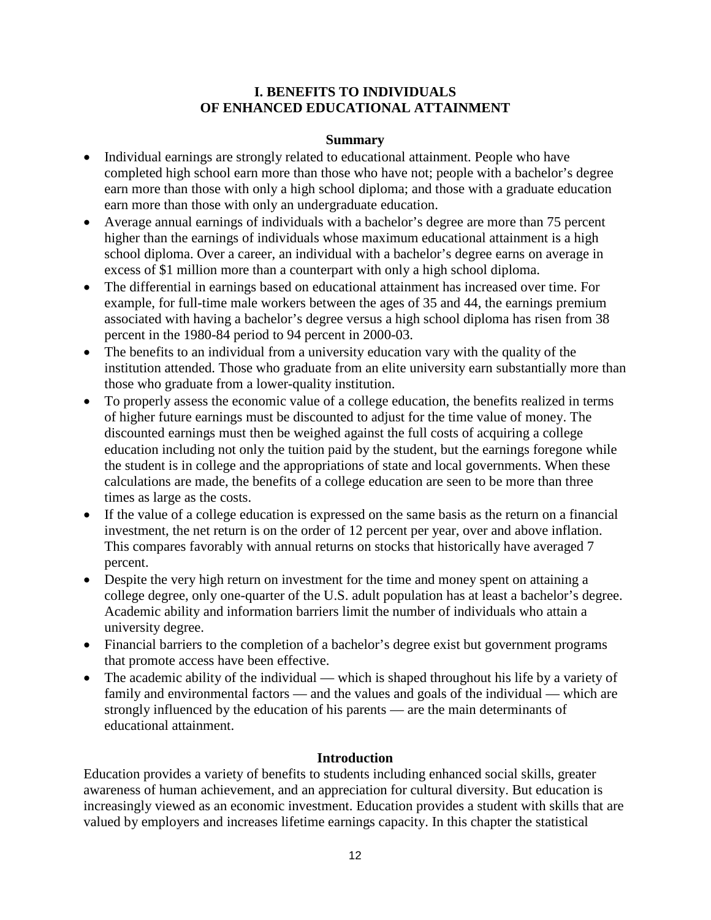## I. BENEFITS TO INDIVIDUALS OF ENHANCED EDUCATIONAL ATTAINMENT

### Summary

- Individual earnings are strongly related to educational attainment. People who have completed high school earn more than those who have not; people with a bachelor's degree earn more than those with only a high school diploma; and those with a graduate education earn more than those with only an undergraduate education.
- Average annual earnings of individuals with a bachelor's degree are more than 75 percent higher than the earnings of individuals whose maximum educational attainment is a high school diploma. Over a career, an individual with a bachelor's degree earns on average in excess of $1 million more than a counterpart with only a high school diploma.
- The differential in earnings based on educational attainment has increased over time. For example, for full-time male workers between the ages of 35 and 44, the earnings premium associated with having a bachelor's degree versus a high school diploma has risen from 38 percent in the 1980-84 period to 94 percent in 2000-03.
- The benefits to an individual from a university education vary with the quality of the institution attended. Those who graduate from an elite university earn substantially more than those who graduate from a lower-quality institution.
- To properly assess the economic value of a college education, the benefits realized in terms of higher future earnings must be discounted to adjust for the time value of money. The discounted earnings must then be weighed against the full costs of acquiring a college education including not only the tuition paid by the student, but the earnings foregone while the student is in college and the appropriations of state and local governments. When these calculations are made, the benefits of a college education are seen to be more than three times as large as the costs.
- If the value of a college education is expressed on the same basis as the return on a financial investment, the net return is on the order of 12 percent per year, over and above inflation. This compares favorably with annual returns on stocks that historically have averaged 7 percent.
- Despite the very high return on investment for the time and money spent on attaining a college degree, only one-quarter of the U.S. adult population has at least a bachelor's degree. Academic ability and information barriers limit the number of individuals who attain a university degree.
- Financial barriers to the completion of a bachelor's degree exist but government programs that promote access have been effective.
- The academic ability of the individual — which is shaped throughout his life by a variety of family and environmental factors — and the values and goals of the individual — which are strongly influenced by the education of his parents — are the main determinants of educational attainment.

### Introduction

Education provides a variety of benefits to students including enhanced social skills, greater awareness of human achievement, and an appreciation for cultural diversity. But education is increasingly viewed as an economic investment. Education provides a student with skills that are valued by employers and increases lifetime earnings capacity. In this chapter the statistical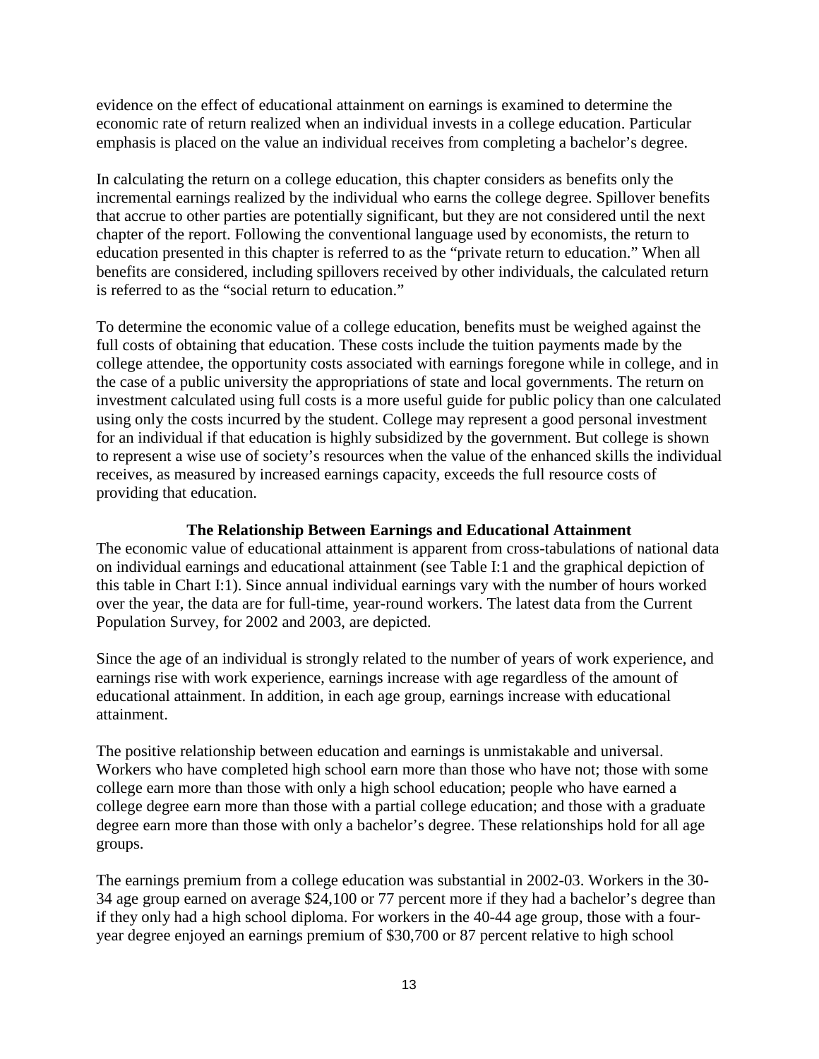evidence on the effect of educational attainment on earnings is examined to determine the economic rate of return realized when an individual invests in a college education. Particular emphasis is placed on the value an individual receives from completing a bachelor's degree.

In calculating the return on a college education, this chapter considers as benefits only the incremental earnings realized by the individual who earns the college degree. Spillover benefits that accrue to other parties are potentially significant, but they are not considered until the next chapter of the report. Following the conventional language used by economists, the return to education presented in this chapter is referred to as the "private return to education." When all benefits are considered, including spillovers received by other individuals, the calculated return is referred to as the "social return to education."

To determine the economic value of a college education, benefits must be weighed against the full costs of obtaining that education. These costs include the tuition payments made by the college attendee, the opportunity costs associated with earnings foregone while in college, and in the case of a public university the appropriations of state and local governments. The return on investment calculated using full costs is a more useful guide for public policy than one calculated using only the costs incurred by the student. College may represent a good personal investment for an individual if that education is highly subsidized by the government. But college is shown to represent a wise use of society's resources when the value of the enhanced skills the individual receives, as measured by increased earnings capacity, exceeds the full resource costs of providing that education.

### The Relationship Between Earnings and Educational Attainment

The economic value of educational attainment is apparent from cross-tabulations of national data on individual earnings and educational attainment (see Table I:1 and the graphical depiction of this table in Chart I:1). Since annual individual earnings vary with the number of hours worked over the year, the data are for full-time, year-round workers. The latest data from the Current Population Survey, for 2002 and 2003, are depicted.

Since the age of an individual is strongly related to the number of years of work experience, and earnings rise with work experience, earnings increase with age regardless of the amount of educational attainment. In addition, in each age group, earnings increase with educational attainment.

The positive relationship between education and earnings is unmistakable and universal. Workers who have completed high school earn more than those who have not; those with some college earn more than those with only a high school education; people who have earned a college degree earn more than those with a partial college education; and those with a graduate degree earn more than those with only a bachelor's degree. These relationships hold for all age groups.

The earnings premium from a college education was substantial in 2002-03. Workers in the 30-34 age group earned on average $24,100 or 77 percent more if they had a bachelor's degree than if they only had a high school diploma. For workers in the 40-44 age group, those with a four-year degree enjoyed an earnings premium of $30,700 or 87 percent relative to high school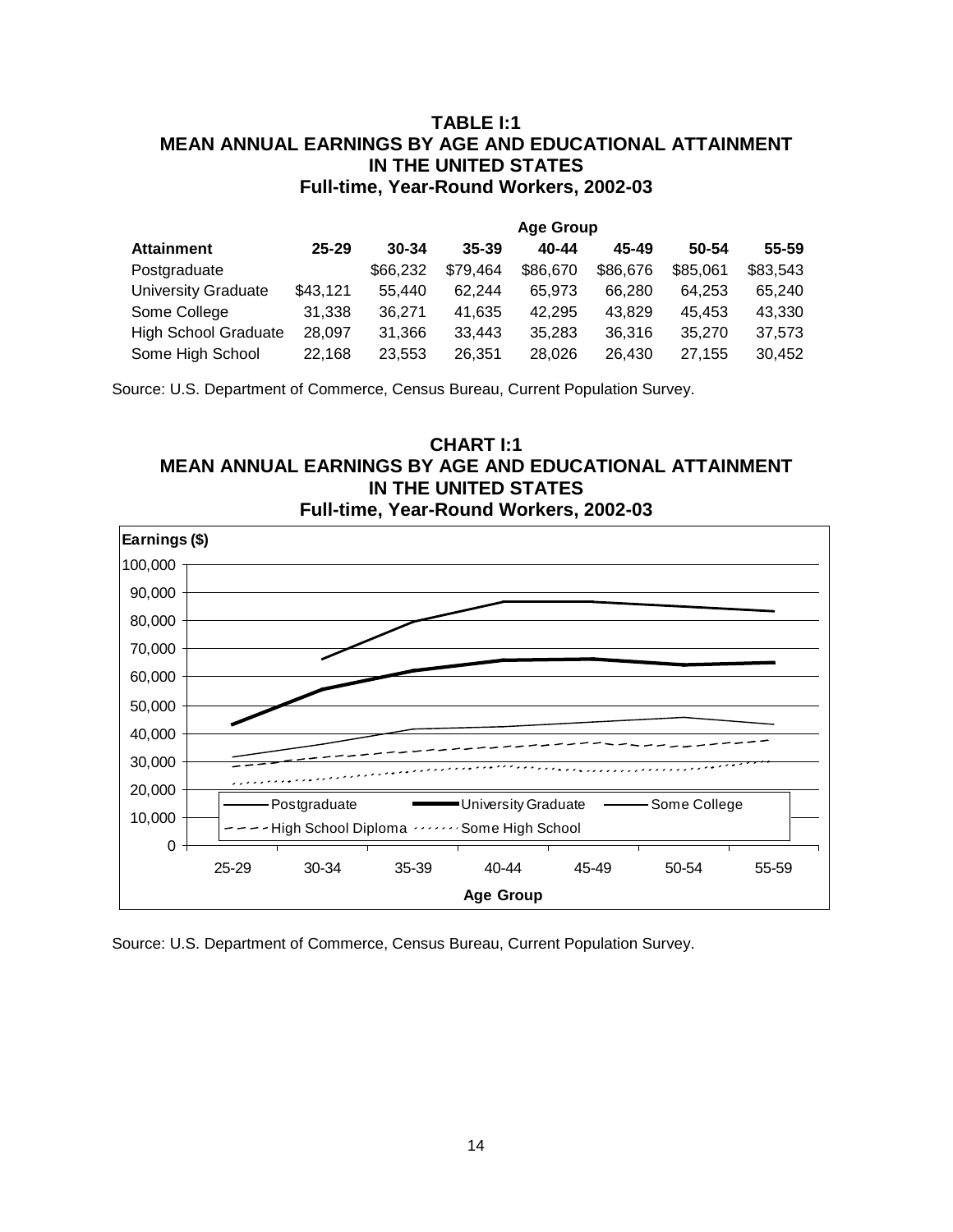## TABLE I:1
## MEAN ANNUAL EARNINGS BY AGE AND EDUCATIONAL ATTAINMENT IN THE UNITED STATES
## Full-time, Year-Round Workers, 2002-03

| | Age Group | | | | | | |
|---|---|---|---|---|---|---|---|
| **Attainment** | **25-29** | **30-34** | **35-39** | **40-44** | **45-49** | **50-54** | **55-59** |
| Postgraduate | | $66,232 | $79,464 | $86,670 | $86,676 | $85,061 | $83,543 |
| University Graduate | $43,121 | 55,440 | 62,244 | 65,973 | 66,280 | 64,253 | 65,240 |
| Some College | 31,338 | 36,271 | 41,635 | 42,295 | 43,829 | 45,453 | 43,330 |
| High School Graduate | 28,097 | 31,366 | 33,443 | 35,283 | 36,316 | 35,270 | 37,573 |
| Some High School | 22,168 | 23,553 | 26,351 | 28,026 | 26,430 | 27,155 | 30,452 |

Source: U.S. Department of Commerce, Census Bureau, Current Population Survey.

## CHART I:1
## MEAN ANNUAL EARNINGS BY AGE AND EDUCATIONAL ATTAINMENT IN THE UNITED STATES
## Full-time, Year-Round Workers, 2002-03

Source: U.S. Department of Commerce, Census Bureau, Current Population Survey.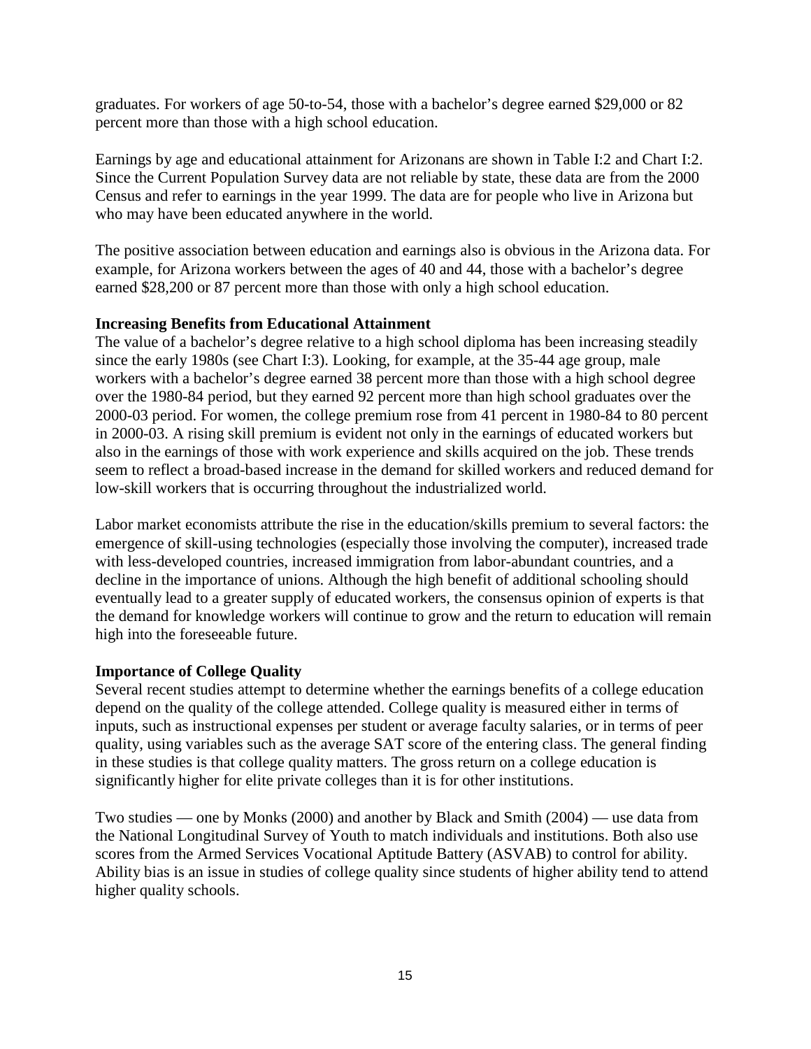graduates. For workers of age 50-to-54, those with a bachelor's degree earned $29,000 or 82 percent more than those with a high school education.

Earnings by age and educational attainment for Arizonans are shown in Table I:2 and Chart I:2. Since the Current Population Survey data are not reliable by state, these data are from the 2000 Census and refer to earnings in the year 1999. The data are for people who live in Arizona but who may have been educated anywhere in the world.

The positive association between education and earnings also is obvious in the Arizona data. For example, for Arizona workers between the ages of 40 and 44, those with a bachelor's degree earned $28,200 or 87 percent more than those with only a high school education.

**Increasing Benefits from Educational Attainment**

The value of a bachelor's degree relative to a high school diploma has been increasing steadily since the early 1980s (see Chart I:3). Looking, for example, at the 35-44 age group, male workers with a bachelor's degree earned 38 percent more than those with a high school degree over the 1980-84 period, but they earned 92 percent more than high school graduates over the 2000-03 period. For women, the college premium rose from 41 percent in 1980-84 to 80 percent in 2000-03. A rising skill premium is evident not only in the earnings of educated workers but also in the earnings of those with work experience and skills acquired on the job. These trends seem to reflect a broad-based increase in the demand for skilled workers and reduced demand for low-skill workers that is occurring throughout the industrialized world.

Labor market economists attribute the rise in the education/skills premium to several factors: the emergence of skill-using technologies (especially those involving the computer), increased trade with less-developed countries, increased immigration from labor-abundant countries, and a decline in the importance of unions. Although the high benefit of additional schooling should eventually lead to a greater supply of educated workers, the consensus opinion of experts is that the demand for knowledge workers will continue to grow and the return to education will remain high into the foreseeable future.

**Importance of College Quality**

Several recent studies attempt to determine whether the earnings benefits of a college education depend on the quality of the college attended. College quality is measured either in terms of inputs, such as instructional expenses per student or average faculty salaries, or in terms of peer quality, using variables such as the average SAT score of the entering class. The general finding in these studies is that college quality matters. The gross return on a college education is significantly higher for elite private colleges than it is for other institutions.

Two studies — one by Monks (2000) and another by Black and Smith (2004) — use data from the National Longitudinal Survey of Youth to match individuals and institutions. Both also use scores from the Armed Services Vocational Aptitude Battery (ASVAB) to control for ability. Ability bias is an issue in studies of college quality since students of higher ability tend to attend higher quality schools.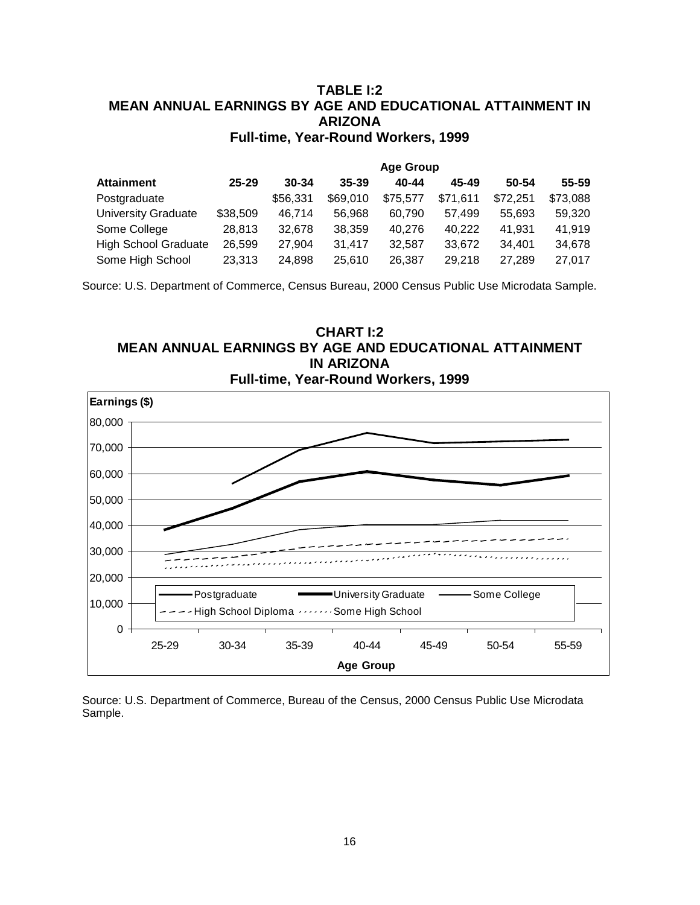## TABLE I:2
## MEAN ANNUAL EARNINGS BY AGE AND EDUCATIONAL ATTAINMENT IN ARIZONA
### Full-time, Year-Round Workers, 1999

| | Age Group | | | | | | |
|---|---|---|---|---|---|---|---|
| **Attainment** | **25-29** | **30-34** | **35-39** | **40-44** | **45-49** | **50-54** | **55-59** |
| Postgraduate | | $56,331 | $69,010 | $75,577 | $71,611 | $72,251 | $73,088 |
| University Graduate | $38,509 | 46,714 | 56,968 | 60,790 | 57,499 | 55,693 | 59,320 |
| Some College | 28,813 | 32,678 | 38,359 | 40,276 | 40,222 | 41,931 | 41,919 |
| High School Graduate | 26,599 | 27,904 | 31,417 | 32,587 | 33,672 | 34,401 | 34,678 |
| Some High School | 23,313 | 24,898 | 25,610 | 26,387 | 29,218 | 27,289 | 27,017 |

Source: U.S. Department of Commerce, Census Bureau, 2000 Census Public Use Microdata Sample.

## CHART I:2
## MEAN ANNUAL EARNINGS BY AGE AND EDUCATIONAL ATTAINMENT IN ARIZONA
### Full-time, Year-Round Workers, 1999

Source: U.S. Department of Commerce, Bureau of the Census, 2000 Census Public Use Microdata Sample.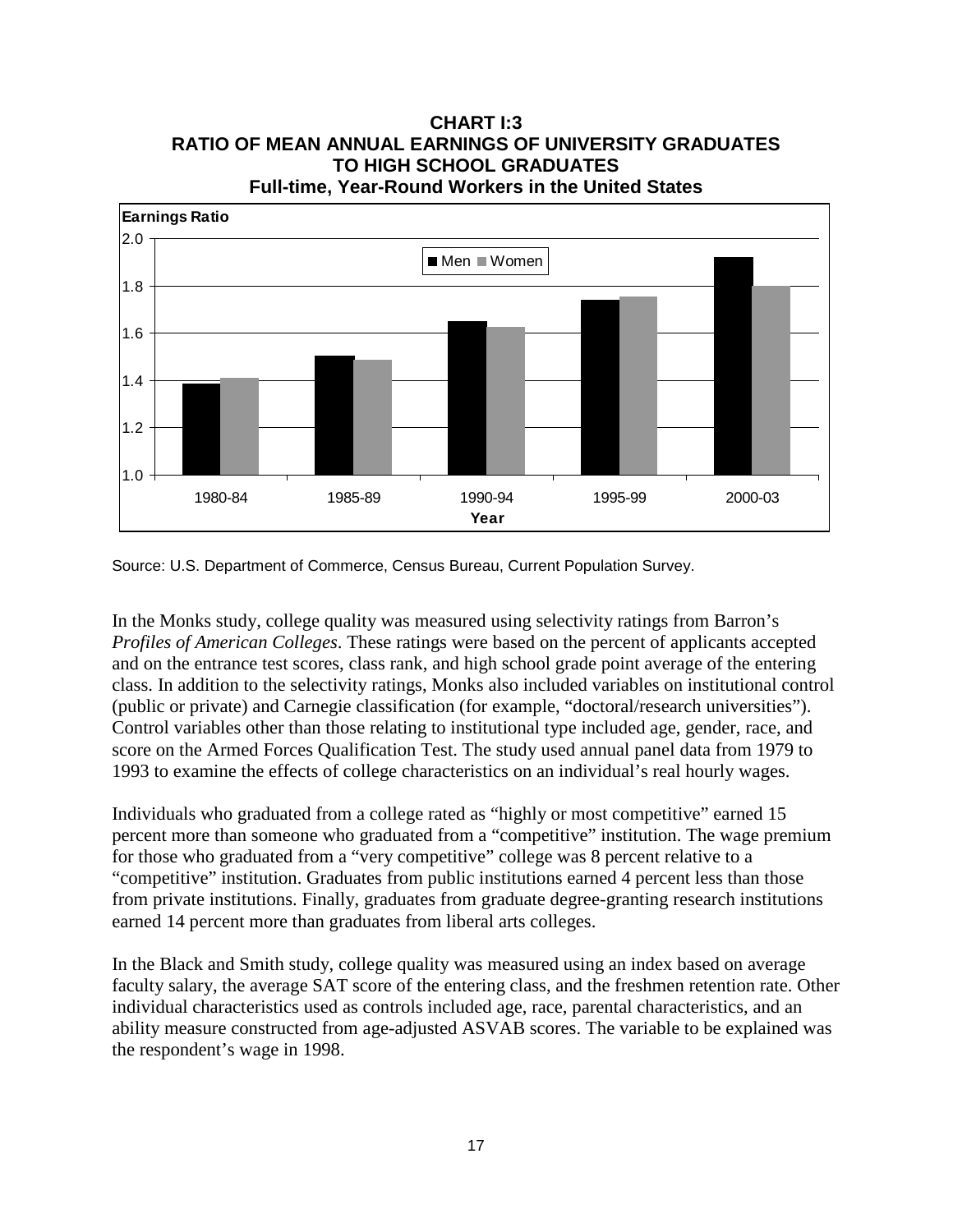**CHART I:3**
**RATIO OF MEAN ANNUAL EARNINGS OF UNIVERSITY GRADUATES TO HIGH SCHOOL GRADUATES**
**Full-time, Year-Round Workers in the United States**

Source: U.S. Department of Commerce, Census Bureau, Current Population Survey.

In the Monks study, college quality was measured using selectivity ratings from Barron's *Profiles of American Colleges*. These ratings were based on the percent of applicants accepted and on the entrance test scores, class rank, and high school grade point average of the entering class. In addition to the selectivity ratings, Monks also included variables on institutional control (public or private) and Carnegie classification (for example, "doctoral/research universities"). Control variables other than those relating to institutional type included age, gender, race, and score on the Armed Forces Qualification Test. The study used annual panel data from 1979 to 1993 to examine the effects of college characteristics on an individual's real hourly wages.

Individuals who graduated from a college rated as "highly or most competitive" earned 15 percent more than someone who graduated from a "competitive" institution. The wage premium for those who graduated from a "very competitive" college was 8 percent relative to a "competitive" institution. Graduates from public institutions earned 4 percent less than those from private institutions. Finally, graduates from graduate degree-granting research institutions earned 14 percent more than graduates from liberal arts colleges.

In the Black and Smith study, college quality was measured using an index based on average faculty salary, the average SAT score of the entering class, and the freshmen retention rate. Other individual characteristics used as controls included age, race, parental characteristics, and an ability measure constructed from age-adjusted ASVAB scores. The variable to be explained was the respondent's wage in 1998.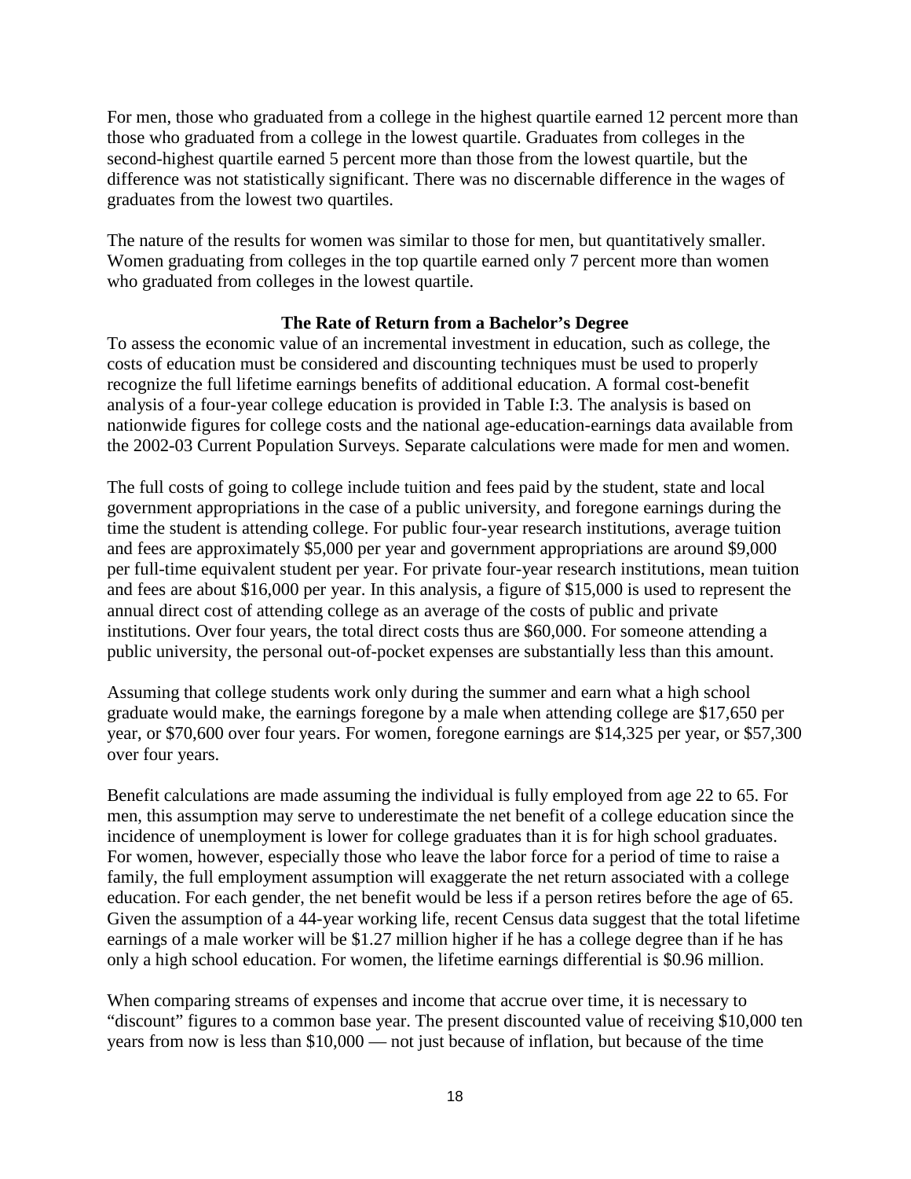For men, those who graduated from a college in the highest quartile earned 12 percent more than those who graduated from a college in the lowest quartile. Graduates from colleges in the second-highest quartile earned 5 percent more than those from the lowest quartile, but the difference was not statistically significant. There was no discernable difference in the wages of graduates from the lowest two quartiles.

The nature of the results for women was similar to those for men, but quantitatively smaller. Women graduating from colleges in the top quartile earned only 7 percent more than women who graduated from colleges in the lowest quartile.

### The Rate of Return from a Bachelor's Degree

To assess the economic value of an incremental investment in education, such as college, the costs of education must be considered and discounting techniques must be used to properly recognize the full lifetime earnings benefits of additional education. A formal cost-benefit analysis of a four-year college education is provided in Table I:3. The analysis is based on nationwide figures for college costs and the national age-education-earnings data available from the 2002-03 Current Population Surveys. Separate calculations were made for men and women.

The full costs of going to college include tuition and fees paid by the student, state and local government appropriations in the case of a public university, and foregone earnings during the time the student is attending college. For public four-year research institutions, average tuition and fees are approximately $5,000 per year and government appropriations are around $9,000 per full-time equivalent student per year. For private four-year research institutions, mean tuition and fees are about $16,000 per year. In this analysis, a figure of $15,000 is used to represent the annual direct cost of attending college as an average of the costs of public and private institutions. Over four years, the total direct costs thus are $60,000. For someone attending a public university, the personal out-of-pocket expenses are substantially less than this amount.

Assuming that college students work only during the summer and earn what a high school graduate would make, the earnings foregone by a male when attending college are $17,650 per year, or $70,600 over four years. For women, foregone earnings are $14,325 per year, or $57,300 over four years.

Benefit calculations are made assuming the individual is fully employed from age 22 to 65. For men, this assumption may serve to underestimate the net benefit of a college education since the incidence of unemployment is lower for college graduates than it is for high school graduates. For women, however, especially those who leave the labor force for a period of time to raise a family, the full employment assumption will exaggerate the net return associated with a college education. For each gender, the net benefit would be less if a person retires before the age of 65. Given the assumption of a 44-year working life, recent Census data suggest that the total lifetime earnings of a male worker will be $1.27 million higher if he has a college degree than if he has only a high school education. For women, the lifetime earnings differential is $0.96 million.

When comparing streams of expenses and income that accrue over time, it is necessary to "discount" figures to a common base year. The present discounted value of receiving $10,000 ten years from now is less than $10,000 — not just because of inflation, but because of the time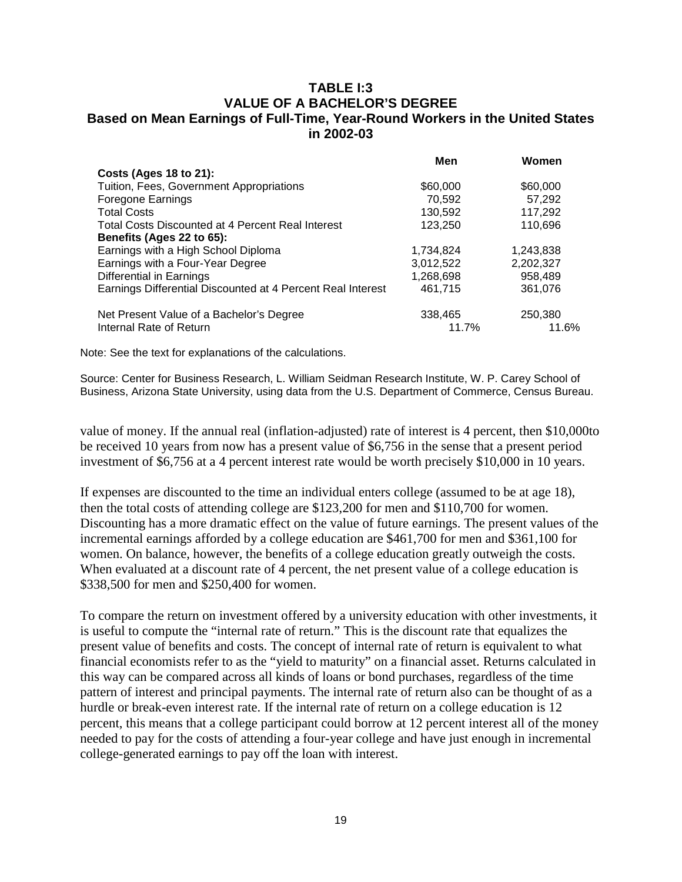## TABLE I:3
## VALUE OF A BACHELOR'S DEGREE
### Based on Mean Earnings of Full-Time, Year-Round Workers in the United States in 2002-03

| | Men | Women |
|---|---|---|
| **Costs (Ages 18 to 21):** | | |
| Tuition, Fees, Government Appropriations | \$60,000 | \$60,000 |
| Foregone Earnings | 70,592 | 57,292 |
| Total Costs | 130,592 | 117,292 |
| Total Costs Discounted at 4 Percent Real Interest | 123,250 | 110,696 |
| **Benefits (Ages 22 to 65):** | | |
| Earnings with a High School Diploma | 1,734,824 | 1,243,838 |
| Earnings with a Four-Year Degree | 3,012,522 | 2,202,327 |
| Differential in Earnings | 1,268,698 | 958,489 |
| Earnings Differential Discounted at 4 Percent Real Interest | 461,715 | 361,076 |
| | | |
| Net Present Value of a Bachelor's Degree | 338,465 | 250,380 |
| Internal Rate of Return | 11.7% | 11.6% |

Note: See the text for explanations of the calculations.

Source: Center for Business Research, L. William Seidman Research Institute, W. P. Carey School of Business, Arizona State University, using data from the U.S. Department of Commerce, Census Bureau.

value of money. If the annual real (inflation-adjusted) rate of interest is 4 percent, then \$10,000to be received 10 years from now has a present value of \$6,756 in the sense that a present period investment of \$6,756 at a 4 percent interest rate would be worth precisely \$10,000 in 10 years.

If expenses are discounted to the time an individual enters college (assumed to be at age 18), then the total costs of attending college are \$123,200 for men and \$110,700 for women. Discounting has a more dramatic effect on the value of future earnings. The present values of the incremental earnings afforded by a college education are \$461,700 for men and \$361,100 for women. On balance, however, the benefits of a college education greatly outweigh the costs. When evaluated at a discount rate of 4 percent, the net present value of a college education is \$338,500 for men and \$250,400 for women.

To compare the return on investment offered by a university education with other investments, it is useful to compute the "internal rate of return." This is the discount rate that equalizes the present value of benefits and costs. The concept of internal rate of return is equivalent to what financial economists refer to as the "yield to maturity" on a financial asset. Returns calculated in this way can be compared across all kinds of loans or bond purchases, regardless of the time pattern of interest and principal payments. The internal rate of return also can be thought of as a hurdle or break-even interest rate. If the internal rate of return on a college education is 12 percent, this means that a college participant could borrow at 12 percent interest all of the money needed to pay for the costs of attending a four-year college and have just enough in incremental college-generated earnings to pay off the loan with interest.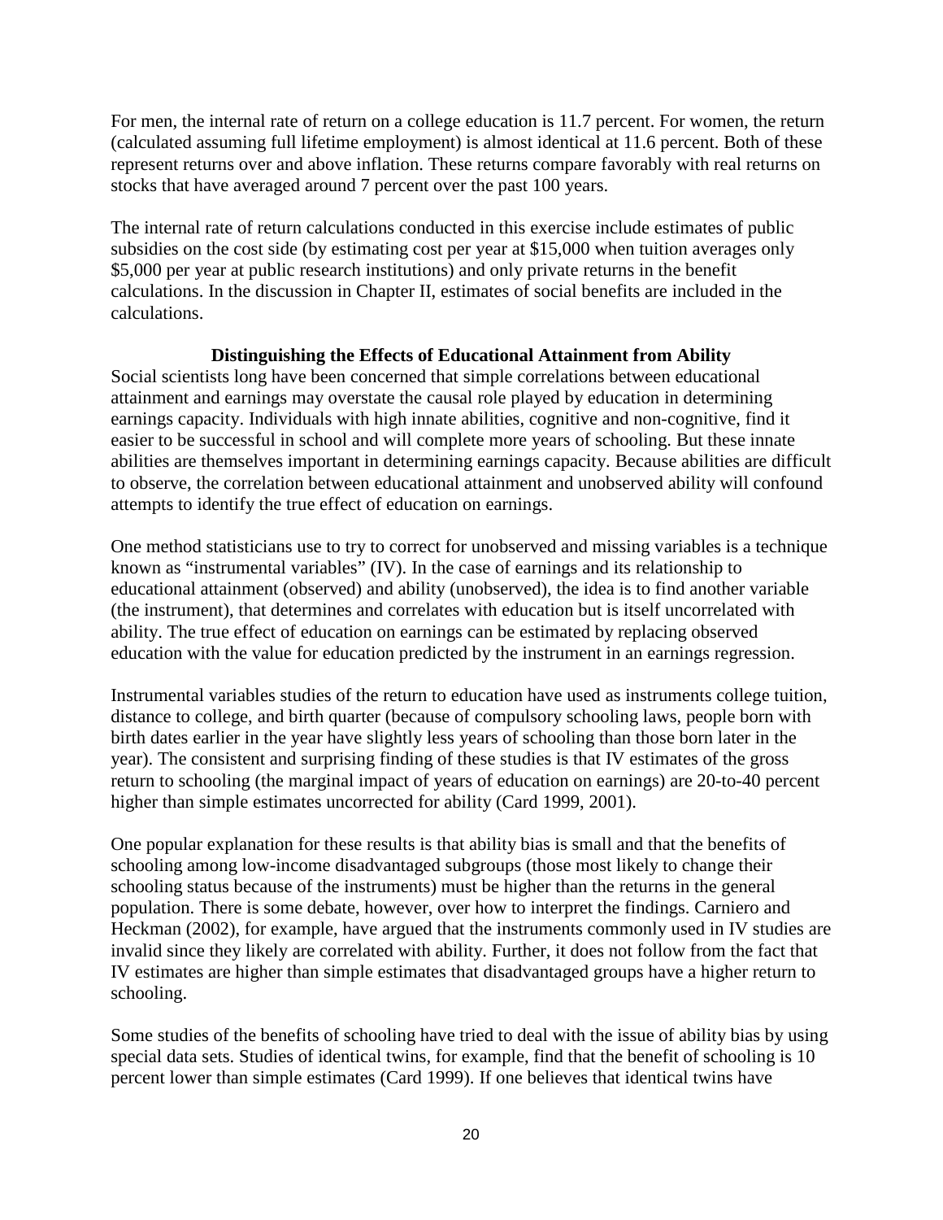For men, the internal rate of return on a college education is 11.7 percent. For women, the return (calculated assuming full lifetime employment) is almost identical at 11.6 percent. Both of these represent returns over and above inflation. These returns compare favorably with real returns on stocks that have averaged around 7 percent over the past 100 years.

The internal rate of return calculations conducted in this exercise include estimates of public subsidies on the cost side (by estimating cost per year at $15,000 when tuition averages only $5,000 per year at public research institutions) and only private returns in the benefit calculations. In the discussion in Chapter II, estimates of social benefits are included in the calculations.

### Distinguishing the Effects of Educational Attainment from Ability

Social scientists long have been concerned that simple correlations between educational attainment and earnings may overstate the causal role played by education in determining earnings capacity. Individuals with high innate abilities, cognitive and non-cognitive, find it easier to be successful in school and will complete more years of schooling. But these innate abilities are themselves important in determining earnings capacity. Because abilities are difficult to observe, the correlation between educational attainment and unobserved ability will confound attempts to identify the true effect of education on earnings.

One method statisticians use to try to correct for unobserved and missing variables is a technique known as "instrumental variables" (IV). In the case of earnings and its relationship to educational attainment (observed) and ability (unobserved), the idea is to find another variable (the instrument), that determines and correlates with education but is itself uncorrelated with ability. The true effect of education on earnings can be estimated by replacing observed education with the value for education predicted by the instrument in an earnings regression.

Instrumental variables studies of the return to education have used as instruments college tuition, distance to college, and birth quarter (because of compulsory schooling laws, people born with birth dates earlier in the year have slightly less years of schooling than those born later in the year). The consistent and surprising finding of these studies is that IV estimates of the gross return to schooling (the marginal impact of years of education on earnings) are 20-to-40 percent higher than simple estimates uncorrected for ability (Card 1999, 2001).

One popular explanation for these results is that ability bias is small and that the benefits of schooling among low-income disadvantaged subgroups (those most likely to change their schooling status because of the instruments) must be higher than the returns in the general population. There is some debate, however, over how to interpret the findings. Carniero and Heckman (2002), for example, have argued that the instruments commonly used in IV studies are invalid since they likely are correlated with ability. Further, it does not follow from the fact that IV estimates are higher than simple estimates that disadvantaged groups have a higher return to schooling.

Some studies of the benefits of schooling have tried to deal with the issue of ability bias by using special data sets. Studies of identical twins, for example, find that the benefit of schooling is 10 percent lower than simple estimates (Card 1999). If one believes that identical twins have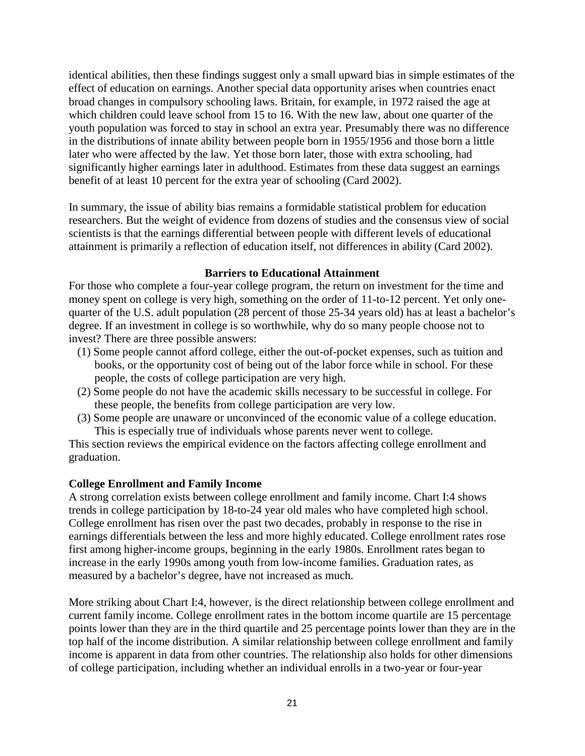identical abilities, then these findings suggest only a small upward bias in simple estimates of the effect of education on earnings. Another special data opportunity arises when countries enact broad changes in compulsory schooling laws. Britain, for example, in 1972 raised the age at which children could leave school from 15 to 16. With the new law, about one quarter of the youth population was forced to stay in school an extra year. Presumably there was no difference in the distributions of innate ability between people born in 1955/1956 and those born a little later who were affected by the law. Yet those born later, those with extra schooling, had significantly higher earnings later in adulthood. Estimates from these data suggest an earnings benefit of at least 10 percent for the extra year of schooling (Card 2002).

In summary, the issue of ability bias remains a formidable statistical problem for education researchers. But the weight of evidence from dozens of studies and the consensus view of social scientists is that the earnings differential between people with different levels of educational attainment is primarily a reflection of education itself, not differences in ability (Card 2002).

## Barriers to Educational Attainment

For those who complete a four-year college program, the return on investment for the time and money spent on college is very high, something on the order of 11-to-12 percent. Yet only one-quarter of the U.S. adult population (28 percent of those 25-34 years old) has at least a bachelor's degree. If an investment in college is so worthwhile, why do so many people choose not to invest? There are three possible answers:

(1) Some people cannot afford college, either the out-of-pocket expenses, such as tuition and books, or the opportunity cost of being out of the labor force while in school. For these people, the costs of college participation are very high.

(2) Some people do not have the academic skills necessary to be successful in college. For these people, the benefits from college participation are very low.

(3) Some people are unaware or unconvinced of the economic value of a college education. This is especially true of individuals whose parents never went to college.

This section reviews the empirical evidence on the factors affecting college enrollment and graduation.

### College Enrollment and Family Income

A strong correlation exists between college enrollment and family income. Chart I:4 shows trends in college participation by 18-to-24 year old males who have completed high school. College enrollment has risen over the past two decades, probably in response to the rise in earnings differentials between the less and more highly educated. College enrollment rates rose first among higher-income groups, beginning in the early 1980s. Enrollment rates began to increase in the early 1990s among youth from low-income families. Graduation rates, as measured by a bachelor's degree, have not increased as much.

More striking about Chart I:4, however, is the direct relationship between college enrollment and current family income. College enrollment rates in the bottom income quartile are 15 percentage points lower than they are in the third quartile and 25 percentage points lower than they are in the top half of the income distribution. A similar relationship between college enrollment and family income is apparent in data from other countries. The relationship also holds for other dimensions of college participation, including whether an individual enrolls in a two-year or four-year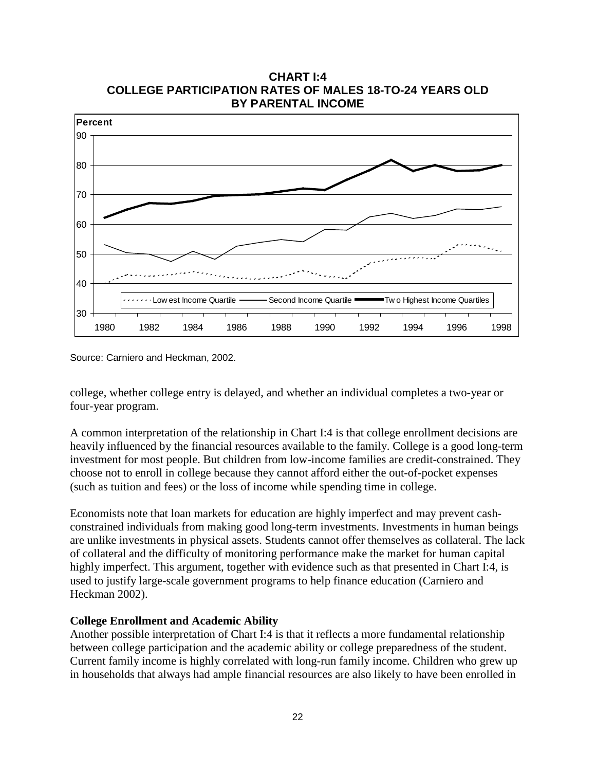**CHART I:4**
**COLLEGE PARTICIPATION RATES OF MALES 18-TO-24 YEARS OLD BY PARENTAL INCOME**

Source: Carniero and Heckman, 2002.

college, whether college entry is delayed, and whether an individual completes a two-year or four-year program.

A common interpretation of the relationship in Chart I:4 is that college enrollment decisions are heavily influenced by the financial resources available to the family. College is a good long-term investment for most people. But children from low-income families are credit-constrained. They choose not to enroll in college because they cannot afford either the out-of-pocket expenses (such as tuition and fees) or the loss of income while spending time in college.

Economists note that loan markets for education are highly imperfect and may prevent cash-constrained individuals from making good long-term investments. Investments in human beings are unlike investments in physical assets. Students cannot offer themselves as collateral. The lack of collateral and the difficulty of monitoring performance make the market for human capital highly imperfect. This argument, together with evidence such as that presented in Chart I:4, is used to justify large-scale government programs to help finance education (Carniero and Heckman 2002).

**College Enrollment and Academic Ability**

Another possible interpretation of Chart I:4 is that it reflects a more fundamental relationship between college participation and the academic ability or college preparedness of the student. Current family income is highly correlated with long-run family income. Children who grew up in households that always had ample financial resources are also likely to have been enrolled in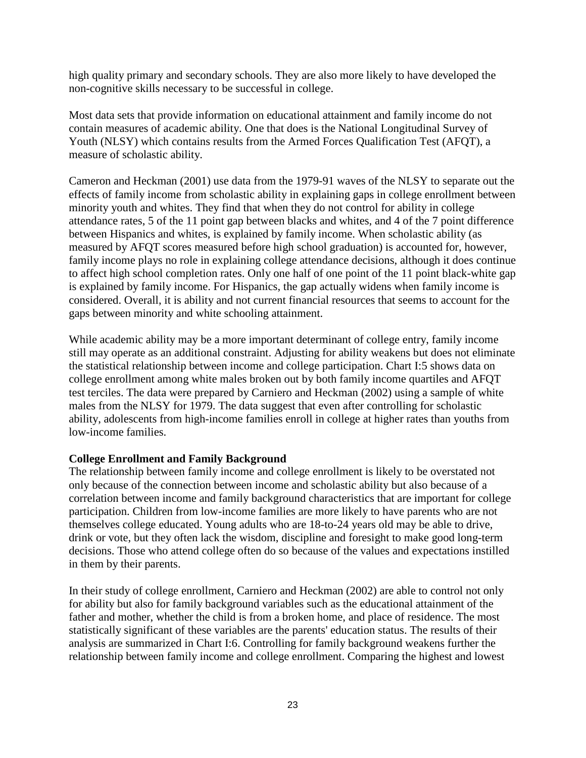high quality primary and secondary schools. They are also more likely to have developed the non-cognitive skills necessary to be successful in college.

Most data sets that provide information on educational attainment and family income do not contain measures of academic ability. One that does is the National Longitudinal Survey of Youth (NLSY) which contains results from the Armed Forces Qualification Test (AFQT), a measure of scholastic ability.

Cameron and Heckman (2001) use data from the 1979-91 waves of the NLSY to separate out the effects of family income from scholastic ability in explaining gaps in college enrollment between minority youth and whites. They find that when they do not control for ability in college attendance rates, 5 of the 11 point gap between blacks and whites, and 4 of the 7 point difference between Hispanics and whites, is explained by family income. When scholastic ability (as measured by AFQT scores measured before high school graduation) is accounted for, however, family income plays no role in explaining college attendance decisions, although it does continue to affect high school completion rates. Only one half of one point of the 11 point black-white gap is explained by family income. For Hispanics, the gap actually widens when family income is considered. Overall, it is ability and not current financial resources that seems to account for the gaps between minority and white schooling attainment.

While academic ability may be a more important determinant of college entry, family income still may operate as an additional constraint. Adjusting for ability weakens but does not eliminate the statistical relationship between income and college participation. Chart I:5 shows data on college enrollment among white males broken out by both family income quartiles and AFQT test terciles. The data were prepared by Carniero and Heckman (2002) using a sample of white males from the NLSY for 1979. The data suggest that even after controlling for scholastic ability, adolescents from high-income families enroll in college at higher rates than youths from low-income families.

**College Enrollment and Family Background**

The relationship between family income and college enrollment is likely to be overstated not only because of the connection between income and scholastic ability but also because of a correlation between income and family background characteristics that are important for college participation. Children from low-income families are more likely to have parents who are not themselves college educated. Young adults who are 18-to-24 years old may be able to drive, drink or vote, but they often lack the wisdom, discipline and foresight to make good long-term decisions. Those who attend college often do so because of the values and expectations instilled in them by their parents.

In their study of college enrollment, Carniero and Heckman (2002) are able to control not only for ability but also for family background variables such as the educational attainment of the father and mother, whether the child is from a broken home, and place of residence. The most statistically significant of these variables are the parents' education status. The results of their analysis are summarized in Chart I:6. Controlling for family background weakens further the relationship between family income and college enrollment. Comparing the highest and lowest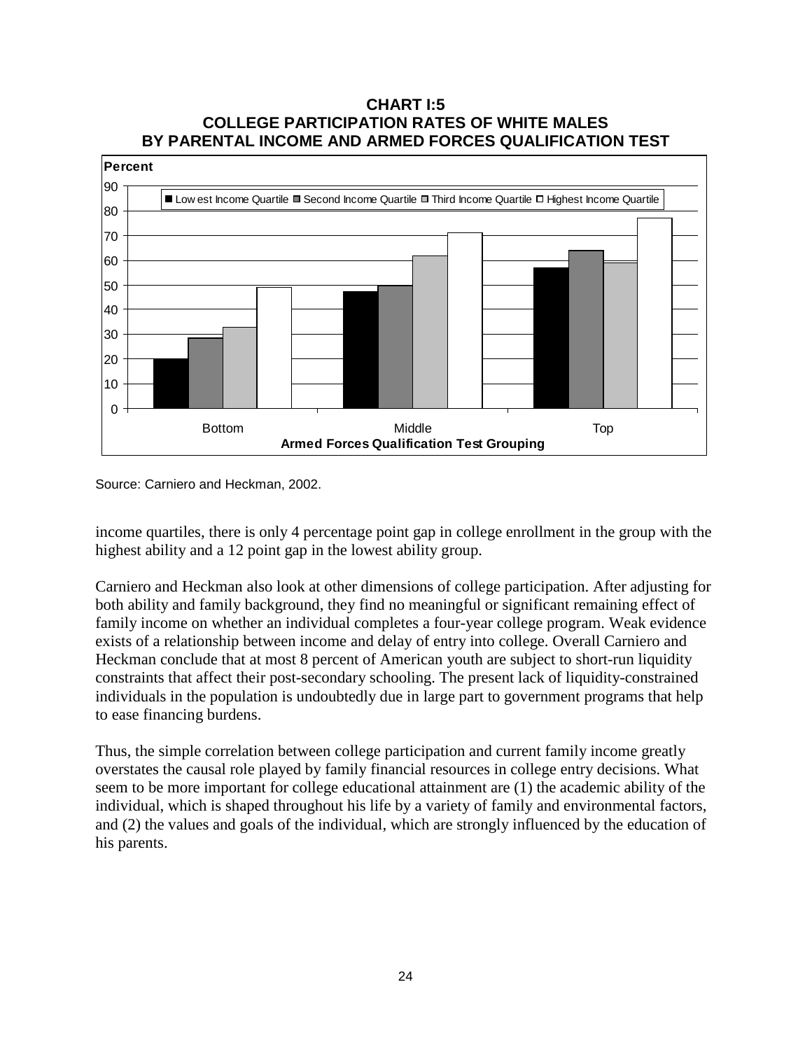**CHART I:5**
**COLLEGE PARTICIPATION RATES OF WHITE MALES BY PARENTAL INCOME AND ARMED FORCES QUALIFICATION TEST**

Source: Carniero and Heckman, 2002.

income quartiles, there is only 4 percentage point gap in college enrollment in the group with the highest ability and a 12 point gap in the lowest ability group.

Carniero and Heckman also look at other dimensions of college participation. After adjusting for both ability and family background, they find no meaningful or significant remaining effect of family income on whether an individual completes a four-year college program. Weak evidence exists of a relationship between income and delay of entry into college. Overall Carniero and Heckman conclude that at most 8 percent of American youth are subject to short-run liquidity constraints that affect their post-secondary schooling. The present lack of liquidity-constrained individuals in the population is undoubtedly due in large part to government programs that help to ease financing burdens.

Thus, the simple correlation between college participation and current family income greatly overstates the causal role played by family financial resources in college entry decisions. What seem to be more important for college educational attainment are (1) the academic ability of the individual, which is shaped throughout his life by a variety of family and environmental factors, and (2) the values and goals of the individual, which are strongly influenced by the education of his parents.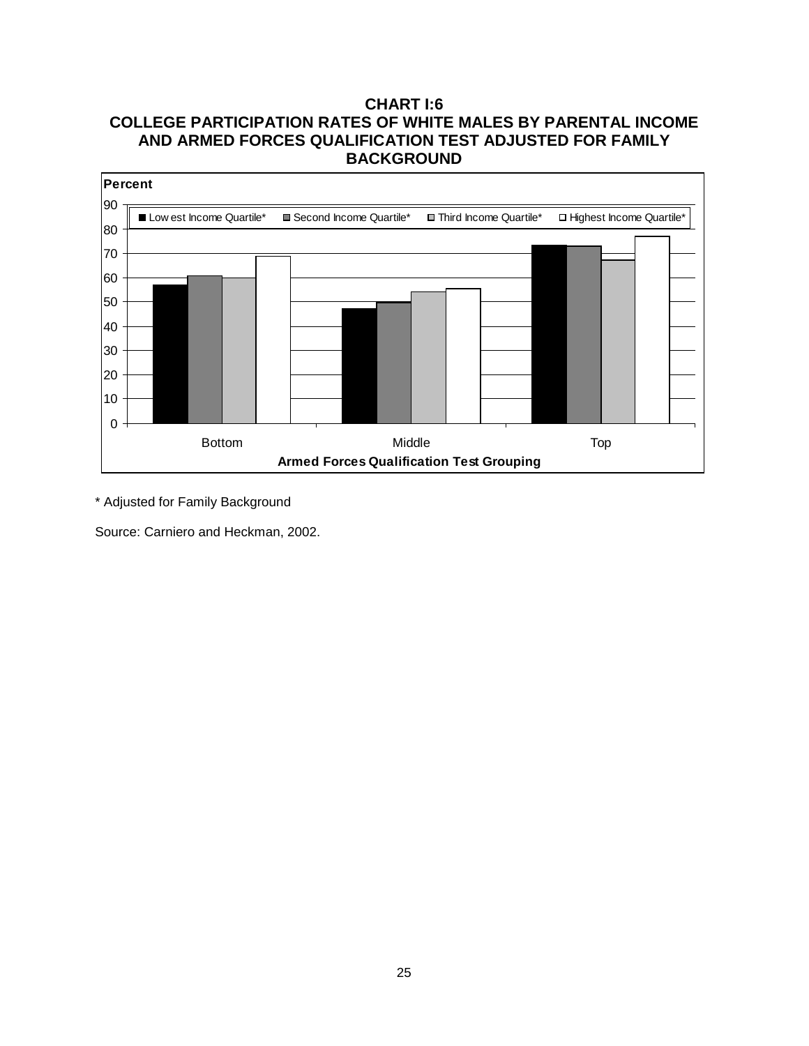**CHART I:6**
**COLLEGE PARTICIPATION RATES OF WHITE MALES BY PARENTAL INCOME AND ARMED FORCES QUALIFICATION TEST ADJUSTED FOR FAMILY BACKGROUND**

Percent

■ Lowest Income Quartile* ■ Second Income Quartile* ■ Third Income Quartile* □ Highest Income Quartile*

Armed Forces Qualification Test Grouping: Bottom, Middle, Top

\* Adjusted for Family Background

Source: Carniero and Heckman, 2002.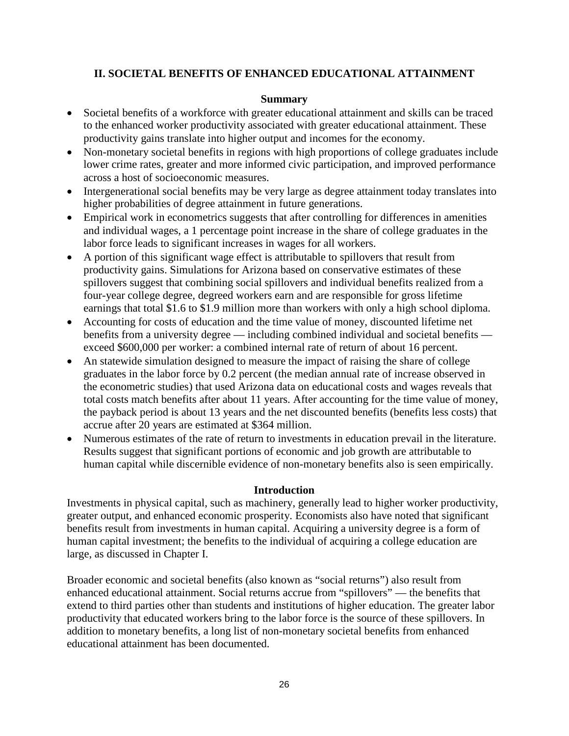## II. SOCIETAL BENEFITS OF ENHANCED EDUCATIONAL ATTAINMENT

### Summary

- Societal benefits of a workforce with greater educational attainment and skills can be traced to the enhanced worker productivity associated with greater educational attainment. These productivity gains translate into higher output and incomes for the economy.
- Non-monetary societal benefits in regions with high proportions of college graduates include lower crime rates, greater and more informed civic participation, and improved performance across a host of socioeconomic measures.
- Intergenerational social benefits may be very large as degree attainment today translates into higher probabilities of degree attainment in future generations.
- Empirical work in econometrics suggests that after controlling for differences in amenities and individual wages, a 1 percentage point increase in the share of college graduates in the labor force leads to significant increases in wages for all workers.
- A portion of this significant wage effect is attributable to spillovers that result from productivity gains. Simulations for Arizona based on conservative estimates of these spillovers suggest that combining social spillovers and individual benefits realized from a four-year college degree, degreed workers earn and are responsible for gross lifetime earnings that total \$1.6 to \$1.9 million more than workers with only a high school diploma.
- Accounting for costs of education and the time value of money, discounted lifetime net benefits from a university degree — including combined individual and societal benefits — exceed \$600,000 per worker: a combined internal rate of return of about 16 percent.
- An statewide simulation designed to measure the impact of raising the share of college graduates in the labor force by 0.2 percent (the median annual rate of increase observed in the econometric studies) that used Arizona data on educational costs and wages reveals that total costs match benefits after about 11 years. After accounting for the time value of money, the payback period is about 13 years and the net discounted benefits (benefits less costs) that accrue after 20 years are estimated at \$364 million.
- Numerous estimates of the rate of return to investments in education prevail in the literature. Results suggest that significant portions of economic and job growth are attributable to human capital while discernible evidence of non-monetary benefits also is seen empirically.

### Introduction

Investments in physical capital, such as machinery, generally lead to higher worker productivity, greater output, and enhanced economic prosperity. Economists also have noted that significant benefits result from investments in human capital. Acquiring a university degree is a form of human capital investment; the benefits to the individual of acquiring a college education are large, as discussed in Chapter I.

Broader economic and societal benefits (also known as "social returns") also result from enhanced educational attainment. Social returns accrue from "spillovers" — the benefits that extend to third parties other than students and institutions of higher education. The greater labor productivity that educated workers bring to the labor force is the source of these spillovers. In addition to monetary benefits, a long list of non-monetary societal benefits from enhanced educational attainment has been documented.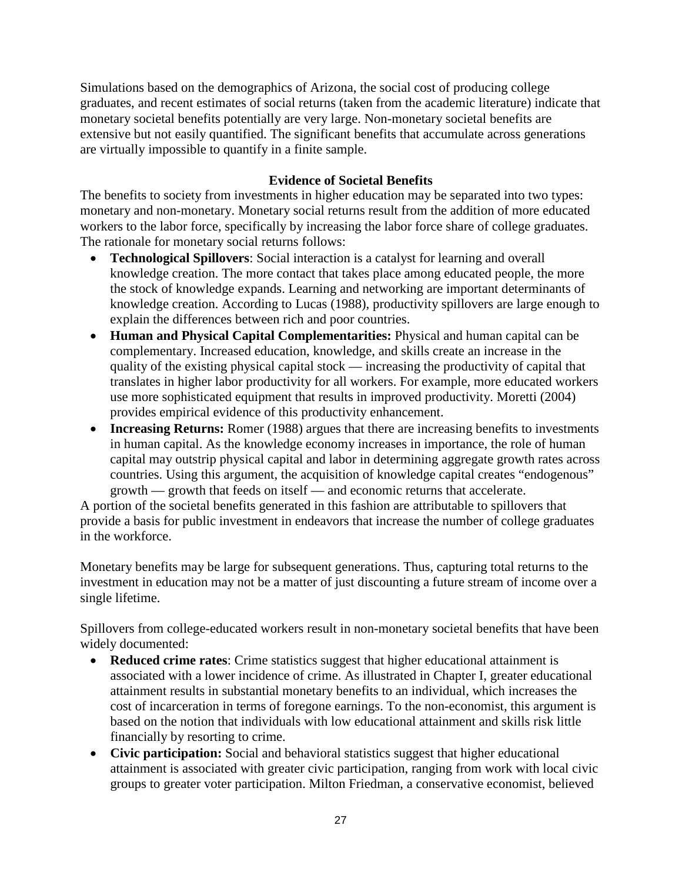Simulations based on the demographics of Arizona, the social cost of producing college graduates, and recent estimates of social returns (taken from the academic literature) indicate that monetary societal benefits potentially are very large. Non-monetary societal benefits are extensive but not easily quantified. The significant benefits that accumulate across generations are virtually impossible to quantify in a finite sample.

### Evidence of Societal Benefits

The benefits to society from investments in higher education may be separated into two types: monetary and non-monetary. Monetary social returns result from the addition of more educated workers to the labor force, specifically by increasing the labor force share of college graduates. The rationale for monetary social returns follows:

- **Technological Spillovers**: Social interaction is a catalyst for learning and overall knowledge creation. The more contact that takes place among educated people, the more the stock of knowledge expands. Learning and networking are important determinants of knowledge creation. According to Lucas (1988), productivity spillovers are large enough to explain the differences between rich and poor countries.
- **Human and Physical Capital Complementarities:** Physical and human capital can be complementary. Increased education, knowledge, and skills create an increase in the quality of the existing physical capital stock — increasing the productivity of capital that translates in higher labor productivity for all workers. For example, more educated workers use more sophisticated equipment that results in improved productivity. Moretti (2004) provides empirical evidence of this productivity enhancement.
- **Increasing Returns:** Romer (1988) argues that there are increasing benefits to investments in human capital. As the knowledge economy increases in importance, the role of human capital may outstrip physical capital and labor in determining aggregate growth rates across countries. Using this argument, the acquisition of knowledge capital creates "endogenous" growth — growth that feeds on itself — and economic returns that accelerate.

A portion of the societal benefits generated in this fashion are attributable to spillovers that provide a basis for public investment in endeavors that increase the number of college graduates in the workforce.

Monetary benefits may be large for subsequent generations. Thus, capturing total returns to the investment in education may not be a matter of just discounting a future stream of income over a single lifetime.

Spillovers from college-educated workers result in non-monetary societal benefits that have been widely documented:

- **Reduced crime rates**: Crime statistics suggest that higher educational attainment is associated with a lower incidence of crime. As illustrated in Chapter I, greater educational attainment results in substantial monetary benefits to an individual, which increases the cost of incarceration in terms of foregone earnings. To the non-economist, this argument is based on the notion that individuals with low educational attainment and skills risk little financially by resorting to crime.
- **Civic participation:** Social and behavioral statistics suggest that higher educational attainment is associated with greater civic participation, ranging from work with local civic groups to greater voter participation. Milton Friedman, a conservative economist, believed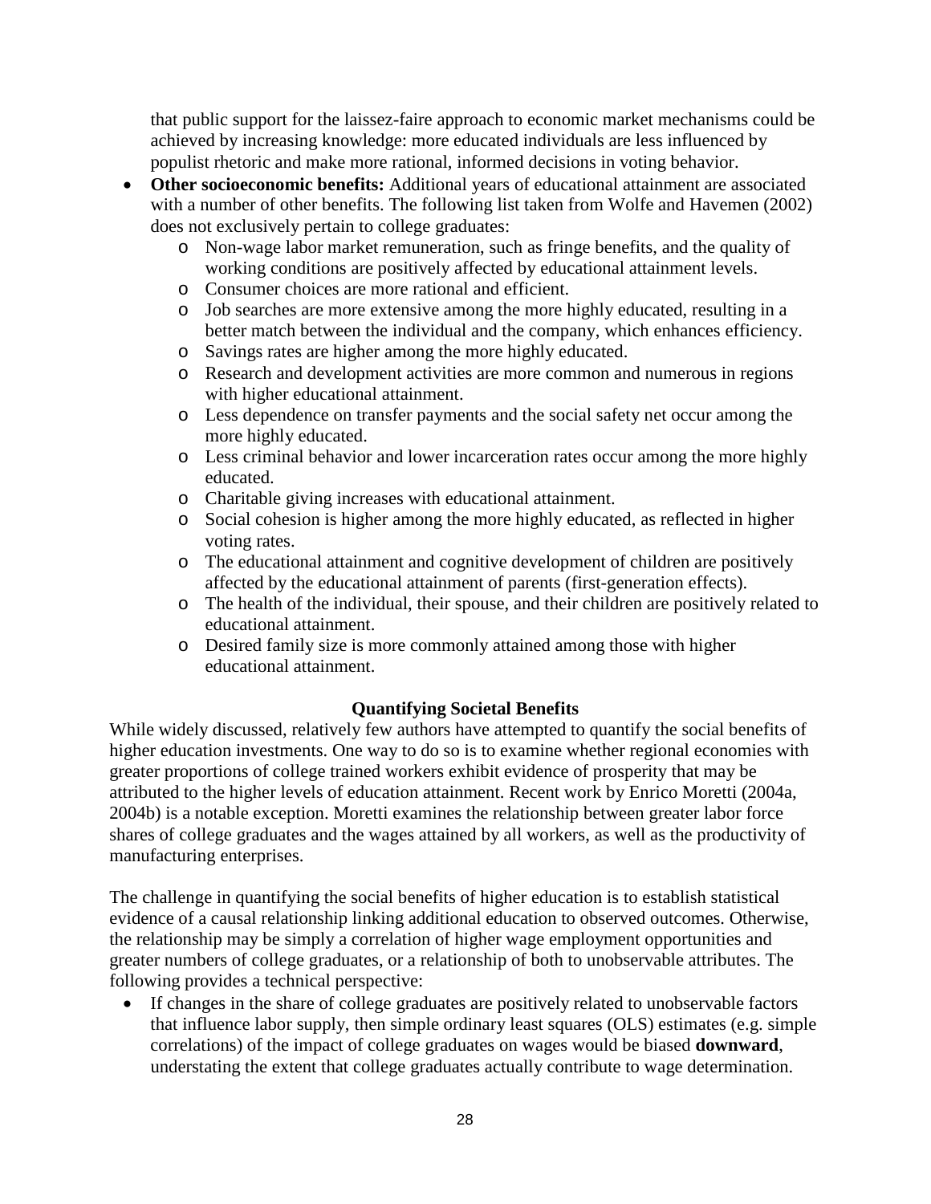that public support for the laissez-faire approach to economic market mechanisms could be achieved by increasing knowledge: more educated individuals are less influenced by populist rhetoric and make more rational, informed decisions in voting behavior.

- **Other socioeconomic benefits:** Additional years of educational attainment are associated with a number of other benefits. The following list taken from Wolfe and Havemen (2002) does not exclusively pertain to college graduates:
  - Non-wage labor market remuneration, such as fringe benefits, and the quality of working conditions are positively affected by educational attainment levels.
  - Consumer choices are more rational and efficient.
  - Job searches are more extensive among the more highly educated, resulting in a better match between the individual and the company, which enhances efficiency.
  - Savings rates are higher among the more highly educated.
  - Research and development activities are more common and numerous in regions with higher educational attainment.
  - Less dependence on transfer payments and the social safety net occur among the more highly educated.
  - Less criminal behavior and lower incarceration rates occur among the more highly educated.
  - Charitable giving increases with educational attainment.
  - Social cohesion is higher among the more highly educated, as reflected in higher voting rates.
  - The educational attainment and cognitive development of children are positively affected by the educational attainment of parents (first-generation effects).
  - The health of the individual, their spouse, and their children are positively related to educational attainment.
  - Desired family size is more commonly attained among those with higher educational attainment.

## Quantifying Societal Benefits

While widely discussed, relatively few authors have attempted to quantify the social benefits of higher education investments. One way to do so is to examine whether regional economies with greater proportions of college trained workers exhibit evidence of prosperity that may be attributed to the higher levels of education attainment. Recent work by Enrico Moretti (2004a, 2004b) is a notable exception. Moretti examines the relationship between greater labor force shares of college graduates and the wages attained by all workers, as well as the productivity of manufacturing enterprises.

The challenge in quantifying the social benefits of higher education is to establish statistical evidence of a causal relationship linking additional education to observed outcomes. Otherwise, the relationship may be simply a correlation of higher wage employment opportunities and greater numbers of college graduates, or a relationship of both to unobservable attributes. The following provides a technical perspective:

- If changes in the share of college graduates are positively related to unobservable factors that influence labor supply, then simple ordinary least squares (OLS) estimates (e.g. simple correlations) of the impact of college graduates on wages would be biased **downward**, understating the extent that college graduates actually contribute to wage determination.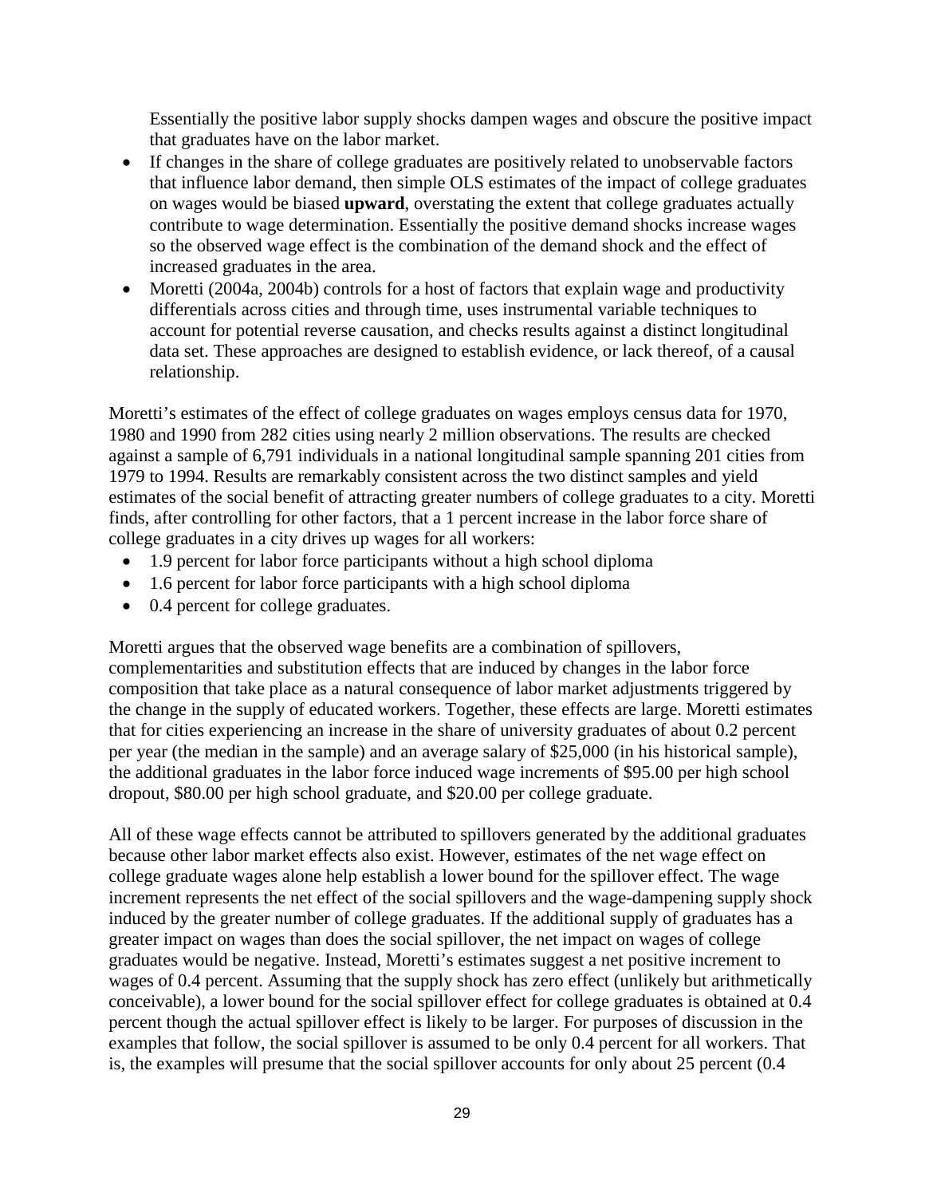Essentially the positive labor supply shocks dampen wages and obscure the positive impact that graduates have on the labor market.

- If changes in the share of college graduates are positively related to unobservable factors that influence labor demand, then simple OLS estimates of the impact of college graduates on wages would be biased **upward**, overstating the extent that college graduates actually contribute to wage determination. Essentially the positive demand shocks increase wages so the observed wage effect is the combination of the demand shock and the effect of increased graduates in the area.
- Moretti (2004a, 2004b) controls for a host of factors that explain wage and productivity differentials across cities and through time, uses instrumental variable techniques to account for potential reverse causation, and checks results against a distinct longitudinal data set. These approaches are designed to establish evidence, or lack thereof, of a causal relationship.

Moretti's estimates of the effect of college graduates on wages employs census data for 1970, 1980 and 1990 from 282 cities using nearly 2 million observations. The results are checked against a sample of 6,791 individuals in a national longitudinal sample spanning 201 cities from 1979 to 1994. Results are remarkably consistent across the two distinct samples and yield estimates of the social benefit of attracting greater numbers of college graduates to a city. Moretti finds, after controlling for other factors, that a 1 percent increase in the labor force share of college graduates in a city drives up wages for all workers:

- 1.9 percent for labor force participants without a high school diploma
- 1.6 percent for labor force participants with a high school diploma
- 0.4 percent for college graduates.

Moretti argues that the observed wage benefits are a combination of spillovers, complementarities and substitution effects that are induced by changes in the labor force composition that take place as a natural consequence of labor market adjustments triggered by the change in the supply of educated workers. Together, these effects are large. Moretti estimates that for cities experiencing an increase in the share of university graduates of about 0.2 percent per year (the median in the sample) and an average salary of $25,000 (in his historical sample), the additional graduates in the labor force induced wage increments of $95.00 per high school dropout, $80.00 per high school graduate, and $20.00 per college graduate.

All of these wage effects cannot be attributed to spillovers generated by the additional graduates because other labor market effects also exist. However, estimates of the net wage effect on college graduate wages alone help establish a lower bound for the spillover effect. The wage increment represents the net effect of the social spillovers and the wage-dampening supply shock induced by the greater number of college graduates. If the additional supply of graduates has a greater impact on wages than does the social spillover, the net impact on wages of college graduates would be negative. Instead, Moretti's estimates suggest a net positive increment to wages of 0.4 percent. Assuming that the supply shock has zero effect (unlikely but arithmetically conceivable), a lower bound for the social spillover effect for college graduates is obtained at 0.4 percent though the actual spillover effect is likely to be larger. For purposes of discussion in the examples that follow, the social spillover is assumed to be only 0.4 percent for all workers. That is, the examples will presume that the social spillover accounts for only about 25 percent (0.4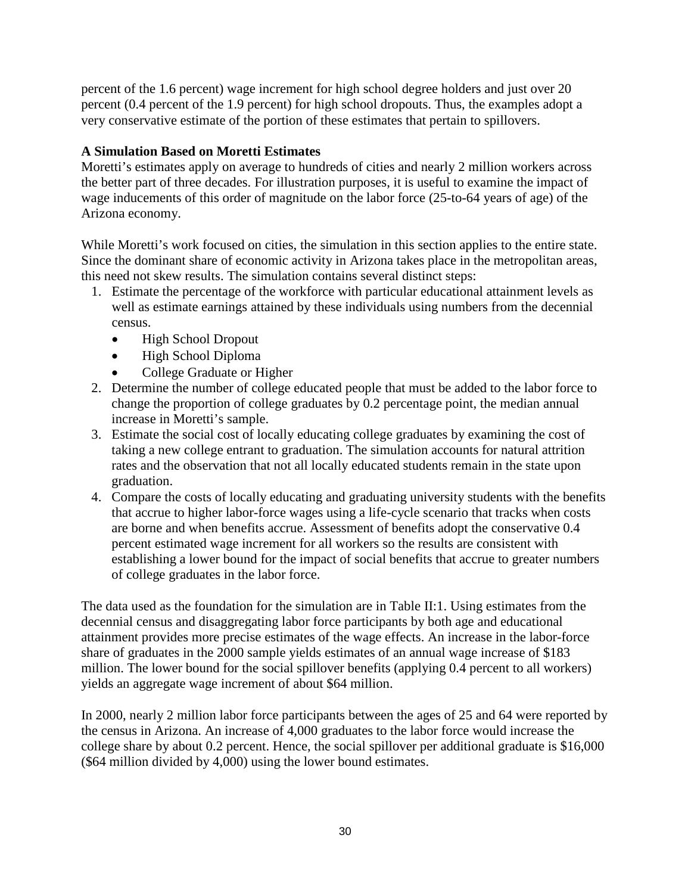percent of the 1.6 percent) wage increment for high school degree holders and just over 20 percent (0.4 percent of the 1.9 percent) for high school dropouts. Thus, the examples adopt a very conservative estimate of the portion of these estimates that pertain to spillovers.

**A Simulation Based on Moretti Estimates**

Moretti's estimates apply on average to hundreds of cities and nearly 2 million workers across the better part of three decades. For illustration purposes, it is useful to examine the impact of wage inducements of this order of magnitude on the labor force (25-to-64 years of age) of the Arizona economy.

While Moretti's work focused on cities, the simulation in this section applies to the entire state. Since the dominant share of economic activity in Arizona takes place in the metropolitan areas, this need not skew results. The simulation contains several distinct steps:

1. Estimate the percentage of the workforce with particular educational attainment levels as well as estimate earnings attained by these individuals using numbers from the decennial census.
   - High School Dropout
   - High School Diploma
   - College Graduate or Higher
2. Determine the number of college educated people that must be added to the labor force to change the proportion of college graduates by 0.2 percentage point, the median annual increase in Moretti's sample.
3. Estimate the social cost of locally educating college graduates by examining the cost of taking a new college entrant to graduation. The simulation accounts for natural attrition rates and the observation that not all locally educated students remain in the state upon graduation.
4. Compare the costs of locally educating and graduating university students with the benefits that accrue to higher labor-force wages using a life-cycle scenario that tracks when costs are borne and when benefits accrue. Assessment of benefits adopt the conservative 0.4 percent estimated wage increment for all workers so the results are consistent with establishing a lower bound for the impact of social benefits that accrue to greater numbers of college graduates in the labor force.

The data used as the foundation for the simulation are in Table II:1. Using estimates from the decennial census and disaggregating labor force participants by both age and educational attainment provides more precise estimates of the wage effects. An increase in the labor-force share of graduates in the 2000 sample yields estimates of an annual wage increase of $183 million. The lower bound for the social spillover benefits (applying 0.4 percent to all workers) yields an aggregate wage increment of about $64 million.

In 2000, nearly 2 million labor force participants between the ages of 25 and 64 were reported by the census in Arizona. An increase of 4,000 graduates to the labor force would increase the college share by about 0.2 percent. Hence, the social spillover per additional graduate is $16,000 ($64 million divided by 4,000) using the lower bound estimates.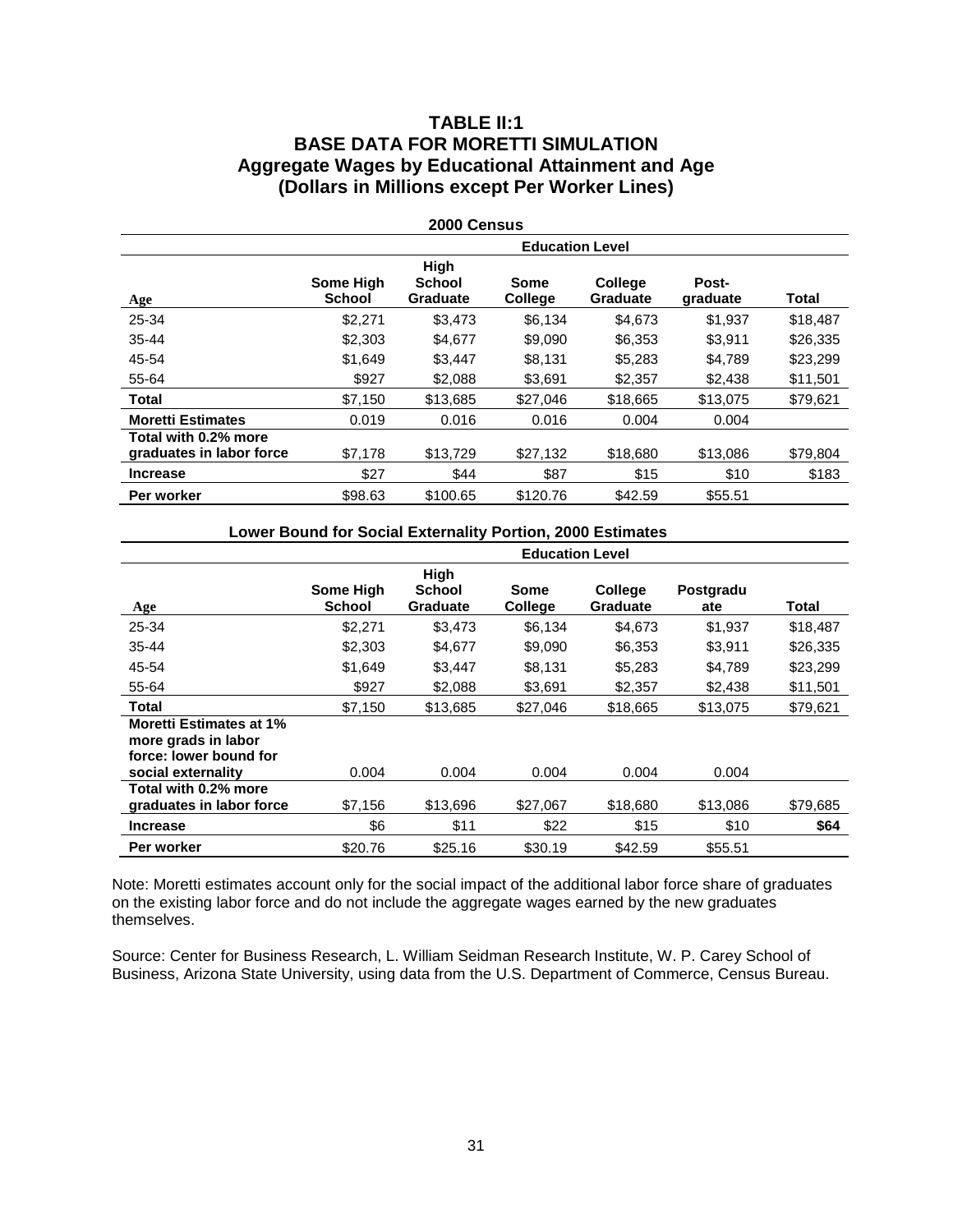# TABLE II:1
# BASE DATA FOR MORETTI SIMULATION
## Aggregate Wages by Educational Attainment and Age
## (Dollars in Millions except Per Worker Lines)

**2000 Census**

| | Education Level | | | | | |
|---|---|---|---|---|---|---|
| **Age** | **Some High School** | **High School Graduate** | **Some College** | **College Graduate** | **Post-graduate** | **Total** |
| 25-34 | $2,271 | $3,473 | $6,134 | $4,673 | $1,937 | $18,487 |
| 35-44 | $2,303 | $4,677 | $9,090 | $6,353 | $3,911 | $26,335 |
| 45-54 | $1,649 | $3,447 | $8,131 | $5,283 | $4,789 | $23,299 |
| 55-64 | $927 | $2,088 | $3,691 | $2,357 | $2,438 | $11,501 |
| **Total** | $7,150 | $13,685 | $27,046 | $18,665 | $13,075 | $79,621 |
| **Moretti Estimates** | 0.019 | 0.016 | 0.016 | 0.004 | 0.004 | |
| **Total with 0.2% more graduates in labor force** | $7,178 | $13,729 | $27,132 | $18,680 | $13,086 | $79,804 |
| **Increase** | $27 | $44 | $87 | $15 | $10 | $183 |
| **Per worker** | $98.63 | $100.65 | $120.76 | $42.59 | $55.51 | |

**Lower Bound for Social Externality Portion, 2000 Estimates**

| | Education Level | | | | | |
|---|---|---|---|---|---|---|
| **Age** | **Some High School** | **High School Graduate** | **Some College** | **College Graduate** | **Postgraduate** | **Total** |
| 25-34 | $2,271 | $3,473 | $6,134 | $4,673 | $1,937 | $18,487 |
| 35-44 | $2,303 | $4,677 | $9,090 | $6,353 | $3,911 | $26,335 |
| 45-54 | $1,649 | $3,447 | $8,131 | $5,283 | $4,789 | $23,299 |
| 55-64 | $927 | $2,088 | $3,691 | $2,357 | $2,438 | $11,501 |
| **Total** | $7,150 | $13,685 | $27,046 | $18,665 | $13,075 | $79,621 |
| **Moretti Estimates at 1% more grads in labor force: lower bound for social externality** | 0.004 | 0.004 | 0.004 | 0.004 | 0.004 | |
| **Total with 0.2% more graduates in labor force** | $7,156 | $13,696 | $27,067 | $18,680 | $13,086 | $79,685 |
| **Increase** | $6 | $11 | $22 | $15 | $10 | **$64** |
| **Per worker** | $20.76 | $25.16 | $30.19 | $42.59 | $55.51 | |

Note: Moretti estimates account only for the social impact of the additional labor force share of graduates on the existing labor force and do not include the aggregate wages earned by the new graduates themselves.

Source: Center for Business Research, L. William Seidman Research Institute, W. P. Carey School of Business, Arizona State University, using data from the U.S. Department of Commerce, Census Bureau.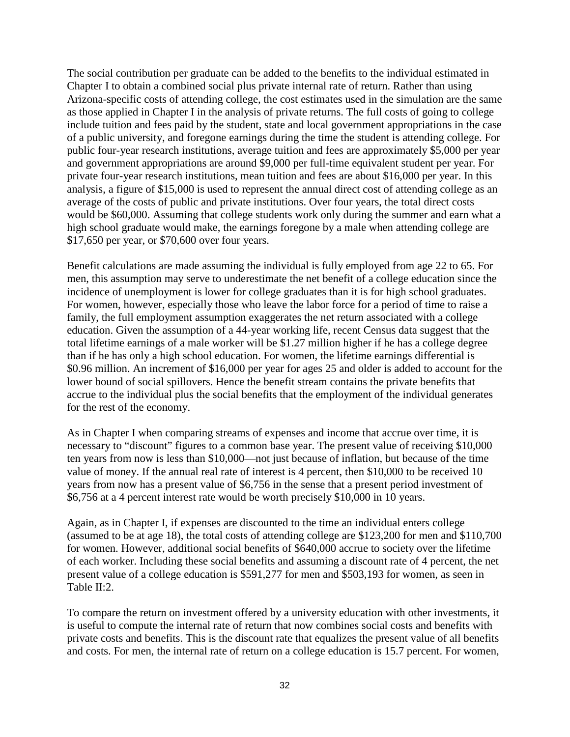The social contribution per graduate can be added to the benefits to the individual estimated in Chapter I to obtain a combined social plus private internal rate of return. Rather than using Arizona-specific costs of attending college, the cost estimates used in the simulation are the same as those applied in Chapter I in the analysis of private returns. The full costs of going to college include tuition and fees paid by the student, state and local government appropriations in the case of a public university, and foregone earnings during the time the student is attending college. For public four-year research institutions, average tuition and fees are approximately $5,000 per year and government appropriations are around $9,000 per full-time equivalent student per year. For private four-year research institutions, mean tuition and fees are about $16,000 per year. In this analysis, a figure of $15,000 is used to represent the annual direct cost of attending college as an average of the costs of public and private institutions. Over four years, the total direct costs would be $60,000. Assuming that college students work only during the summer and earn what a high school graduate would make, the earnings foregone by a male when attending college are $17,650 per year, or $70,600 over four years.

Benefit calculations are made assuming the individual is fully employed from age 22 to 65. For men, this assumption may serve to underestimate the net benefit of a college education since the incidence of unemployment is lower for college graduates than it is for high school graduates. For women, however, especially those who leave the labor force for a period of time to raise a family, the full employment assumption exaggerates the net return associated with a college education. Given the assumption of a 44-year working life, recent Census data suggest that the total lifetime earnings of a male worker will be $1.27 million higher if he has a college degree than if he has only a high school education. For women, the lifetime earnings differential is $0.96 million. An increment of $16,000 per year for ages 25 and older is added to account for the lower bound of social spillovers. Hence the benefit stream contains the private benefits that accrue to the individual plus the social benefits that the employment of the individual generates for the rest of the economy.

As in Chapter I when comparing streams of expenses and income that accrue over time, it is necessary to "discount" figures to a common base year. The present value of receiving $10,000 ten years from now is less than $10,000—not just because of inflation, but because of the time value of money. If the annual real rate of interest is 4 percent, then $10,000 to be received 10 years from now has a present value of $6,756 in the sense that a present period investment of $6,756 at a 4 percent interest rate would be worth precisely $10,000 in 10 years.

Again, as in Chapter I, if expenses are discounted to the time an individual enters college (assumed to be at age 18), the total costs of attending college are $123,200 for men and $110,700 for women. However, additional social benefits of $640,000 accrue to society over the lifetime of each worker. Including these social benefits and assuming a discount rate of 4 percent, the net present value of a college education is $591,277 for men and $503,193 for women, as seen in Table II:2.

To compare the return on investment offered by a university education with other investments, it is useful to compute the internal rate of return that now combines social costs and benefits with private costs and benefits. This is the discount rate that equalizes the present value of all benefits and costs. For men, the internal rate of return on a college education is 15.7 percent. For women,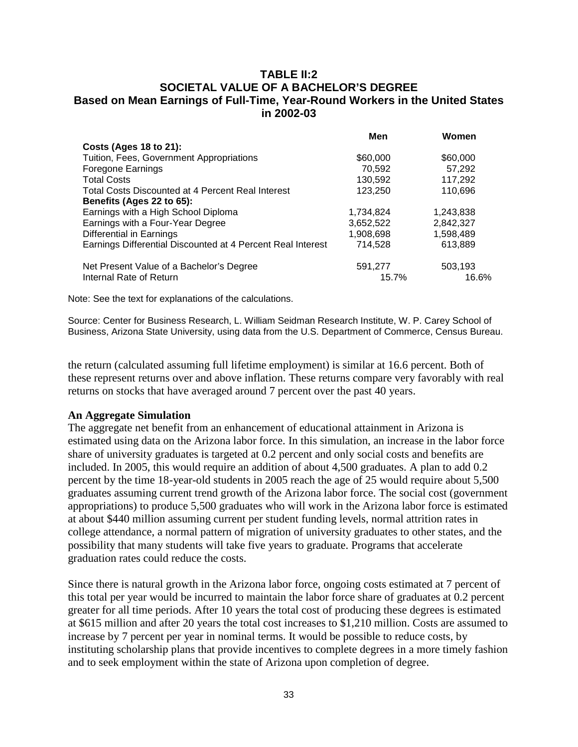**TABLE II:2**
**SOCIETAL VALUE OF A BACHELOR'S DEGREE**
**Based on Mean Earnings of Full-Time, Year-Round Workers in the United States in 2002-03**

| | Men | Women |
|---|---|---|
| **Costs (Ages 18 to 21):** | | |
| Tuition, Fees, Government Appropriations | $60,000 | $60,000 |
| Foregone Earnings | 70,592 | 57,292 |
| Total Costs | 130,592 | 117,292 |
| Total Costs Discounted at 4 Percent Real Interest | 123,250 | 110,696 |
| **Benefits (Ages 22 to 65):** | | |
| Earnings with a High School Diploma | 1,734,824 | 1,243,838 |
| Earnings with a Four-Year Degree | 3,652,522 | 2,842,327 |
| Differential in Earnings | 1,908,698 | 1,598,489 |
| Earnings Differential Discounted at 4 Percent Real Interest | 714,528 | 613,889 |
| Net Present Value of a Bachelor's Degree | 591,277 | 503,193 |
| Internal Rate of Return | 15.7% | 16.6% |

Note: See the text for explanations of the calculations.

Source: Center for Business Research, L. William Seidman Research Institute, W. P. Carey School of Business, Arizona State University, using data from the U.S. Department of Commerce, Census Bureau.

the return (calculated assuming full lifetime employment) is similar at 16.6 percent. Both of these represent returns over and above inflation. These returns compare very favorably with real returns on stocks that have averaged around 7 percent over the past 40 years.

**An Aggregate Simulation**

The aggregate net benefit from an enhancement of educational attainment in Arizona is estimated using data on the Arizona labor force. In this simulation, an increase in the labor force share of university graduates is targeted at 0.2 percent and only social costs and benefits are included. In 2005, this would require an addition of about 4,500 graduates. A plan to add 0.2 percent by the time 18-year-old students in 2005 reach the age of 25 would require about 5,500 graduates assuming current trend growth of the Arizona labor force. The social cost (government appropriations) to produce 5,500 graduates who will work in the Arizona labor force is estimated at about $440 million assuming current per student funding levels, normal attrition rates in college attendance, a normal pattern of migration of university graduates to other states, and the possibility that many students will take five years to graduate. Programs that accelerate graduation rates could reduce the costs.

Since there is natural growth in the Arizona labor force, ongoing costs estimated at 7 percent of this total per year would be incurred to maintain the labor force share of graduates at 0.2 percent greater for all time periods. After 10 years the total cost of producing these degrees is estimated at $615 million and after 20 years the total cost increases to $1,210 million. Costs are assumed to increase by 7 percent per year in nominal terms. It would be possible to reduce costs, by instituting scholarship plans that provide incentives to complete degrees in a more timely fashion and to seek employment within the state of Arizona upon completion of degree.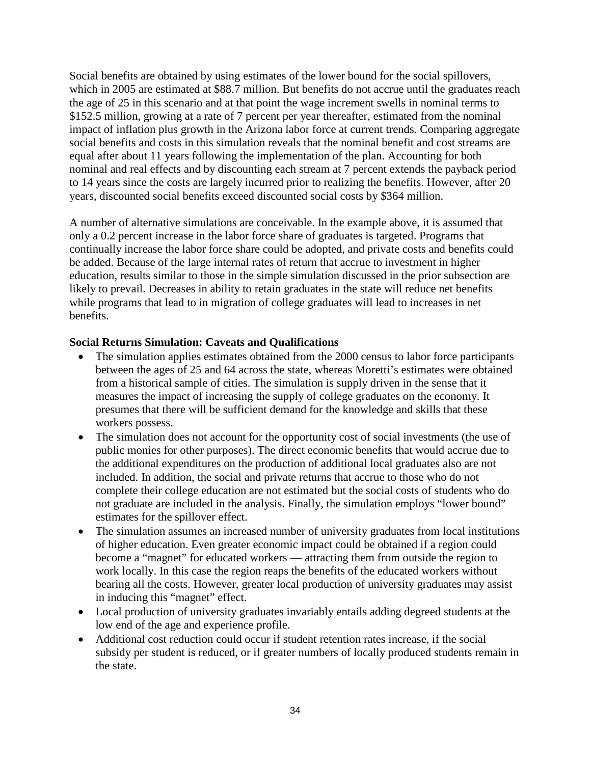Social benefits are obtained by using estimates of the lower bound for the social spillovers, which in 2005 are estimated at $88.7 million. But benefits do not accrue until the graduates reach the age of 25 in this scenario and at that point the wage increment swells in nominal terms to $152.5 million, growing at a rate of 7 percent per year thereafter, estimated from the nominal impact of inflation plus growth in the Arizona labor force at current trends. Comparing aggregate social benefits and costs in this simulation reveals that the nominal benefit and cost streams are equal after about 11 years following the implementation of the plan. Accounting for both nominal and real effects and by discounting each stream at 7 percent extends the payback period to 14 years since the costs are largely incurred prior to realizing the benefits. However, after 20 years, discounted social benefits exceed discounted social costs by $364 million.

A number of alternative simulations are conceivable. In the example above, it is assumed that only a 0.2 percent increase in the labor force share of graduates is targeted. Programs that continually increase the labor force share could be adopted, and private costs and benefits could be added. Because of the large internal rates of return that accrue to investment in higher education, results similar to those in the simple simulation discussed in the prior subsection are likely to prevail. Decreases in ability to retain graduates in the state will reduce net benefits while programs that lead to in migration of college graduates will lead to increases in net benefits.

**Social Returns Simulation: Caveats and Qualifications**

- The simulation applies estimates obtained from the 2000 census to labor force participants between the ages of 25 and 64 across the state, whereas Moretti's estimates were obtained from a historical sample of cities. The simulation is supply driven in the sense that it measures the impact of increasing the supply of college graduates on the economy. It presumes that there will be sufficient demand for the knowledge and skills that these workers possess.
- The simulation does not account for the opportunity cost of social investments (the use of public monies for other purposes). The direct economic benefits that would accrue due to the additional expenditures on the production of additional local graduates also are not included. In addition, the social and private returns that accrue to those who do not complete their college education are not estimated but the social costs of students who do not graduate are included in the analysis. Finally, the simulation employs "lower bound" estimates for the spillover effect.
- The simulation assumes an increased number of university graduates from local institutions of higher education. Even greater economic impact could be obtained if a region could become a "magnet" for educated workers — attracting them from outside the region to work locally. In this case the region reaps the benefits of the educated workers without bearing all the costs. However, greater local production of university graduates may assist in inducing this "magnet" effect.
- Local production of university graduates invariably entails adding degreed students at the low end of the age and experience profile.
- Additional cost reduction could occur if student retention rates increase, if the social subsidy per student is reduced, or if greater numbers of locally produced students remain in the state.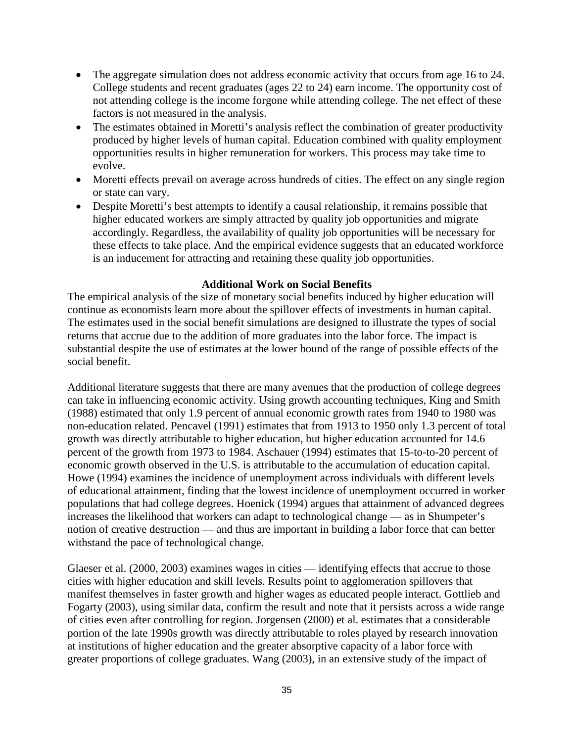- The aggregate simulation does not address economic activity that occurs from age 16 to 24. College students and recent graduates (ages 22 to 24) earn income. The opportunity cost of not attending college is the income forgone while attending college. The net effect of these factors is not measured in the analysis.
- The estimates obtained in Moretti's analysis reflect the combination of greater productivity produced by higher levels of human capital. Education combined with quality employment opportunities results in higher remuneration for workers. This process may take time to evolve.
- Moretti effects prevail on average across hundreds of cities. The effect on any single region or state can vary.
- Despite Moretti's best attempts to identify a causal relationship, it remains possible that higher educated workers are simply attracted by quality job opportunities and migrate accordingly. Regardless, the availability of quality job opportunities will be necessary for these effects to take place. And the empirical evidence suggests that an educated workforce is an inducement for attracting and retaining these quality job opportunities.

### Additional Work on Social Benefits

The empirical analysis of the size of monetary social benefits induced by higher education will continue as economists learn more about the spillover effects of investments in human capital. The estimates used in the social benefit simulations are designed to illustrate the types of social returns that accrue due to the addition of more graduates into the labor force. The impact is substantial despite the use of estimates at the lower bound of the range of possible effects of the social benefit.

Additional literature suggests that there are many avenues that the production of college degrees can take in influencing economic activity. Using growth accounting techniques, King and Smith (1988) estimated that only 1.9 percent of annual economic growth rates from 1940 to 1980 was non-education related. Pencavel (1991) estimates that from 1913 to 1950 only 1.3 percent of total growth was directly attributable to higher education, but higher education accounted for 14.6 percent of the growth from 1973 to 1984. Aschauer (1994) estimates that 15-to-to-20 percent of economic growth observed in the U.S. is attributable to the accumulation of education capital. Howe (1994) examines the incidence of unemployment across individuals with different levels of educational attainment, finding that the lowest incidence of unemployment occurred in worker populations that had college degrees. Hoenick (1994) argues that attainment of advanced degrees increases the likelihood that workers can adapt to technological change — as in Shumpeter's notion of creative destruction — and thus are important in building a labor force that can better withstand the pace of technological change.

Glaeser et al. (2000, 2003) examines wages in cities — identifying effects that accrue to those cities with higher education and skill levels. Results point to agglomeration spillovers that manifest themselves in faster growth and higher wages as educated people interact. Gottlieb and Fogarty (2003), using similar data, confirm the result and note that it persists across a wide range of cities even after controlling for region. Jorgensen (2000) et al. estimates that a considerable portion of the late 1990s growth was directly attributable to roles played by research innovation at institutions of higher education and the greater absorptive capacity of a labor force with greater proportions of college graduates. Wang (2003), in an extensive study of the impact of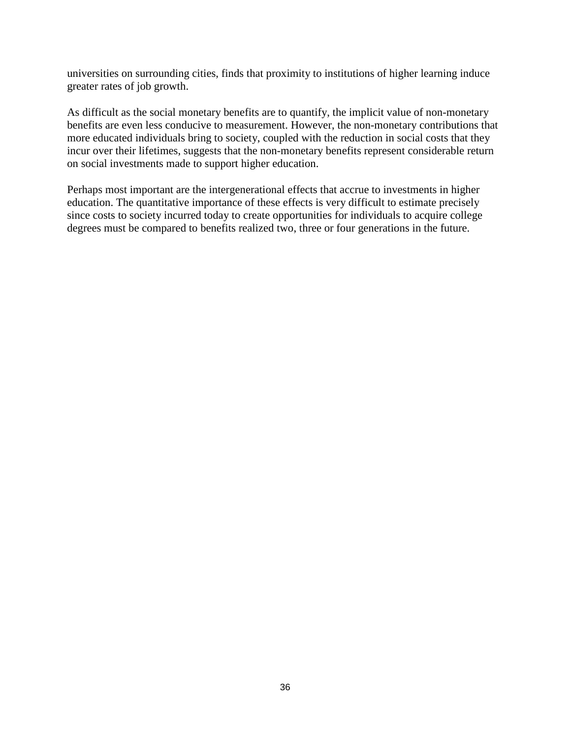universities on surrounding cities, finds that proximity to institutions of higher learning induce greater rates of job growth.

As difficult as the social monetary benefits are to quantify, the implicit value of non-monetary benefits are even less conducive to measurement. However, the non-monetary contributions that more educated individuals bring to society, coupled with the reduction in social costs that they incur over their lifetimes, suggests that the non-monetary benefits represent considerable return on social investments made to support higher education.

Perhaps most important are the intergenerational effects that accrue to investments in higher education. The quantitative importance of these effects is very difficult to estimate precisely since costs to society incurred today to create opportunities for individuals to acquire college degrees must be compared to benefits realized two, three or four generations in the future.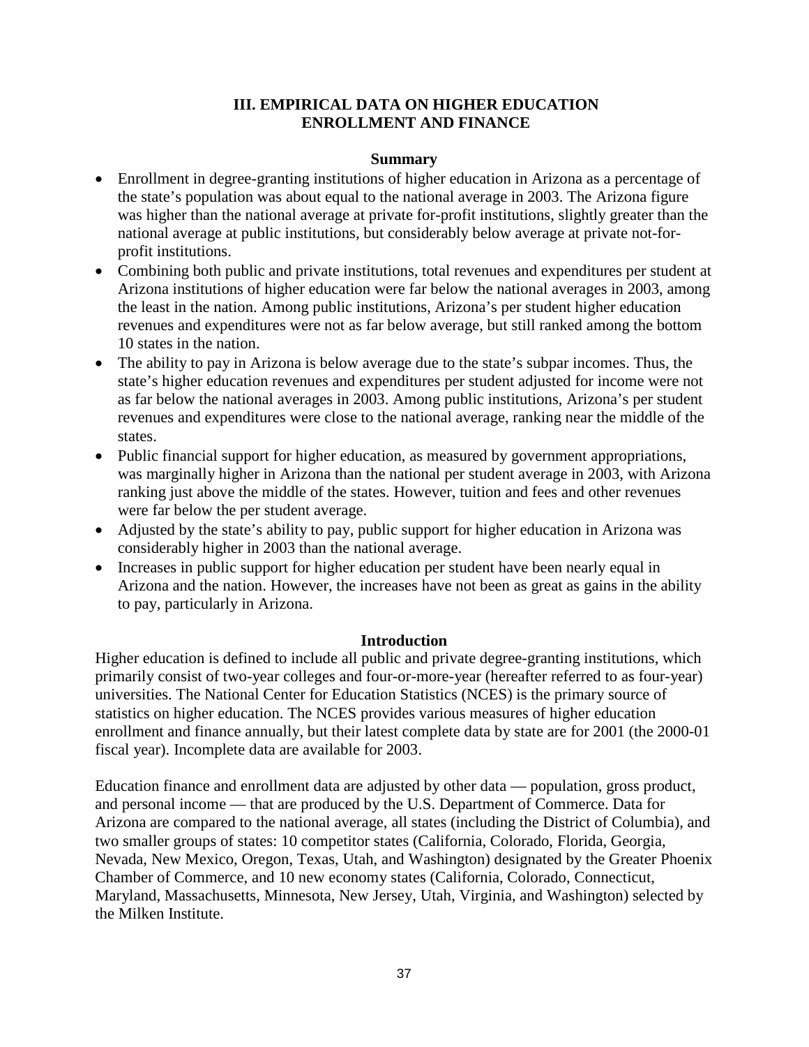# III. EMPIRICAL DATA ON HIGHER EDUCATION ENROLLMENT AND FINANCE

## Summary

- Enrollment in degree-granting institutions of higher education in Arizona as a percentage of the state's population was about equal to the national average in 2003. The Arizona figure was higher than the national average at private for-profit institutions, slightly greater than the national average at public institutions, but considerably below average at private not-for-profit institutions.
- Combining both public and private institutions, total revenues and expenditures per student at Arizona institutions of higher education were far below the national averages in 2003, among the least in the nation. Among public institutions, Arizona's per student higher education revenues and expenditures were not as far below average, but still ranked among the bottom 10 states in the nation.
- The ability to pay in Arizona is below average due to the state's subpar incomes. Thus, the state's higher education revenues and expenditures per student adjusted for income were not as far below the national averages in 2003. Among public institutions, Arizona's per student revenues and expenditures were close to the national average, ranking near the middle of the states.
- Public financial support for higher education, as measured by government appropriations, was marginally higher in Arizona than the national per student average in 2003, with Arizona ranking just above the middle of the states. However, tuition and fees and other revenues were far below the per student average.
- Adjusted by the state's ability to pay, public support for higher education in Arizona was considerably higher in 2003 than the national average.
- Increases in public support for higher education per student have been nearly equal in Arizona and the nation. However, the increases have not been as great as gains in the ability to pay, particularly in Arizona.

## Introduction

Higher education is defined to include all public and private degree-granting institutions, which primarily consist of two-year colleges and four-or-more-year (hereafter referred to as four-year) universities. The National Center for Education Statistics (NCES) is the primary source of statistics on higher education. The NCES provides various measures of higher education enrollment and finance annually, but their latest complete data by state are for 2001 (the 2000-01 fiscal year). Incomplete data are available for 2003.

Education finance and enrollment data are adjusted by other data — population, gross product, and personal income — that are produced by the U.S. Department of Commerce. Data for Arizona are compared to the national average, all states (including the District of Columbia), and two smaller groups of states: 10 competitor states (California, Colorado, Florida, Georgia, Nevada, New Mexico, Oregon, Texas, Utah, and Washington) designated by the Greater Phoenix Chamber of Commerce, and 10 new economy states (California, Colorado, Connecticut, Maryland, Massachusetts, Minnesota, New Jersey, Utah, Virginia, and Washington) selected by the Milken Institute.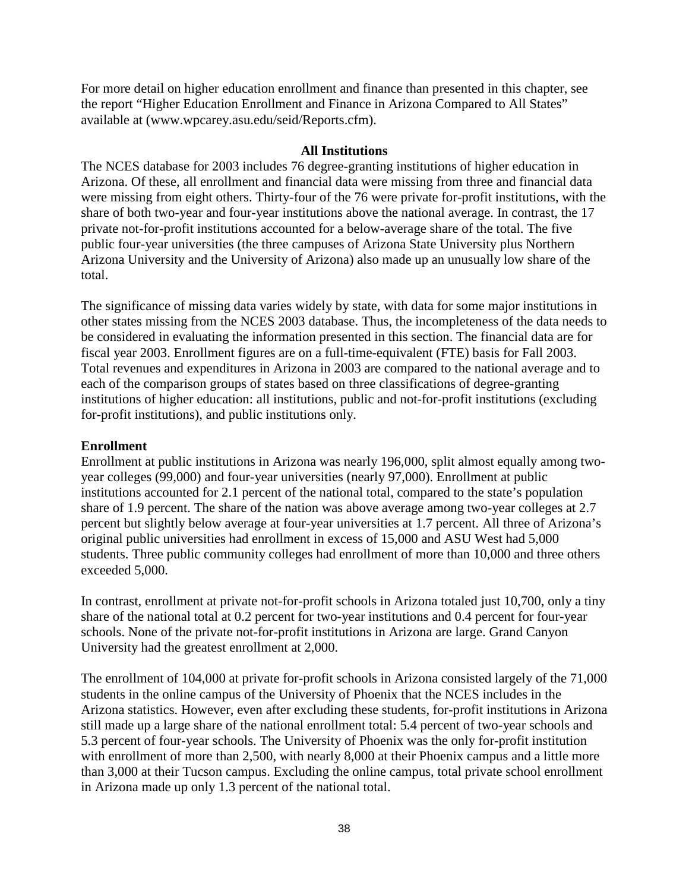For more detail on higher education enrollment and finance than presented in this chapter, see the report "Higher Education Enrollment and Finance in Arizona Compared to All States" available at (www.wpcarey.asu.edu/seid/Reports.cfm).

## All Institutions

The NCES database for 2003 includes 76 degree-granting institutions of higher education in Arizona. Of these, all enrollment and financial data were missing from three and financial data were missing from eight others. Thirty-four of the 76 were private for-profit institutions, with the share of both two-year and four-year institutions above the national average. In contrast, the 17 private not-for-profit institutions accounted for a below-average share of the total. The five public four-year universities (the three campuses of Arizona State University plus Northern Arizona University and the University of Arizona) also made up an unusually low share of the total.

The significance of missing data varies widely by state, with data for some major institutions in other states missing from the NCES 2003 database. Thus, the incompleteness of the data needs to be considered in evaluating the information presented in this section. The financial data are for fiscal year 2003. Enrollment figures are on a full-time-equivalent (FTE) basis for Fall 2003. Total revenues and expenditures in Arizona in 2003 are compared to the national average and to each of the comparison groups of states based on three classifications of degree-granting institutions of higher education: all institutions, public and not-for-profit institutions (excluding for-profit institutions), and public institutions only.

### Enrollment

Enrollment at public institutions in Arizona was nearly 196,000, split almost equally among two-year colleges (99,000) and four-year universities (nearly 97,000). Enrollment at public institutions accounted for 2.1 percent of the national total, compared to the state's population share of 1.9 percent. The share of the nation was above average among two-year colleges at 2.7 percent but slightly below average at four-year universities at 1.7 percent. All three of Arizona's original public universities had enrollment in excess of 15,000 and ASU West had 5,000 students. Three public community colleges had enrollment of more than 10,000 and three others exceeded 5,000.

In contrast, enrollment at private not-for-profit schools in Arizona totaled just 10,700, only a tiny share of the national total at 0.2 percent for two-year institutions and 0.4 percent for four-year schools. None of the private not-for-profit institutions in Arizona are large. Grand Canyon University had the greatest enrollment at 2,000.

The enrollment of 104,000 at private for-profit schools in Arizona consisted largely of the 71,000 students in the online campus of the University of Phoenix that the NCES includes in the Arizona statistics. However, even after excluding these students, for-profit institutions in Arizona still made up a large share of the national enrollment total: 5.4 percent of two-year schools and 5.3 percent of four-year schools. The University of Phoenix was the only for-profit institution with enrollment of more than 2,500, with nearly 8,000 at their Phoenix campus and a little more than 3,000 at their Tucson campus. Excluding the online campus, total private school enrollment in Arizona made up only 1.3 percent of the national total.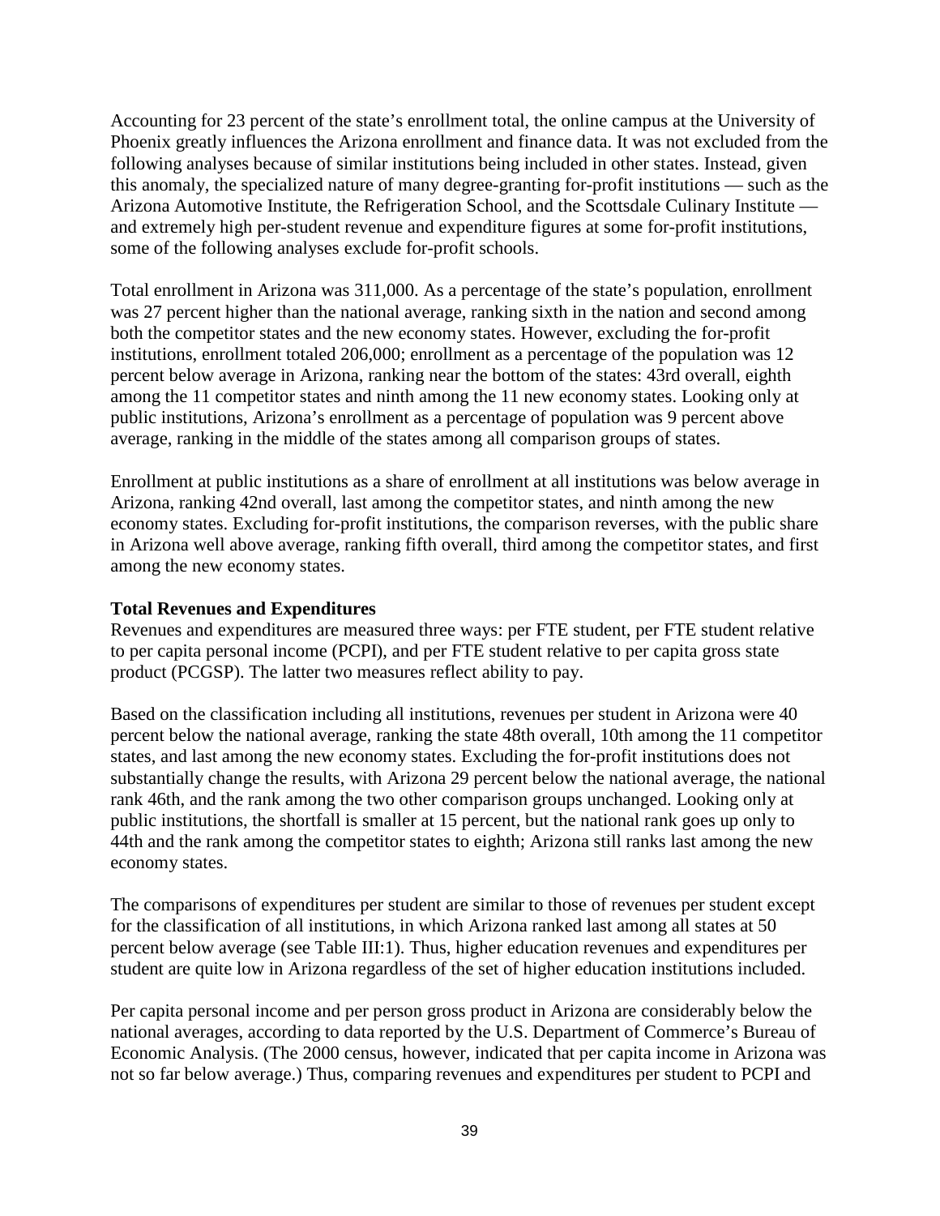Accounting for 23 percent of the state's enrollment total, the online campus at the University of Phoenix greatly influences the Arizona enrollment and finance data. It was not excluded from the following analyses because of similar institutions being included in other states. Instead, given this anomaly, the specialized nature of many degree-granting for-profit institutions — such as the Arizona Automotive Institute, the Refrigeration School, and the Scottsdale Culinary Institute — and extremely high per-student revenue and expenditure figures at some for-profit institutions, some of the following analyses exclude for-profit schools.

Total enrollment in Arizona was 311,000. As a percentage of the state's population, enrollment was 27 percent higher than the national average, ranking sixth in the nation and second among both the competitor states and the new economy states. However, excluding the for-profit institutions, enrollment totaled 206,000; enrollment as a percentage of the population was 12 percent below average in Arizona, ranking near the bottom of the states: 43rd overall, eighth among the 11 competitor states and ninth among the 11 new economy states. Looking only at public institutions, Arizona's enrollment as a percentage of population was 9 percent above average, ranking in the middle of the states among all comparison groups of states.

Enrollment at public institutions as a share of enrollment at all institutions was below average in Arizona, ranking 42nd overall, last among the competitor states, and ninth among the new economy states. Excluding for-profit institutions, the comparison reverses, with the public share in Arizona well above average, ranking fifth overall, third among the competitor states, and first among the new economy states.

**Total Revenues and Expenditures**

Revenues and expenditures are measured three ways: per FTE student, per FTE student relative to per capita personal income (PCPI), and per FTE student relative to per capita gross state product (PCGSP). The latter two measures reflect ability to pay.

Based on the classification including all institutions, revenues per student in Arizona were 40 percent below the national average, ranking the state 48th overall, 10th among the 11 competitor states, and last among the new economy states. Excluding the for-profit institutions does not substantially change the results, with Arizona 29 percent below the national average, the national rank 46th, and the rank among the two other comparison groups unchanged. Looking only at public institutions, the shortfall is smaller at 15 percent, but the national rank goes up only to 44th and the rank among the competitor states to eighth; Arizona still ranks last among the new economy states.

The comparisons of expenditures per student are similar to those of revenues per student except for the classification of all institutions, in which Arizona ranked last among all states at 50 percent below average (see Table III:1). Thus, higher education revenues and expenditures per student are quite low in Arizona regardless of the set of higher education institutions included.

Per capita personal income and per person gross product in Arizona are considerably below the national averages, according to data reported by the U.S. Department of Commerce's Bureau of Economic Analysis. (The 2000 census, however, indicated that per capita income in Arizona was not so far below average.) Thus, comparing revenues and expenditures per student to PCPI and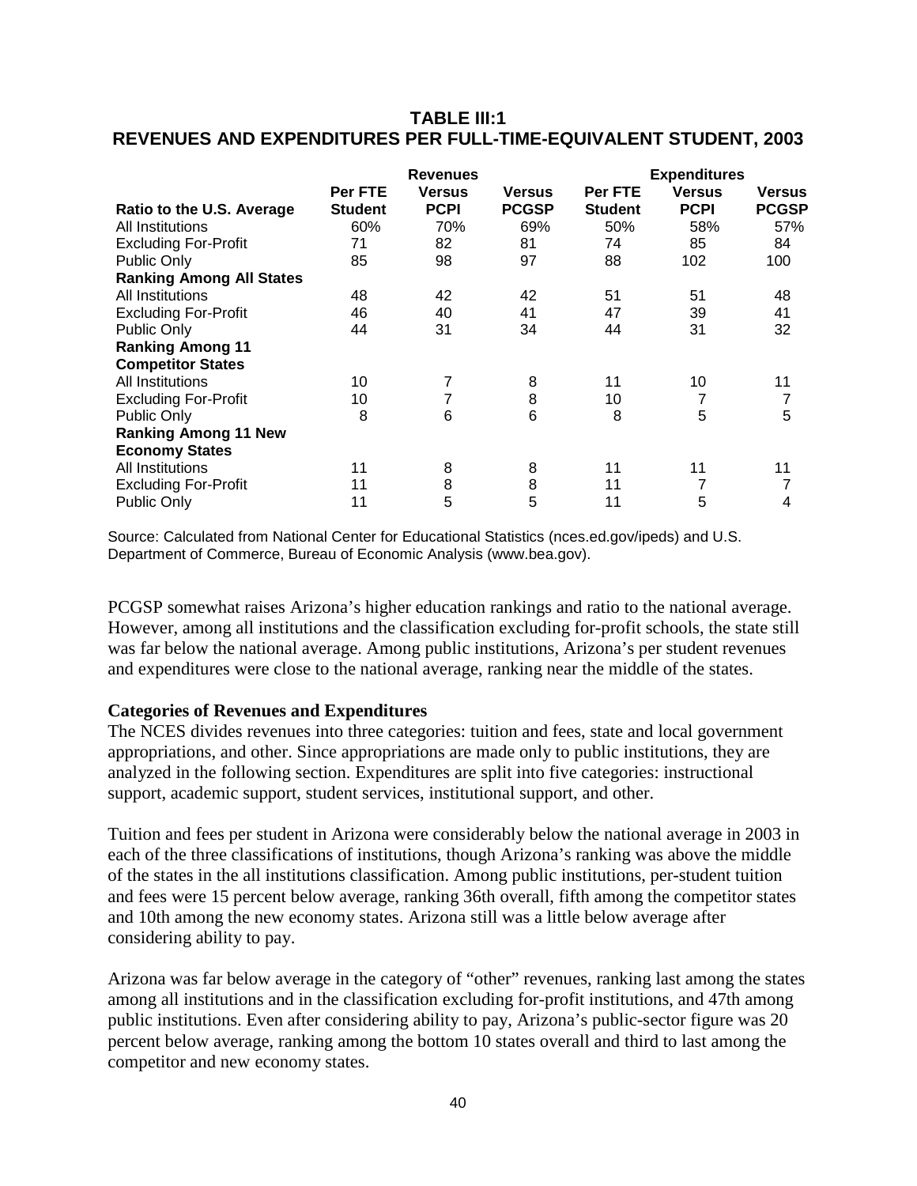**TABLE III:1**
**REVENUES AND EXPENDITURES PER FULL-TIME-EQUIVALENT STUDENT, 2003**

| | Revenues | | | Expenditures | | |
|---|---|---|---|---|---|---|
| **Ratio to the U.S. Average** | **Per FTE Student** | **Versus PCPI** | **Versus PCGSP** | **Per FTE Student** | **Versus PCPI** | **Versus PCGSP** |
| All Institutions | 60% | 70% | 69% | 50% | 58% | 57% |
| Excluding For-Profit | 71 | 82 | 81 | 74 | 85 | 84 |
| Public Only | 85 | 98 | 97 | 88 | 102 | 100 |
| **Ranking Among All States** | | | | | | |
| All Institutions | 48 | 42 | 42 | 51 | 51 | 48 |
| Excluding For-Profit | 46 | 40 | 41 | 47 | 39 | 41 |
| Public Only | 44 | 31 | 34 | 44 | 31 | 32 |
| **Ranking Among 11 Competitor States** | | | | | | |
| All Institutions | 10 | 7 | 8 | 11 | 10 | 11 |
| Excluding For-Profit | 10 | 7 | 8 | 10 | 7 | 7 |
| Public Only | 8 | 6 | 6 | 8 | 5 | 5 |
| **Ranking Among 11 New Economy States** | | | | | | |
| All Institutions | 11 | 8 | 8 | 11 | 11 | 11 |
| Excluding For-Profit | 11 | 8 | 8 | 11 | 7 | 7 |
| Public Only | 11 | 5 | 5 | 11 | 5 | 4 |

Source: Calculated from National Center for Educational Statistics (nces.ed.gov/ipeds) and U.S. Department of Commerce, Bureau of Economic Analysis (www.bea.gov).

PCGSP somewhat raises Arizona's higher education rankings and ratio to the national average. However, among all institutions and the classification excluding for-profit schools, the state still was far below the national average. Among public institutions, Arizona's per student revenues and expenditures were close to the national average, ranking near the middle of the states.

**Categories of Revenues and Expenditures**

The NCES divides revenues into three categories: tuition and fees, state and local government appropriations, and other. Since appropriations are made only to public institutions, they are analyzed in the following section. Expenditures are split into five categories: instructional support, academic support, student services, institutional support, and other.

Tuition and fees per student in Arizona were considerably below the national average in 2003 in each of the three classifications of institutions, though Arizona's ranking was above the middle of the states in the all institutions classification. Among public institutions, per-student tuition and fees were 15 percent below average, ranking 36th overall, fifth among the competitor states and 10th among the new economy states. Arizona still was a little below average after considering ability to pay.

Arizona was far below average in the category of "other" revenues, ranking last among the states among all institutions and in the classification excluding for-profit institutions, and 47th among public institutions. Even after considering ability to pay, Arizona's public-sector figure was 20 percent below average, ranking among the bottom 10 states overall and third to last among the competitor and new economy states.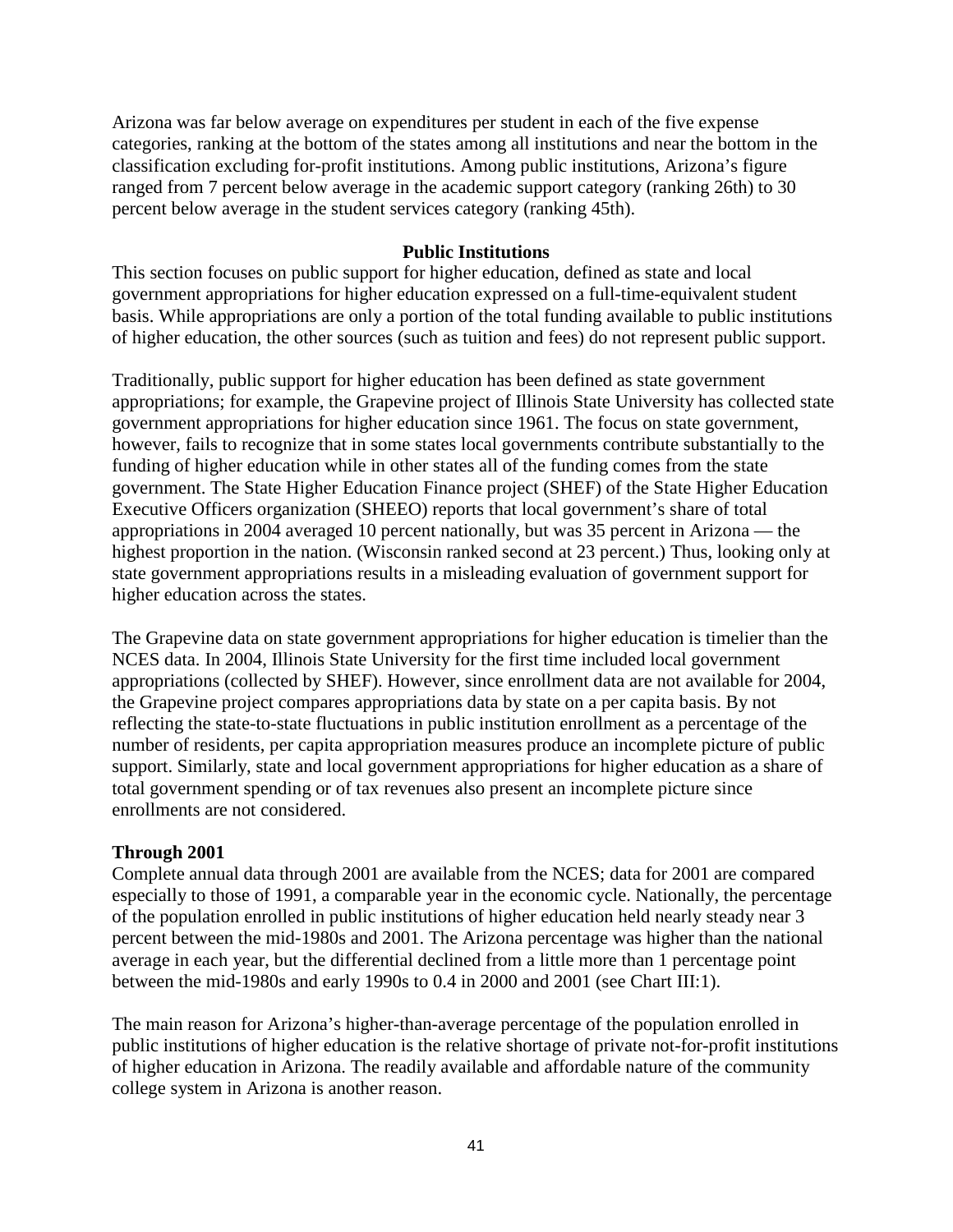Arizona was far below average on expenditures per student in each of the five expense categories, ranking at the bottom of the states among all institutions and near the bottom in the classification excluding for-profit institutions. Among public institutions, Arizona's figure ranged from 7 percent below average in the academic support category (ranking 26th) to 30 percent below average in the student services category (ranking 45th).

## Public Institutions

This section focuses on public support for higher education, defined as state and local government appropriations for higher education expressed on a full-time-equivalent student basis. While appropriations are only a portion of the total funding available to public institutions of higher education, the other sources (such as tuition and fees) do not represent public support.

Traditionally, public support for higher education has been defined as state government appropriations; for example, the Grapevine project of Illinois State University has collected state government appropriations for higher education since 1961. The focus on state government, however, fails to recognize that in some states local governments contribute substantially to the funding of higher education while in other states all of the funding comes from the state government. The State Higher Education Finance project (SHEF) of the State Higher Education Executive Officers organization (SHEEO) reports that local government's share of total appropriations in 2004 averaged 10 percent nationally, but was 35 percent in Arizona — the highest proportion in the nation. (Wisconsin ranked second at 23 percent.) Thus, looking only at state government appropriations results in a misleading evaluation of government support for higher education across the states.

The Grapevine data on state government appropriations for higher education is timelier than the NCES data. In 2004, Illinois State University for the first time included local government appropriations (collected by SHEF). However, since enrollment data are not available for 2004, the Grapevine project compares appropriations data by state on a per capita basis. By not reflecting the state-to-state fluctuations in public institution enrollment as a percentage of the number of residents, per capita appropriation measures produce an incomplete picture of public support. Similarly, state and local government appropriations for higher education as a share of total government spending or of tax revenues also present an incomplete picture since enrollments are not considered.

### Through 2001

Complete annual data through 2001 are available from the NCES; data for 2001 are compared especially to those of 1991, a comparable year in the economic cycle. Nationally, the percentage of the population enrolled in public institutions of higher education held nearly steady near 3 percent between the mid-1980s and 2001. The Arizona percentage was higher than the national average in each year, but the differential declined from a little more than 1 percentage point between the mid-1980s and early 1990s to 0.4 in 2000 and 2001 (see Chart III:1).

The main reason for Arizona's higher-than-average percentage of the population enrolled in public institutions of higher education is the relative shortage of private not-for-profit institutions of higher education in Arizona. The readily available and affordable nature of the community college system in Arizona is another reason.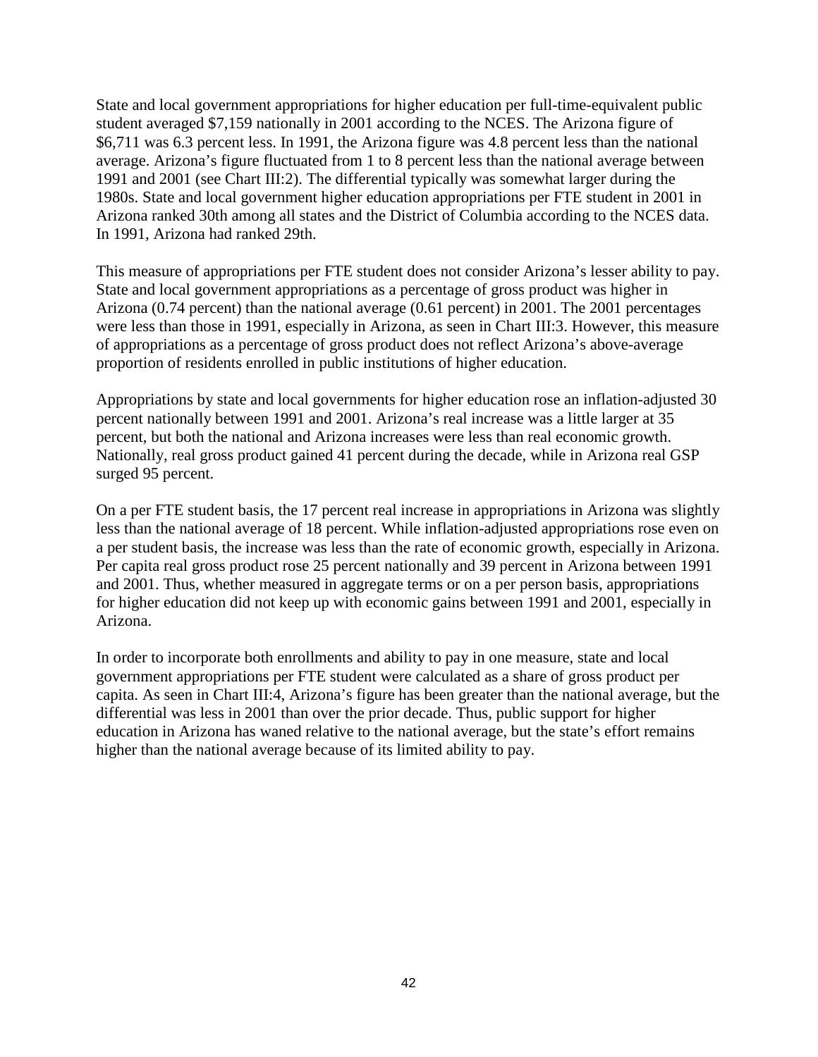State and local government appropriations for higher education per full-time-equivalent public student averaged $7,159 nationally in 2001 according to the NCES. The Arizona figure of $6,711 was 6.3 percent less. In 1991, the Arizona figure was 4.8 percent less than the national average. Arizona's figure fluctuated from 1 to 8 percent less than the national average between 1991 and 2001 (see Chart III:2). The differential typically was somewhat larger during the 1980s. State and local government higher education appropriations per FTE student in 2001 in Arizona ranked 30th among all states and the District of Columbia according to the NCES data. In 1991, Arizona had ranked 29th.

This measure of appropriations per FTE student does not consider Arizona's lesser ability to pay. State and local government appropriations as a percentage of gross product was higher in Arizona (0.74 percent) than the national average (0.61 percent) in 2001. The 2001 percentages were less than those in 1991, especially in Arizona, as seen in Chart III:3. However, this measure of appropriations as a percentage of gross product does not reflect Arizona's above-average proportion of residents enrolled in public institutions of higher education.

Appropriations by state and local governments for higher education rose an inflation-adjusted 30 percent nationally between 1991 and 2001. Arizona's real increase was a little larger at 35 percent, but both the national and Arizona increases were less than real economic growth. Nationally, real gross product gained 41 percent during the decade, while in Arizona real GSP surged 95 percent.

On a per FTE student basis, the 17 percent real increase in appropriations in Arizona was slightly less than the national average of 18 percent. While inflation-adjusted appropriations rose even on a per student basis, the increase was less than the rate of economic growth, especially in Arizona. Per capita real gross product rose 25 percent nationally and 39 percent in Arizona between 1991 and 2001. Thus, whether measured in aggregate terms or on a per person basis, appropriations for higher education did not keep up with economic gains between 1991 and 2001, especially in Arizona.

In order to incorporate both enrollments and ability to pay in one measure, state and local government appropriations per FTE student were calculated as a share of gross product per capita. As seen in Chart III:4, Arizona's figure has been greater than the national average, but the differential was less in 2001 than over the prior decade. Thus, public support for higher education in Arizona has waned relative to the national average, but the state's effort remains higher than the national average because of its limited ability to pay.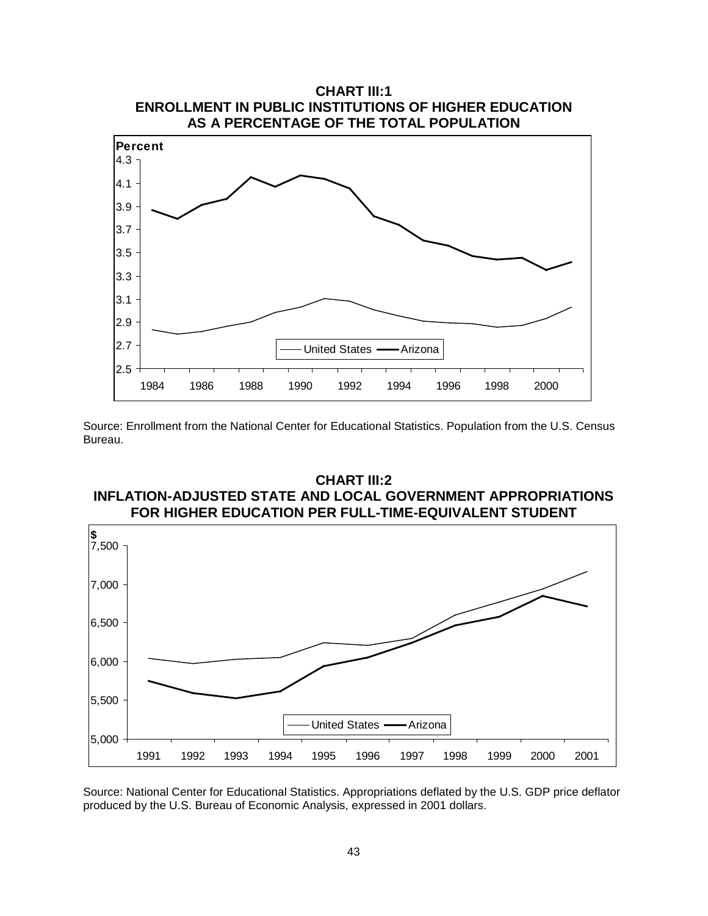**CHART III:1**
**ENROLLMENT IN PUBLIC INSTITUTIONS OF HIGHER EDUCATION AS A PERCENTAGE OF THE TOTAL POPULATION**

Source: Enrollment from the National Center for Educational Statistics. Population from the U.S. Census Bureau.

**CHART III:2**
**INFLATION-ADJUSTED STATE AND LOCAL GOVERNMENT APPROPRIATIONS FOR HIGHER EDUCATION PER FULL-TIME-EQUIVALENT STUDENT**

Source: National Center for Educational Statistics. Appropriations deflated by the U.S. GDP price deflator produced by the U.S. Bureau of Economic Analysis, expressed in 2001 dollars.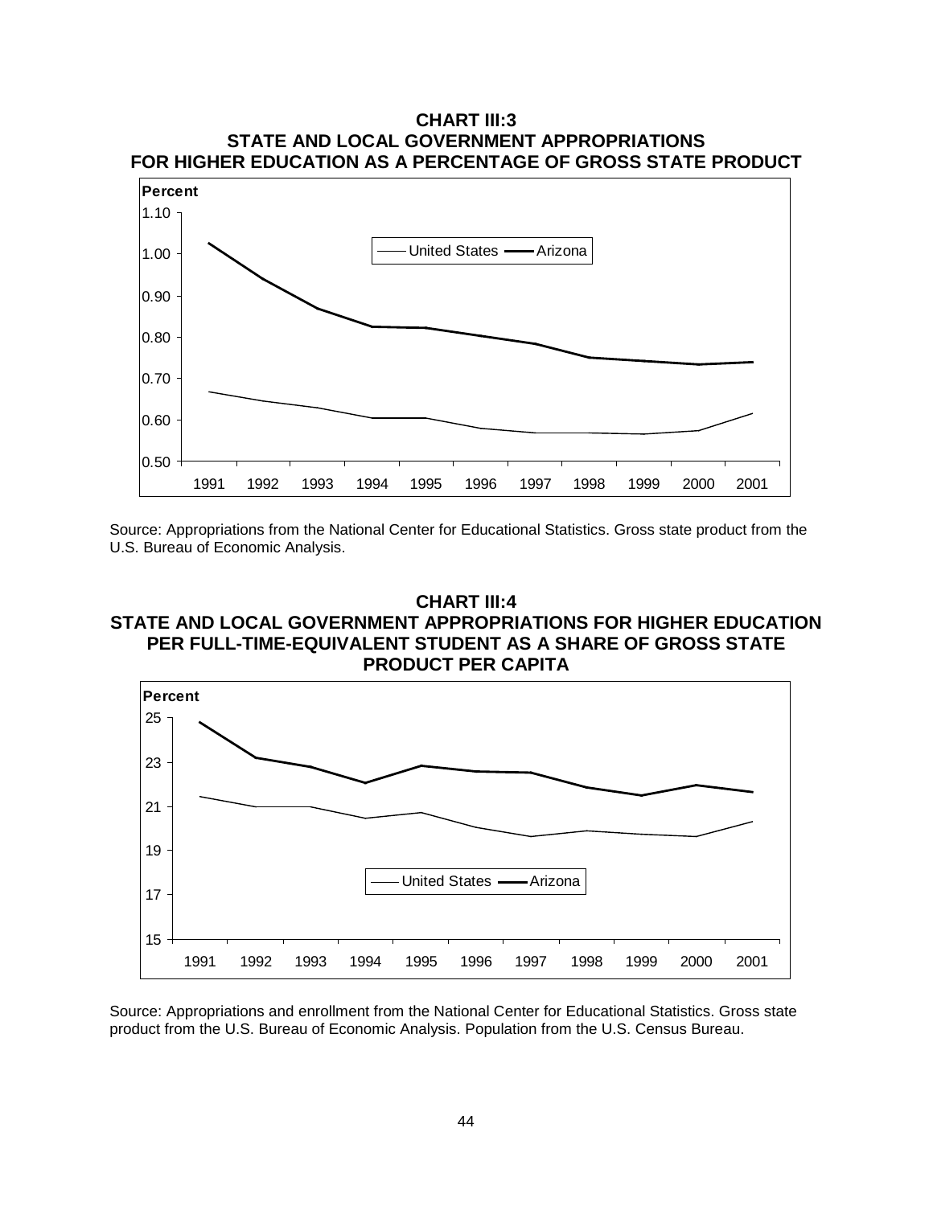**CHART III:3**
**STATE AND LOCAL GOVERNMENT APPROPRIATIONS FOR HIGHER EDUCATION AS A PERCENTAGE OF GROSS STATE PRODUCT**

Source: Appropriations from the National Center for Educational Statistics. Gross state product from the U.S. Bureau of Economic Analysis.

**CHART III:4**
**STATE AND LOCAL GOVERNMENT APPROPRIATIONS FOR HIGHER EDUCATION PER FULL-TIME-EQUIVALENT STUDENT AS A SHARE OF GROSS STATE PRODUCT PER CAPITA**

Source: Appropriations and enrollment from the National Center for Educational Statistics. Gross state product from the U.S. Bureau of Economic Analysis. Population from the U.S. Census Bureau.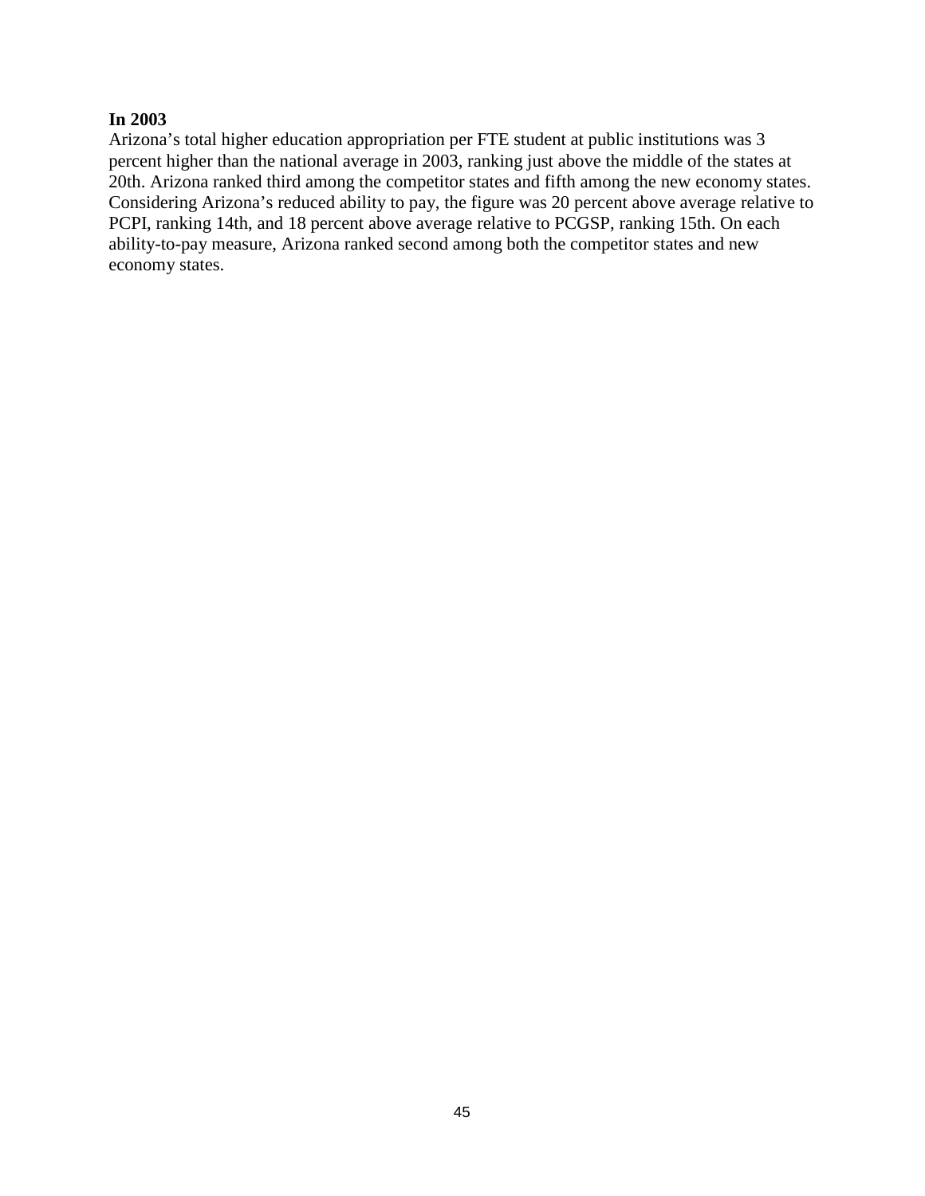**In 2003**

Arizona's total higher education appropriation per FTE student at public institutions was 3 percent higher than the national average in 2003, ranking just above the middle of the states at 20th. Arizona ranked third among the competitor states and fifth among the new economy states. Considering Arizona's reduced ability to pay, the figure was 20 percent above average relative to PCPI, ranking 14th, and 18 percent above average relative to PCGSP, ranking 15th. On each ability-to-pay measure, Arizona ranked second among both the competitor states and new economy states.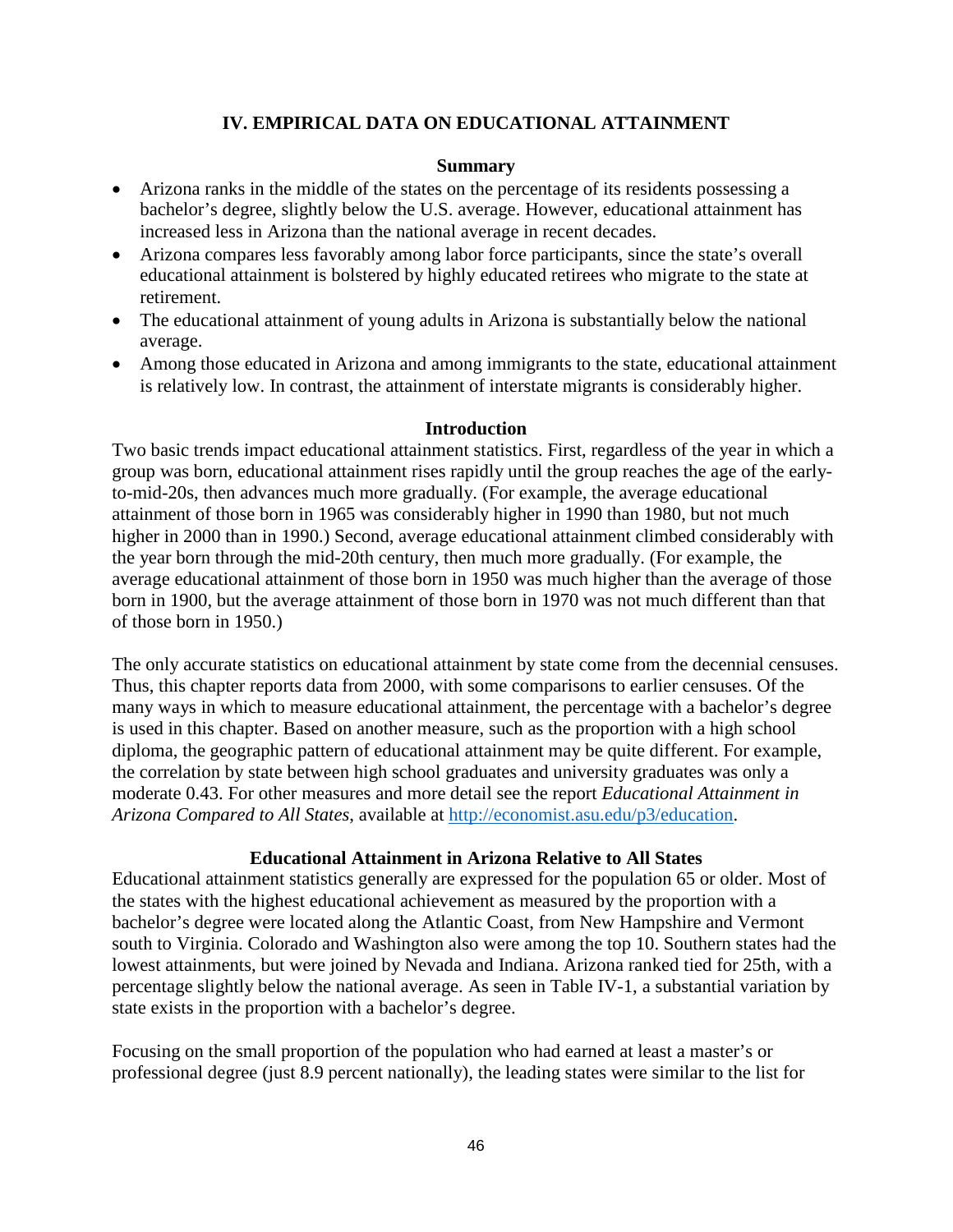## IV. EMPIRICAL DATA ON EDUCATIONAL ATTAINMENT

### Summary

- Arizona ranks in the middle of the states on the percentage of its residents possessing a bachelor's degree, slightly below the U.S. average. However, educational attainment has increased less in Arizona than the national average in recent decades.
- Arizona compares less favorably among labor force participants, since the state's overall educational attainment is bolstered by highly educated retirees who migrate to the state at retirement.
- The educational attainment of young adults in Arizona is substantially below the national average.
- Among those educated in Arizona and among immigrants to the state, educational attainment is relatively low. In contrast, the attainment of interstate migrants is considerably higher.

### Introduction

Two basic trends impact educational attainment statistics. First, regardless of the year in which a group was born, educational attainment rises rapidly until the group reaches the age of the early-to-mid-20s, then advances much more gradually. (For example, the average educational attainment of those born in 1965 was considerably higher in 1990 than 1980, but not much higher in 2000 than in 1990.) Second, average educational attainment climbed considerably with the year born through the mid-20th century, then much more gradually. (For example, the average educational attainment of those born in 1950 was much higher than the average of those born in 1900, but the average attainment of those born in 1970 was not much different than that of those born in 1950.)

The only accurate statistics on educational attainment by state come from the decennial censuses. Thus, this chapter reports data from 2000, with some comparisons to earlier censuses. Of the many ways in which to measure educational attainment, the percentage with a bachelor's degree is used in this chapter. Based on another measure, such as the proportion with a high school diploma, the geographic pattern of educational attainment may be quite different. For example, the correlation by state between high school graduates and university graduates was only a moderate 0.43. For other measures and more detail see the report *Educational Attainment in Arizona Compared to All States*, available at [http://economist.asu.edu/p3/education](http://economist.asu.edu/p3/education).

### Educational Attainment in Arizona Relative to All States

Educational attainment statistics generally are expressed for the population 65 or older. Most of the states with the highest educational achievement as measured by the proportion with a bachelor's degree were located along the Atlantic Coast, from New Hampshire and Vermont south to Virginia. Colorado and Washington also were among the top 10. Southern states had the lowest attainments, but were joined by Nevada and Indiana. Arizona ranked tied for 25th, with a percentage slightly below the national average. As seen in Table IV-1, a substantial variation by state exists in the proportion with a bachelor's degree.

Focusing on the small proportion of the population who had earned at least a master's or professional degree (just 8.9 percent nationally), the leading states were similar to the list for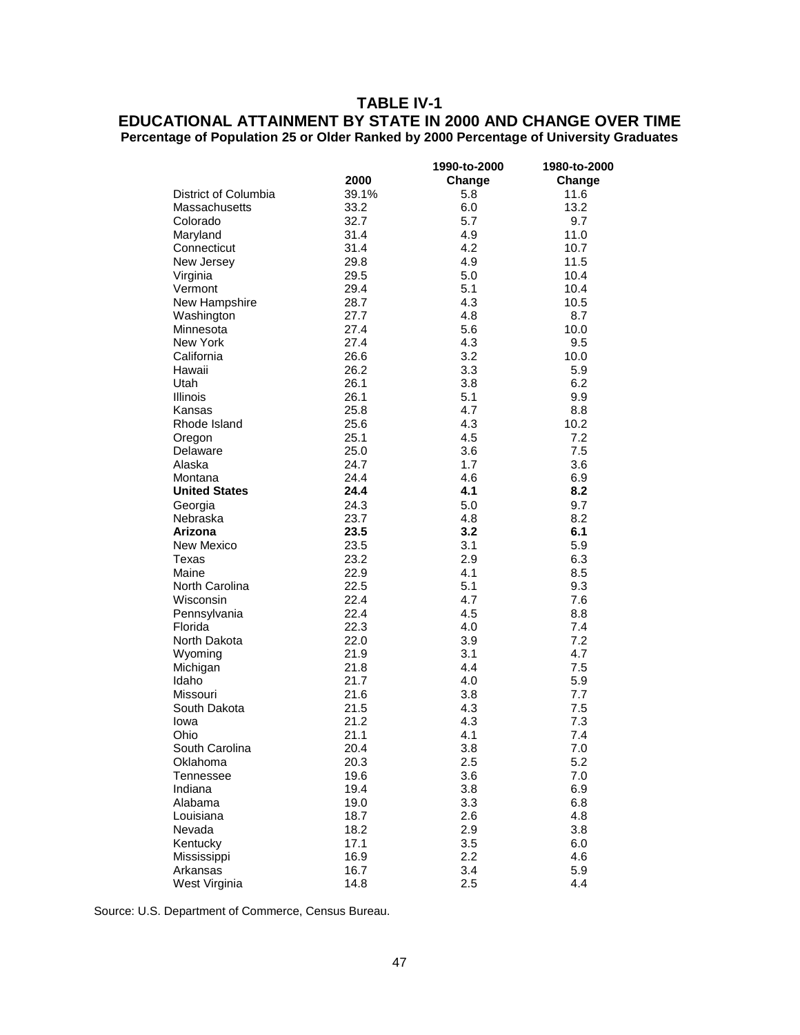# TABLE IV-1

## EDUCATIONAL ATTAINMENT BY STATE IN 2000 AND CHANGE OVER TIME

**Percentage of Population 25 or Older Ranked by 2000 Percentage of University Graduates**

| | 2000 | 1990-to-2000 Change | 1980-to-2000 Change |
|---|---|---|---|
| District of Columbia | 39.1% | 5.8 | 11.6 |
| Massachusetts | 33.2 | 6.0 | 13.2 |
| Colorado | 32.7 | 5.7 | 9.7 |
| Maryland | 31.4 | 4.9 | 11.0 |
| Connecticut | 31.4 | 4.2 | 10.7 |
| New Jersey | 29.8 | 4.9 | 11.5 |
| Virginia | 29.5 | 5.0 | 10.4 |
| Vermont | 29.4 | 5.1 | 10.4 |
| New Hampshire | 28.7 | 4.3 | 10.5 |
| Washington | 27.7 | 4.8 | 8.7 |
| Minnesota | 27.4 | 5.6 | 10.0 |
| New York | 27.4 | 4.3 | 9.5 |
| California | 26.6 | 3.2 | 10.0 |
| Hawaii | 26.2 | 3.3 | 5.9 |
| Utah | 26.1 | 3.8 | 6.2 |
| Illinois | 26.1 | 5.1 | 9.9 |
| Kansas | 25.8 | 4.7 | 8.8 |
| Rhode Island | 25.6 | 4.3 | 10.2 |
| Oregon | 25.1 | 4.5 | 7.2 |
| Delaware | 25.0 | 3.6 | 7.5 |
| Alaska | 24.7 | 1.7 | 3.6 |
| Montana | 24.4 | 4.6 | 6.9 |
| **United States** | **24.4** | **4.1** | **8.2** |
| Georgia | 24.3 | 5.0 | 9.7 |
| Nebraska | 23.7 | 4.8 | 8.2 |
| **Arizona** | **23.5** | **3.2** | **6.1** |
| New Mexico | 23.5 | 3.1 | 5.9 |
| Texas | 23.2 | 2.9 | 6.3 |
| Maine | 22.9 | 4.1 | 8.5 |
| North Carolina | 22.5 | 5.1 | 9.3 |
| Wisconsin | 22.4 | 4.7 | 7.6 |
| Pennsylvania | 22.4 | 4.5 | 8.8 |
| Florida | 22.3 | 4.0 | 7.4 |
| North Dakota | 22.0 | 3.9 | 7.2 |
| Wyoming | 21.9 | 3.1 | 4.7 |
| Michigan | 21.8 | 4.4 | 7.5 |
| Idaho | 21.7 | 4.0 | 5.9 |
| Missouri | 21.6 | 3.8 | 7.7 |
| South Dakota | 21.5 | 4.3 | 7.5 |
| Iowa | 21.2 | 4.3 | 7.3 |
| Ohio | 21.1 | 4.1 | 7.4 |
| South Carolina | 20.4 | 3.8 | 7.0 |
| Oklahoma | 20.3 | 2.5 | 5.2 |
| Tennessee | 19.6 | 3.6 | 7.0 |
| Indiana | 19.4 | 3.8 | 6.9 |
| Alabama | 19.0 | 3.3 | 6.8 |
| Louisiana | 18.7 | 2.6 | 4.8 |
| Nevada | 18.2 | 2.9 | 3.8 |
| Kentucky | 17.1 | 3.5 | 6.0 |
| Mississippi | 16.9 | 2.2 | 4.6 |
| Arkansas | 16.7 | 3.4 | 5.9 |
| West Virginia | 14.8 | 2.5 | 4.4 |

Source: U.S. Department of Commerce, Census Bureau.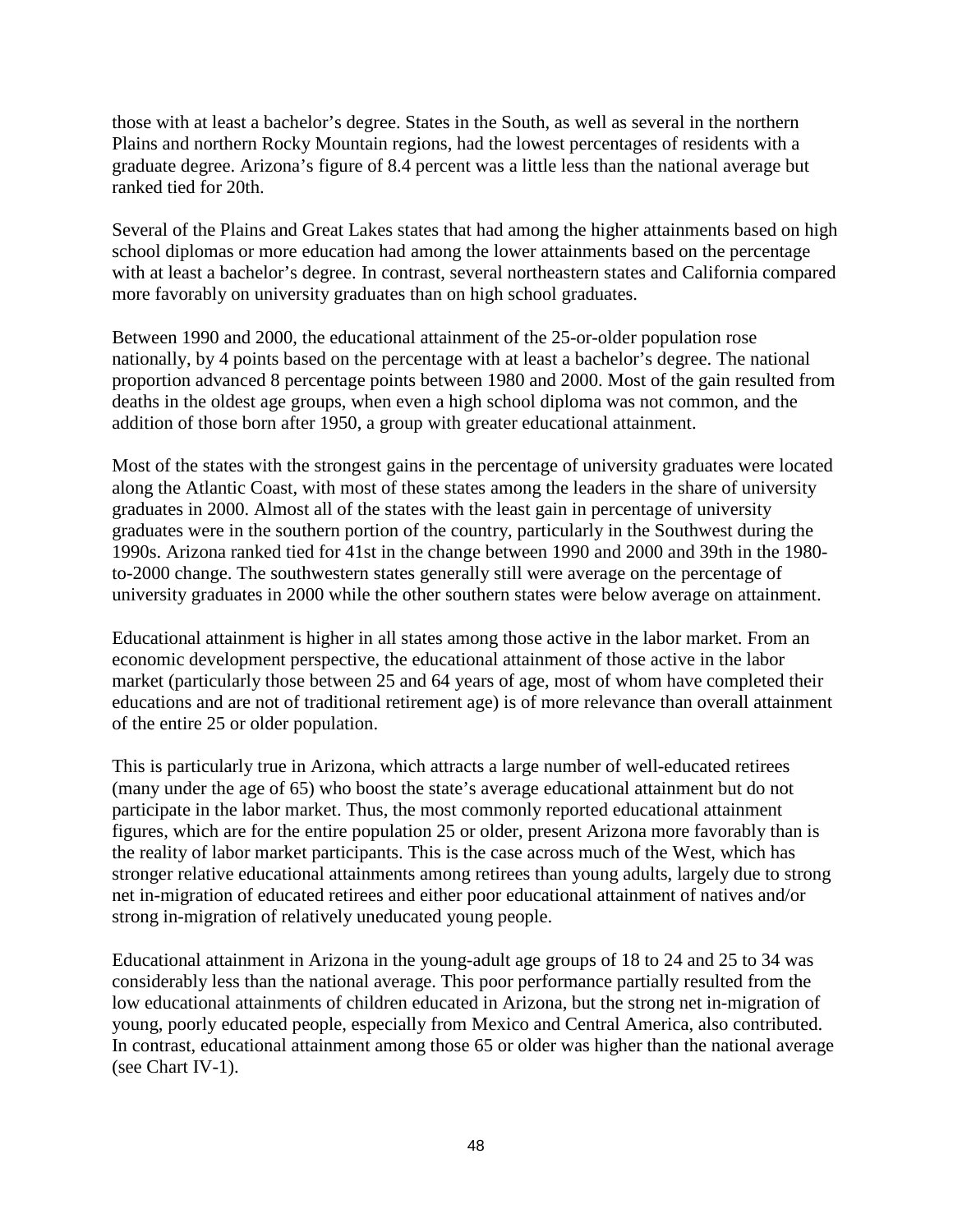those with at least a bachelor's degree. States in the South, as well as several in the northern Plains and northern Rocky Mountain regions, had the lowest percentages of residents with a graduate degree. Arizona's figure of 8.4 percent was a little less than the national average but ranked tied for 20th.

Several of the Plains and Great Lakes states that had among the higher attainments based on high school diplomas or more education had among the lower attainments based on the percentage with at least a bachelor's degree. In contrast, several northeastern states and California compared more favorably on university graduates than on high school graduates.

Between 1990 and 2000, the educational attainment of the 25-or-older population rose nationally, by 4 points based on the percentage with at least a bachelor's degree. The national proportion advanced 8 percentage points between 1980 and 2000. Most of the gain resulted from deaths in the oldest age groups, when even a high school diploma was not common, and the addition of those born after 1950, a group with greater educational attainment.

Most of the states with the strongest gains in the percentage of university graduates were located along the Atlantic Coast, with most of these states among the leaders in the share of university graduates in 2000. Almost all of the states with the least gain in percentage of university graduates were in the southern portion of the country, particularly in the Southwest during the 1990s. Arizona ranked tied for 41st in the change between 1990 and 2000 and 39th in the 1980-to-2000 change. The southwestern states generally still were average on the percentage of university graduates in 2000 while the other southern states were below average on attainment.

Educational attainment is higher in all states among those active in the labor market. From an economic development perspective, the educational attainment of those active in the labor market (particularly those between 25 and 64 years of age, most of whom have completed their educations and are not of traditional retirement age) is of more relevance than overall attainment of the entire 25 or older population.

This is particularly true in Arizona, which attracts a large number of well-educated retirees (many under the age of 65) who boost the state's average educational attainment but do not participate in the labor market. Thus, the most commonly reported educational attainment figures, which are for the entire population 25 or older, present Arizona more favorably than is the reality of labor market participants. This is the case across much of the West, which has stronger relative educational attainments among retirees than young adults, largely due to strong net in-migration of educated retirees and either poor educational attainment of natives and/or strong in-migration of relatively uneducated young people.

Educational attainment in Arizona in the young-adult age groups of 18 to 24 and 25 to 34 was considerably less than the national average. This poor performance partially resulted from the low educational attainments of children educated in Arizona, but the strong net in-migration of young, poorly educated people, especially from Mexico and Central America, also contributed. In contrast, educational attainment among those 65 or older was higher than the national average (see Chart IV-1).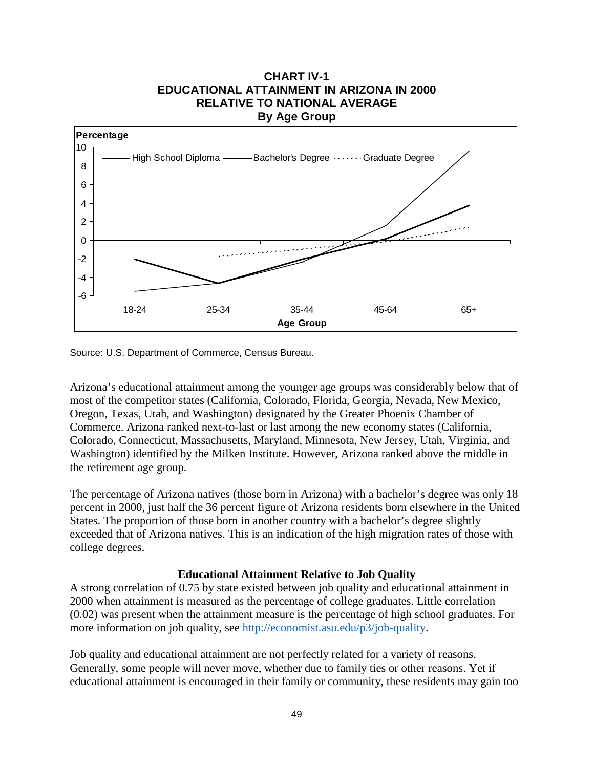**CHART IV-1**
**EDUCATIONAL ATTAINMENT IN ARIZONA IN 2000**
**RELATIVE TO NATIONAL AVERAGE**
**By Age Group**

Source: U.S. Department of Commerce, Census Bureau.

Arizona's educational attainment among the younger age groups was considerably below that of most of the competitor states (California, Colorado, Florida, Georgia, Nevada, New Mexico, Oregon, Texas, Utah, and Washington) designated by the Greater Phoenix Chamber of Commerce. Arizona ranked next-to-last or last among the new economy states (California, Colorado, Connecticut, Massachusetts, Maryland, Minnesota, New Jersey, Utah, Virginia, and Washington) identified by the Milken Institute. However, Arizona ranked above the middle in the retirement age group.

The percentage of Arizona natives (those born in Arizona) with a bachelor's degree was only 18 percent in 2000, just half the 36 percent figure of Arizona residents born elsewhere in the United States. The proportion of those born in another country with a bachelor's degree slightly exceeded that of Arizona natives. This is an indication of the high migration rates of those with college degrees.

### Educational Attainment Relative to Job Quality

A strong correlation of 0.75 by state existed between job quality and educational attainment in 2000 when attainment is measured as the percentage of college graduates. Little correlation (0.02) was present when the attainment measure is the percentage of high school graduates. For more information on job quality, see http://economist.asu.edu/p3/job-quality.

Job quality and educational attainment are not perfectly related for a variety of reasons. Generally, some people will never move, whether due to family ties or other reasons. Yet if educational attainment is encouraged in their family or community, these residents may gain too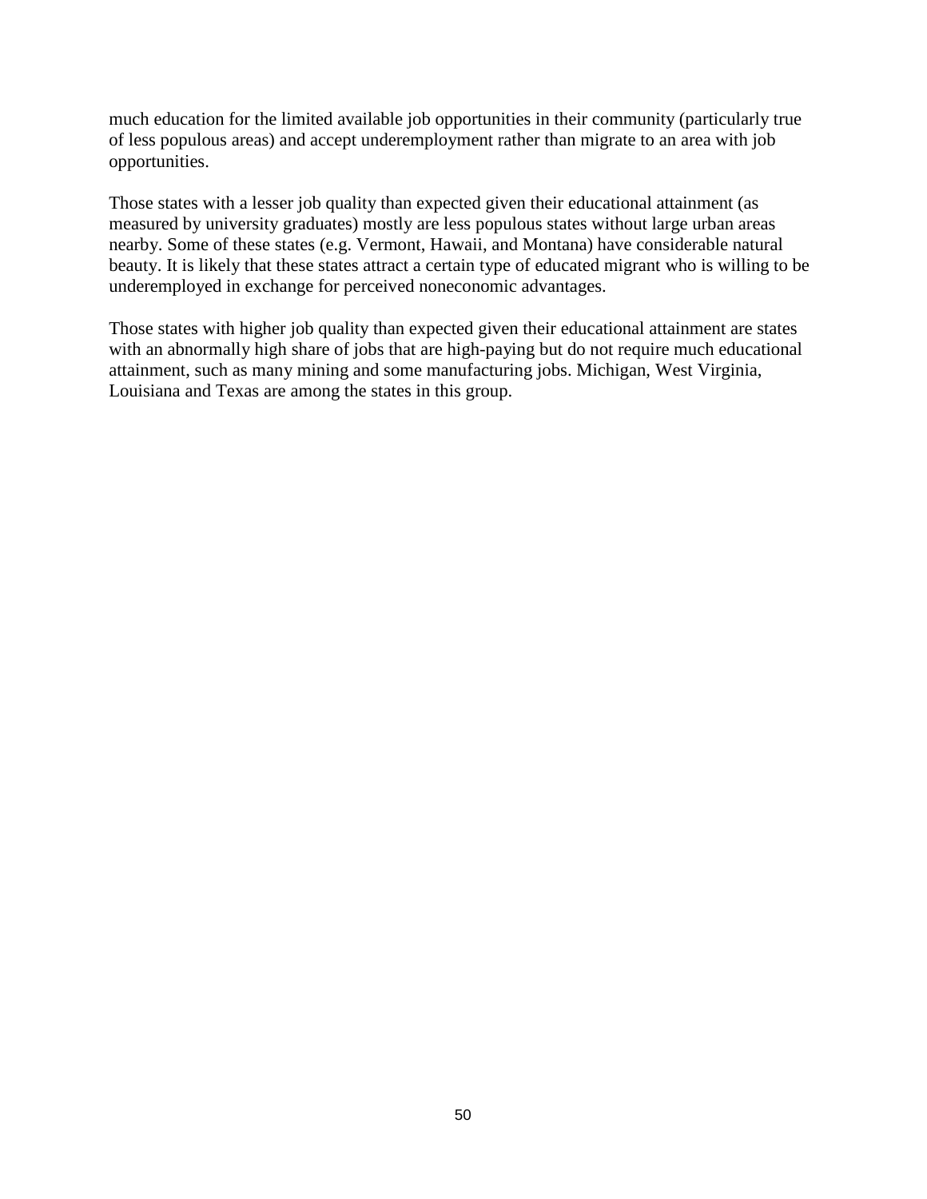much education for the limited available job opportunities in their community (particularly true of less populous areas) and accept underemployment rather than migrate to an area with job opportunities.

Those states with a lesser job quality than expected given their educational attainment (as measured by university graduates) mostly are less populous states without large urban areas nearby. Some of these states (e.g. Vermont, Hawaii, and Montana) have considerable natural beauty. It is likely that these states attract a certain type of educated migrant who is willing to be underemployed in exchange for perceived noneconomic advantages.

Those states with higher job quality than expected given their educational attainment are states with an abnormally high share of jobs that are high-paying but do not require much educational attainment, such as many mining and some manufacturing jobs. Michigan, West Virginia, Louisiana and Texas are among the states in this group.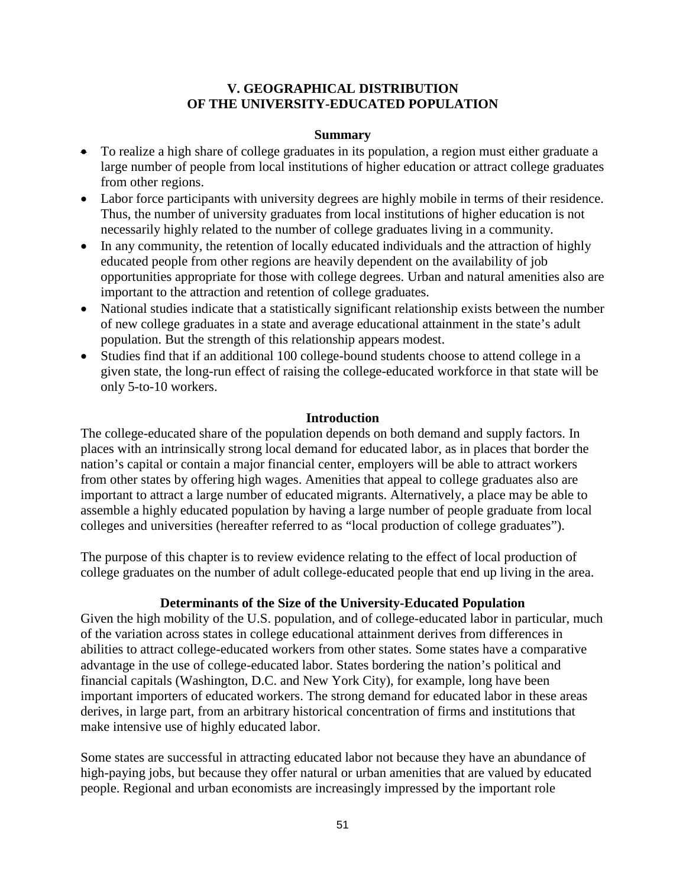## V. GEOGRAPHICAL DISTRIBUTION OF THE UNIVERSITY-EDUCATED POPULATION

### Summary

- To realize a high share of college graduates in its population, a region must either graduate a large number of people from local institutions of higher education or attract college graduates from other regions.
- Labor force participants with university degrees are highly mobile in terms of their residence. Thus, the number of university graduates from local institutions of higher education is not necessarily highly related to the number of college graduates living in a community.
- In any community, the retention of locally educated individuals and the attraction of highly educated people from other regions are heavily dependent on the availability of job opportunities appropriate for those with college degrees. Urban and natural amenities also are important to the attraction and retention of college graduates.
- National studies indicate that a statistically significant relationship exists between the number of new college graduates in a state and average educational attainment in the state's adult population. But the strength of this relationship appears modest.
- Studies find that if an additional 100 college-bound students choose to attend college in a given state, the long-run effect of raising the college-educated workforce in that state will be only 5-to-10 workers.

### Introduction

The college-educated share of the population depends on both demand and supply factors. In places with an intrinsically strong local demand for educated labor, as in places that border the nation's capital or contain a major financial center, employers will be able to attract workers from other states by offering high wages. Amenities that appeal to college graduates also are important to attract a large number of educated migrants. Alternatively, a place may be able to assemble a highly educated population by having a large number of people graduate from local colleges and universities (hereafter referred to as "local production of college graduates").

The purpose of this chapter is to review evidence relating to the effect of local production of college graduates on the number of adult college-educated people that end up living in the area.

### Determinants of the Size of the University-Educated Population

Given the high mobility of the U.S. population, and of college-educated labor in particular, much of the variation across states in college educational attainment derives from differences in abilities to attract college-educated workers from other states. Some states have a comparative advantage in the use of college-educated labor. States bordering the nation's political and financial capitals (Washington, D.C. and New York City), for example, long have been important importers of educated workers. The strong demand for educated labor in these areas derives, in large part, from an arbitrary historical concentration of firms and institutions that make intensive use of highly educated labor.

Some states are successful in attracting educated labor not because they have an abundance of high-paying jobs, but because they offer natural or urban amenities that are valued by educated people. Regional and urban economists are increasingly impressed by the important role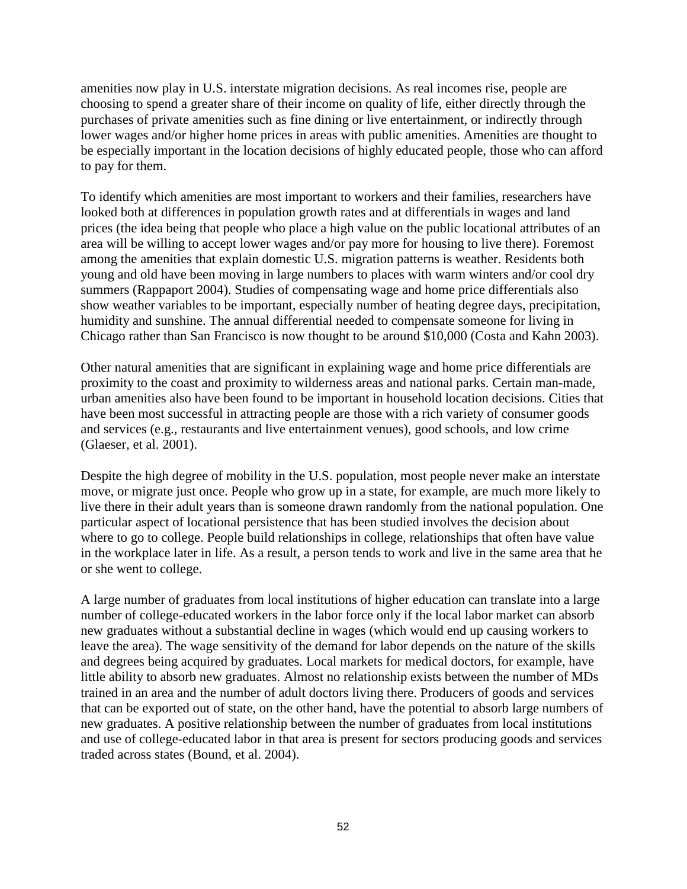amenities now play in U.S. interstate migration decisions. As real incomes rise, people are choosing to spend a greater share of their income on quality of life, either directly through the purchases of private amenities such as fine dining or live entertainment, or indirectly through lower wages and/or higher home prices in areas with public amenities. Amenities are thought to be especially important in the location decisions of highly educated people, those who can afford to pay for them.

To identify which amenities are most important to workers and their families, researchers have looked both at differences in population growth rates and at differentials in wages and land prices (the idea being that people who place a high value on the public locational attributes of an area will be willing to accept lower wages and/or pay more for housing to live there). Foremost among the amenities that explain domestic U.S. migration patterns is weather. Residents both young and old have been moving in large numbers to places with warm winters and/or cool dry summers (Rappaport 2004). Studies of compensating wage and home price differentials also show weather variables to be important, especially number of heating degree days, precipitation, humidity and sunshine. The annual differential needed to compensate someone for living in Chicago rather than San Francisco is now thought to be around $10,000 (Costa and Kahn 2003).

Other natural amenities that are significant in explaining wage and home price differentials are proximity to the coast and proximity to wilderness areas and national parks. Certain man-made, urban amenities also have been found to be important in household location decisions. Cities that have been most successful in attracting people are those with a rich variety of consumer goods and services (e.g., restaurants and live entertainment venues), good schools, and low crime (Glaeser, et al. 2001).

Despite the high degree of mobility in the U.S. population, most people never make an interstate move, or migrate just once. People who grow up in a state, for example, are much more likely to live there in their adult years than is someone drawn randomly from the national population. One particular aspect of locational persistence that has been studied involves the decision about where to go to college. People build relationships in college, relationships that often have value in the workplace later in life. As a result, a person tends to work and live in the same area that he or she went to college.

A large number of graduates from local institutions of higher education can translate into a large number of college-educated workers in the labor force only if the local labor market can absorb new graduates without a substantial decline in wages (which would end up causing workers to leave the area). The wage sensitivity of the demand for labor depends on the nature of the skills and degrees being acquired by graduates. Local markets for medical doctors, for example, have little ability to absorb new graduates. Almost no relationship exists between the number of MDs trained in an area and the number of adult doctors living there. Producers of goods and services that can be exported out of state, on the other hand, have the potential to absorb large numbers of new graduates. A positive relationship between the number of graduates from local institutions and use of college-educated labor in that area is present for sectors producing goods and services traded across states (Bound, et al. 2004).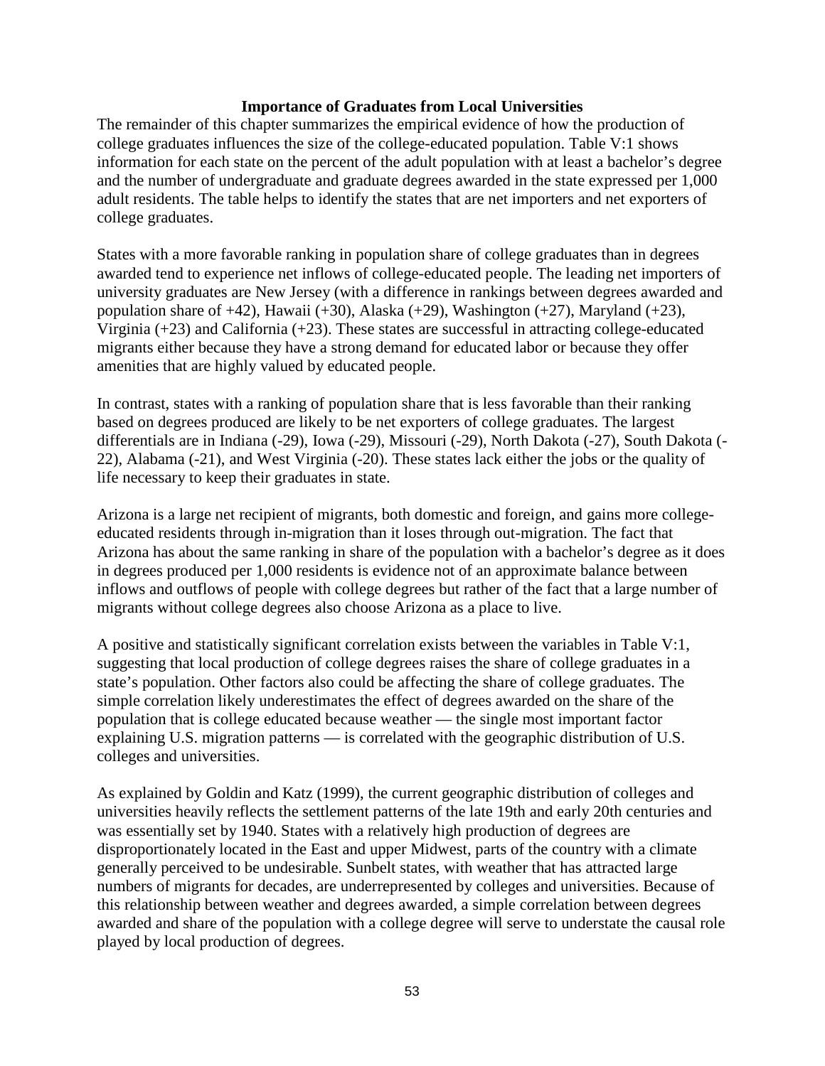## Importance of Graduates from Local Universities

The remainder of this chapter summarizes the empirical evidence of how the production of college graduates influences the size of the college-educated population. Table V:1 shows information for each state on the percent of the adult population with at least a bachelor's degree and the number of undergraduate and graduate degrees awarded in the state expressed per 1,000 adult residents. The table helps to identify the states that are net importers and net exporters of college graduates.

States with a more favorable ranking in population share of college graduates than in degrees awarded tend to experience net inflows of college-educated people. The leading net importers of university graduates are New Jersey (with a difference in rankings between degrees awarded and population share of +42), Hawaii (+30), Alaska (+29), Washington (+27), Maryland (+23), Virginia (+23) and California (+23). These states are successful in attracting college-educated migrants either because they have a strong demand for educated labor or because they offer amenities that are highly valued by educated people.

In contrast, states with a ranking of population share that is less favorable than their ranking based on degrees produced are likely to be net exporters of college graduates. The largest differentials are in Indiana (-29), Iowa (-29), Missouri (-29), North Dakota (-27), South Dakota (-22), Alabama (-21), and West Virginia (-20). These states lack either the jobs or the quality of life necessary to keep their graduates in state.

Arizona is a large net recipient of migrants, both domestic and foreign, and gains more college-educated residents through in-migration than it loses through out-migration. The fact that Arizona has about the same ranking in share of the population with a bachelor's degree as it does in degrees produced per 1,000 residents is evidence not of an approximate balance between inflows and outflows of people with college degrees but rather of the fact that a large number of migrants without college degrees also choose Arizona as a place to live.

A positive and statistically significant correlation exists between the variables in Table V:1, suggesting that local production of college degrees raises the share of college graduates in a state's population. Other factors also could be affecting the share of college graduates. The simple correlation likely underestimates the effect of degrees awarded on the share of the population that is college educated because weather — the single most important factor explaining U.S. migration patterns — is correlated with the geographic distribution of U.S. colleges and universities.

As explained by Goldin and Katz (1999), the current geographic distribution of colleges and universities heavily reflects the settlement patterns of the late 19th and early 20th centuries and was essentially set by 1940. States with a relatively high production of degrees are disproportionately located in the East and upper Midwest, parts of the country with a climate generally perceived to be undesirable. Sunbelt states, with weather that has attracted large numbers of migrants for decades, are underrepresented by colleges and universities. Because of this relationship between weather and degrees awarded, a simple correlation between degrees awarded and share of the population with a college degree will serve to understate the causal role played by local production of degrees.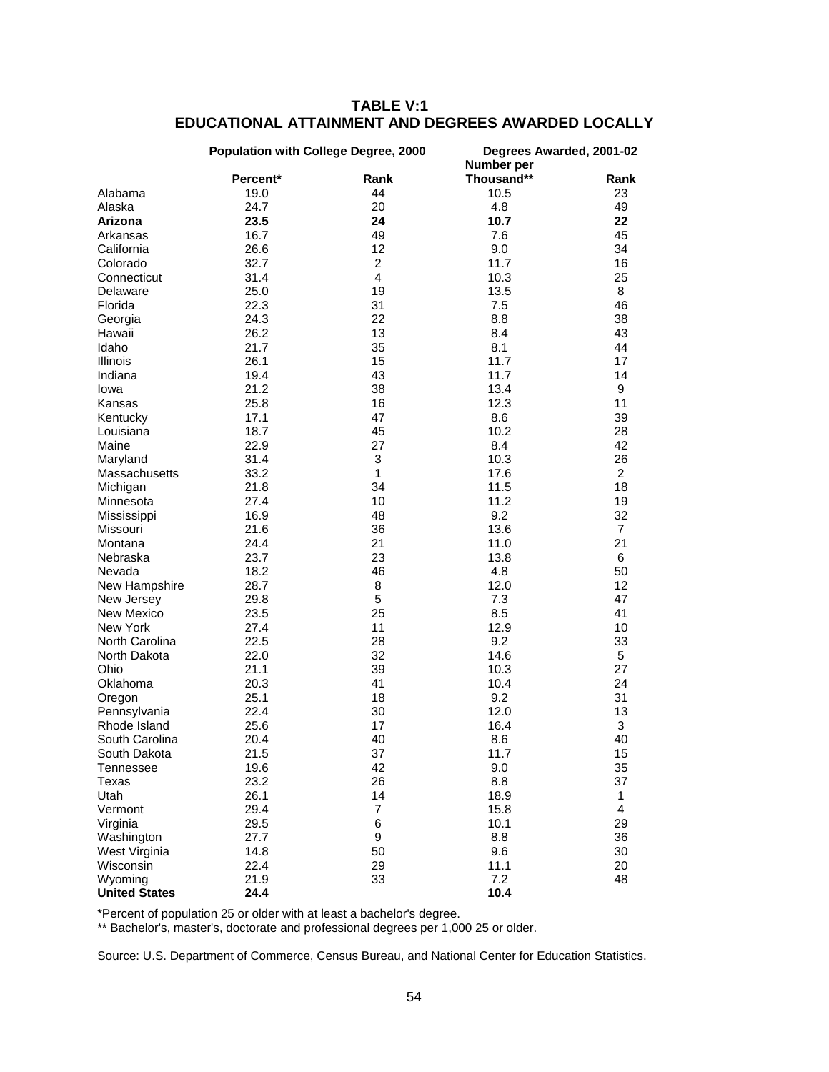# TABLE V:1
# EDUCATIONAL ATTAINMENT AND DEGREES AWARDED LOCALLY

| | Population with College Degree, 2000 | | Degrees Awarded, 2001-02 | |
|---|---|---|---|---|
| | Percent* | Rank | Number per Thousand** | Rank |
| Alabama | 19.0 | 44 | 10.5 | 23 |
| Alaska | 24.7 | 20 | 4.8 | 49 |
| **Arizona** | **23.5** | **24** | **10.7** | **22** |
| Arkansas | 16.7 | 49 | 7.6 | 45 |
| California | 26.6 | 12 | 9.0 | 34 |
| Colorado | 32.7 | 2 | 11.7 | 16 |
| Connecticut | 31.4 | 4 | 10.3 | 25 |
| Delaware | 25.0 | 19 | 13.5 | 8 |
| Florida | 22.3 | 31 | 7.5 | 46 |
| Georgia | 24.3 | 22 | 8.8 | 38 |
| Hawaii | 26.2 | 13 | 8.4 | 43 |
| Idaho | 21.7 | 35 | 8.1 | 44 |
| Illinois | 26.1 | 15 | 11.7 | 17 |
| Indiana | 19.4 | 43 | 11.7 | 14 |
| Iowa | 21.2 | 38 | 13.4 | 9 |
| Kansas | 25.8 | 16 | 12.3 | 11 |
| Kentucky | 17.1 | 47 | 8.6 | 39 |
| Louisiana | 18.7 | 45 | 10.2 | 28 |
| Maine | 22.9 | 27 | 8.4 | 42 |
| Maryland | 31.4 | 3 | 10.3 | 26 |
| Massachusetts | 33.2 | 1 | 17.6 | 2 |
| Michigan | 21.8 | 34 | 11.5 | 18 |
| Minnesota | 27.4 | 10 | 11.2 | 19 |
| Mississippi | 16.9 | 48 | 9.2 | 32 |
| Missouri | 21.6 | 36 | 13.6 | 7 |
| Montana | 24.4 | 21 | 11.0 | 21 |
| Nebraska | 23.7 | 23 | 13.8 | 6 |
| Nevada | 18.2 | 46 | 4.8 | 50 |
| New Hampshire | 28.7 | 8 | 12.0 | 12 |
| New Jersey | 29.8 | 5 | 7.3 | 47 |
| New Mexico | 23.5 | 25 | 8.5 | 41 |
| New York | 27.4 | 11 | 12.9 | 10 |
| North Carolina | 22.5 | 28 | 9.2 | 33 |
| North Dakota | 22.0 | 32 | 14.6 | 5 |
| Ohio | 21.1 | 39 | 10.3 | 27 |
| Oklahoma | 20.3 | 41 | 10.4 | 24 |
| Oregon | 25.1 | 18 | 9.2 | 31 |
| Pennsylvania | 22.4 | 30 | 12.0 | 13 |
| Rhode Island | 25.6 | 17 | 16.4 | 3 |
| South Carolina | 20.4 | 40 | 8.6 | 40 |
| South Dakota | 21.5 | 37 | 11.7 | 15 |
| Tennessee | 19.6 | 42 | 9.0 | 35 |
| Texas | 23.2 | 26 | 8.8 | 37 |
| Utah | 26.1 | 14 | 18.9 | 1 |
| Vermont | 29.4 | 7 | 15.8 | 4 |
| Virginia | 29.5 | 6 | 10.1 | 29 |
| Washington | 27.7 | 9 | 8.8 | 36 |
| West Virginia | 14.8 | 50 | 9.6 | 30 |
| Wisconsin | 22.4 | 29 | 11.1 | 20 |
| Wyoming | 21.9 | 33 | 7.2 | 48 |
| **United States** | **24.4** | | **10.4** | |

*Percent of population 25 or older with at least a bachelor's degree.

** Bachelor's, master's, doctorate and professional degrees per 1,000 25 or older.

Source: U.S. Department of Commerce, Census Bureau, and National Center for Education Statistics.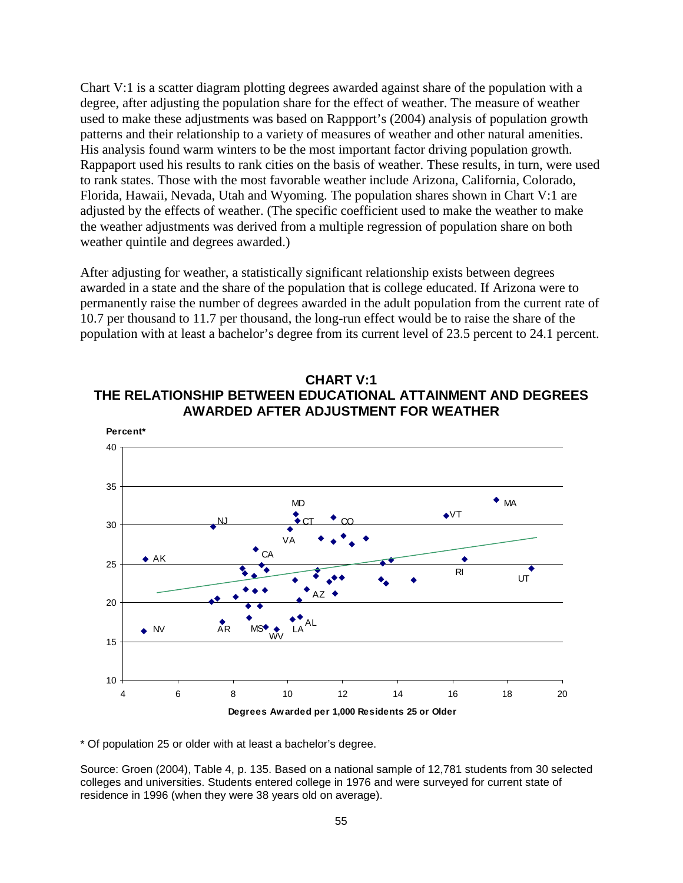Chart V:1 is a scatter diagram plotting degrees awarded against share of the population with a degree, after adjusting the population share for the effect of weather. The measure of weather used to make these adjustments was based on Rappport's (2004) analysis of population growth patterns and their relationship to a variety of measures of weather and other natural amenities. His analysis found warm winters to be the most important factor driving population growth. Rappaport used his results to rank cities on the basis of weather. These results, in turn, were used to rank states. Those with the most favorable weather include Arizona, California, Colorado, Florida, Hawaii, Nevada, Utah and Wyoming. The population shares shown in Chart V:1 are adjusted by the effects of weather. (The specific coefficient used to make the weather to make the weather adjustments was derived from a multiple regression of population share on both weather quintile and degrees awarded.)

After adjusting for weather, a statistically significant relationship exists between degrees awarded in a state and the share of the population that is college educated. If Arizona were to permanently raise the number of degrees awarded in the adult population from the current rate of 10.7 per thousand to 11.7 per thousand, the long-run effect would be to raise the share of the population with at least a bachelor's degree from its current level of 23.5 percent to 24.1 percent.

**CHART V:1**
**THE RELATIONSHIP BETWEEN EDUCATIONAL ATTAINMENT AND DEGREES AWARDED AFTER ADJUSTMENT FOR WEATHER**

\* Of population 25 or older with at least a bachelor's degree.

Source: Groen (2004), Table 4, p. 135. Based on a national sample of 12,781 students from 30 selected colleges and universities. Students entered college in 1976 and were surveyed for current state of residence in 1996 (when they were 38 years old on average).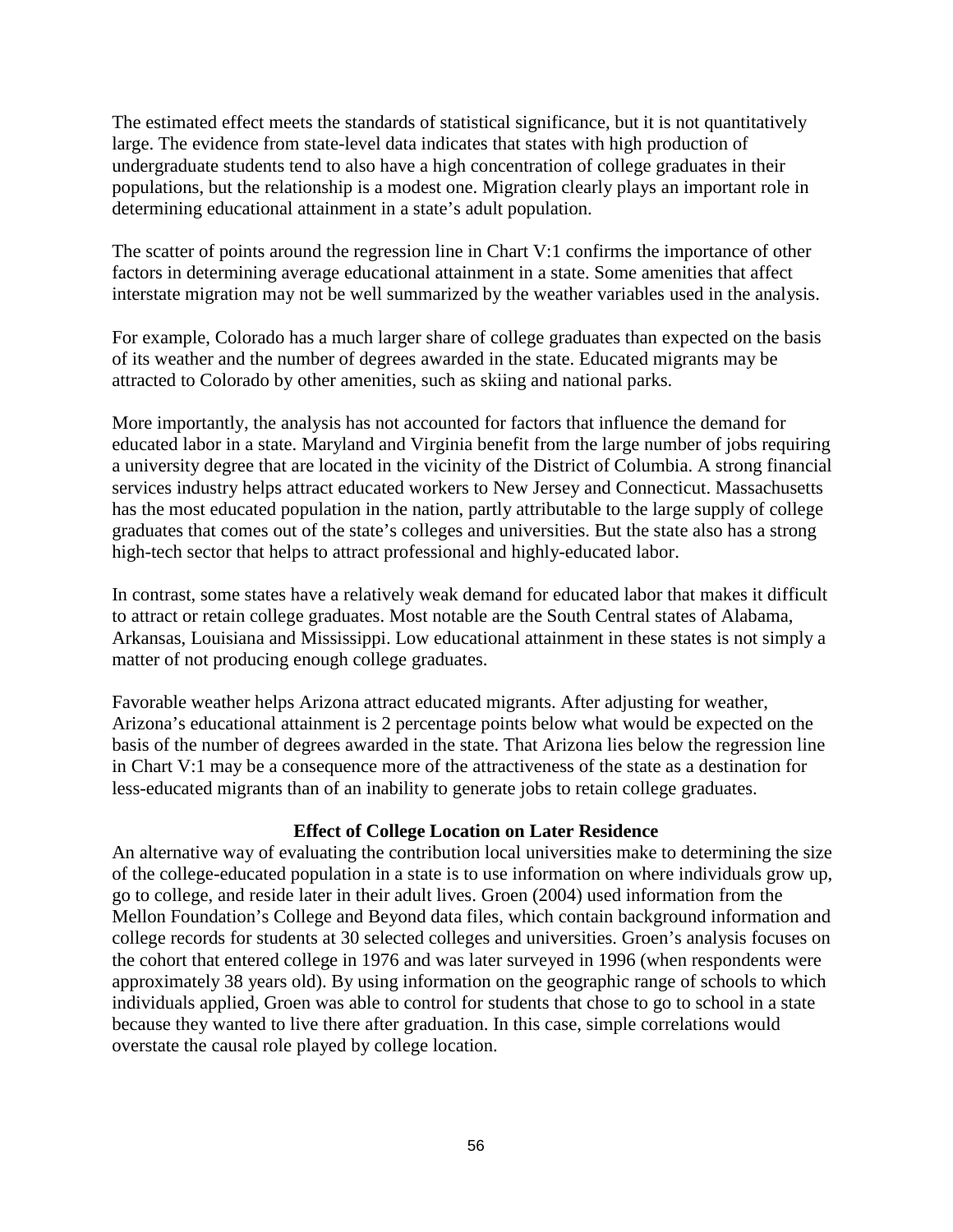The estimated effect meets the standards of statistical significance, but it is not quantitatively large. The evidence from state-level data indicates that states with high production of undergraduate students tend to also have a high concentration of college graduates in their populations, but the relationship is a modest one. Migration clearly plays an important role in determining educational attainment in a state's adult population.

The scatter of points around the regression line in Chart V:1 confirms the importance of other factors in determining average educational attainment in a state. Some amenities that affect interstate migration may not be well summarized by the weather variables used in the analysis.

For example, Colorado has a much larger share of college graduates than expected on the basis of its weather and the number of degrees awarded in the state. Educated migrants may be attracted to Colorado by other amenities, such as skiing and national parks.

More importantly, the analysis has not accounted for factors that influence the demand for educated labor in a state. Maryland and Virginia benefit from the large number of jobs requiring a university degree that are located in the vicinity of the District of Columbia. A strong financial services industry helps attract educated workers to New Jersey and Connecticut. Massachusetts has the most educated population in the nation, partly attributable to the large supply of college graduates that comes out of the state's colleges and universities. But the state also has a strong high-tech sector that helps to attract professional and highly-educated labor.

In contrast, some states have a relatively weak demand for educated labor that makes it difficult to attract or retain college graduates. Most notable are the South Central states of Alabama, Arkansas, Louisiana and Mississippi. Low educational attainment in these states is not simply a matter of not producing enough college graduates.

Favorable weather helps Arizona attract educated migrants. After adjusting for weather, Arizona's educational attainment is 2 percentage points below what would be expected on the basis of the number of degrees awarded in the state. That Arizona lies below the regression line in Chart V:1 may be a consequence more of the attractiveness of the state as a destination for less-educated migrants than of an inability to generate jobs to retain college graduates.

### Effect of College Location on Later Residence

An alternative way of evaluating the contribution local universities make to determining the size of the college-educated population in a state is to use information on where individuals grow up, go to college, and reside later in their adult lives. Groen (2004) used information from the Mellon Foundation's College and Beyond data files, which contain background information and college records for students at 30 selected colleges and universities. Groen's analysis focuses on the cohort that entered college in 1976 and was later surveyed in 1996 (when respondents were approximately 38 years old). By using information on the geographic range of schools to which individuals applied, Groen was able to control for students that chose to go to school in a state because they wanted to live there after graduation. In this case, simple correlations would overstate the causal role played by college location.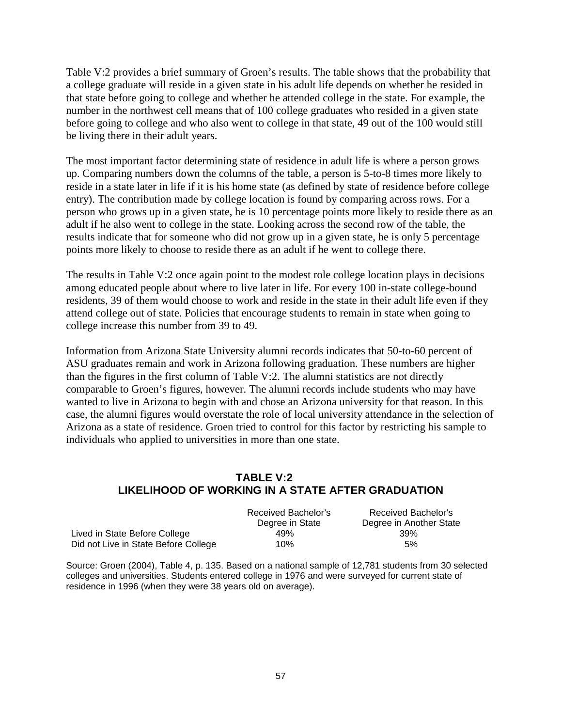Table V:2 provides a brief summary of Groen's results. The table shows that the probability that a college graduate will reside in a given state in his adult life depends on whether he resided in that state before going to college and whether he attended college in the state. For example, the number in the northwest cell means that of 100 college graduates who resided in a given state before going to college and who also went to college in that state, 49 out of the 100 would still be living there in their adult years.

The most important factor determining state of residence in adult life is where a person grows up. Comparing numbers down the columns of the table, a person is 5-to-8 times more likely to reside in a state later in life if it is his home state (as defined by state of residence before college entry). The contribution made by college location is found by comparing across rows. For a person who grows up in a given state, he is 10 percentage points more likely to reside there as an adult if he also went to college in the state. Looking across the second row of the table, the results indicate that for someone who did not grow up in a given state, he is only 5 percentage points more likely to choose to reside there as an adult if he went to college there.

The results in Table V:2 once again point to the modest role college location plays in decisions among educated people about where to live later in life. For every 100 in-state college-bound residents, 39 of them would choose to work and reside in the state in their adult life even if they attend college out of state. Policies that encourage students to remain in state when going to college increase this number from 39 to 49.

Information from Arizona State University alumni records indicates that 50-to-60 percent of ASU graduates remain and work in Arizona following graduation. These numbers are higher than the figures in the first column of Table V:2. The alumni statistics are not directly comparable to Groen's figures, however. The alumni records include students who may have wanted to live in Arizona to begin with and chose an Arizona university for that reason. In this case, the alumni figures would overstate the role of local university attendance in the selection of Arizona as a state of residence. Groen tried to control for this factor by restricting his sample to individuals who applied to universities in more than one state.

## TABLE V:2
## LIKELIHOOD OF WORKING IN A STATE AFTER GRADUATION

| | Received Bachelor's Degree in State | Received Bachelor's Degree in Another State |
|---|---|---|
| Lived in State Before College | 49% | 39% |
| Did not Live in State Before College | 10% | 5% |

Source: Groen (2004), Table 4, p. 135. Based on a national sample of 12,781 students from 30 selected colleges and universities. Students entered college in 1976 and were surveyed for current state of residence in 1996 (when they were 38 years old on average).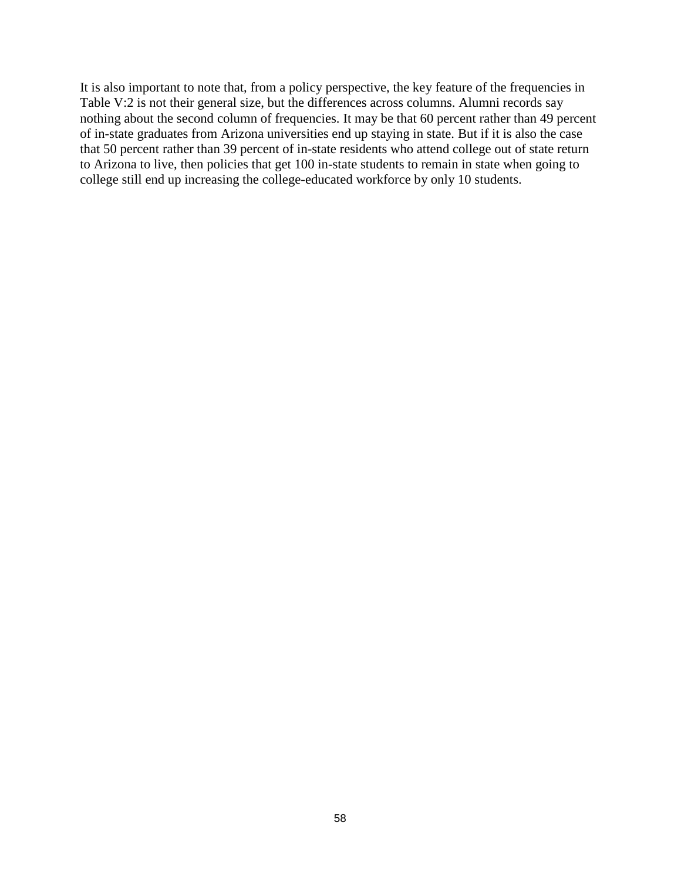It is also important to note that, from a policy perspective, the key feature of the frequencies in Table V:2 is not their general size, but the differences across columns. Alumni records say nothing about the second column of frequencies. It may be that 60 percent rather than 49 percent of in-state graduates from Arizona universities end up staying in state. But if it is also the case that 50 percent rather than 39 percent of in-state residents who attend college out of state return to Arizona to live, then policies that get 100 in-state students to remain in state when going to college still end up increasing the college-educated workforce by only 10 students.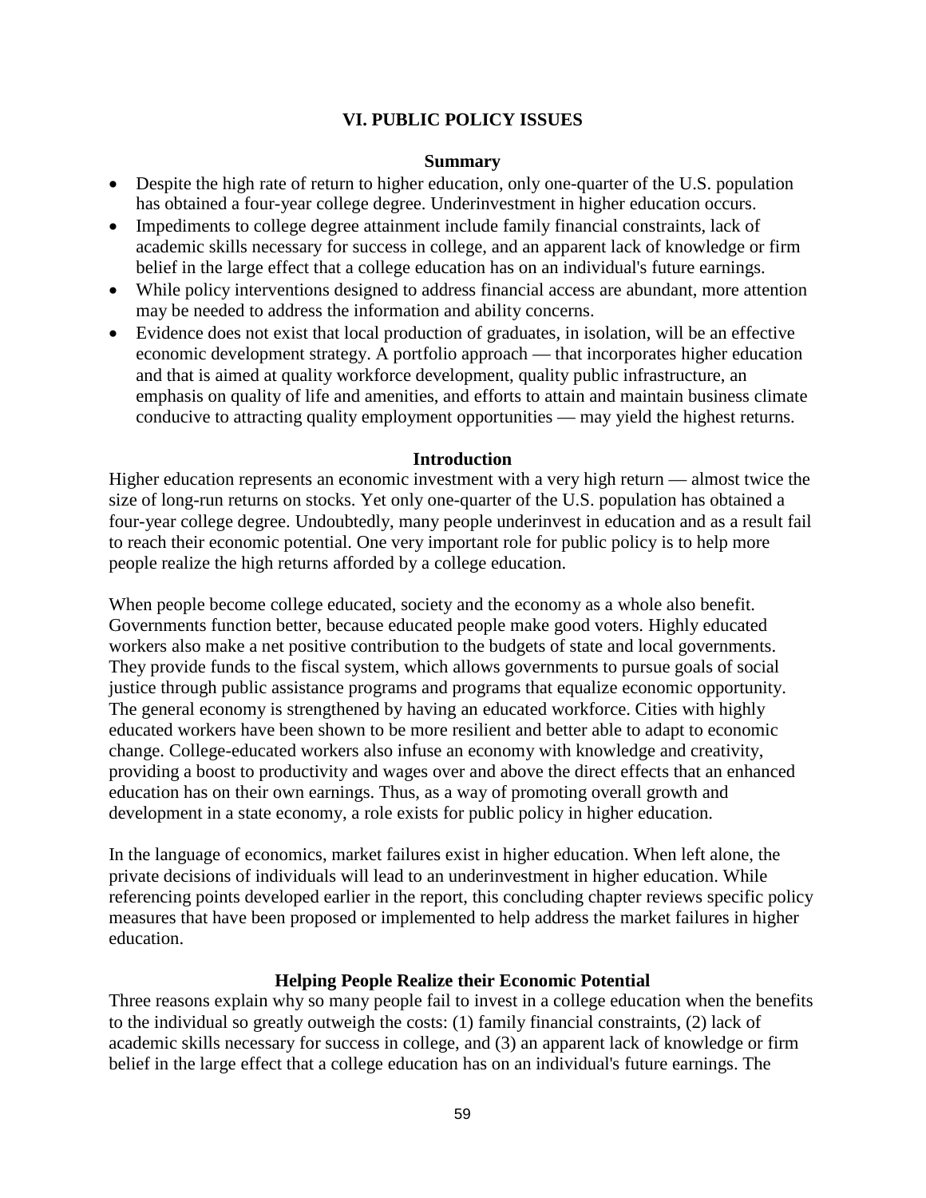## VI. PUBLIC POLICY ISSUES

### Summary

- Despite the high rate of return to higher education, only one-quarter of the U.S. population has obtained a four-year college degree. Underinvestment in higher education occurs.
- Impediments to college degree attainment include family financial constraints, lack of academic skills necessary for success in college, and an apparent lack of knowledge or firm belief in the large effect that a college education has on an individual's future earnings.
- While policy interventions designed to address financial access are abundant, more attention may be needed to address the information and ability concerns.
- Evidence does not exist that local production of graduates, in isolation, will be an effective economic development strategy. A portfolio approach — that incorporates higher education and that is aimed at quality workforce development, quality public infrastructure, an emphasis on quality of life and amenities, and efforts to attain and maintain business climate conducive to attracting quality employment opportunities — may yield the highest returns.

### Introduction

Higher education represents an economic investment with a very high return — almost twice the size of long-run returns on stocks. Yet only one-quarter of the U.S. population has obtained a four-year college degree. Undoubtedly, many people underinvest in education and as a result fail to reach their economic potential. One very important role for public policy is to help more people realize the high returns afforded by a college education.

When people become college educated, society and the economy as a whole also benefit. Governments function better, because educated people make good voters. Highly educated workers also make a net positive contribution to the budgets of state and local governments. They provide funds to the fiscal system, which allows governments to pursue goals of social justice through public assistance programs and programs that equalize economic opportunity. The general economy is strengthened by having an educated workforce. Cities with highly educated workers have been shown to be more resilient and better able to adapt to economic change. College-educated workers also infuse an economy with knowledge and creativity, providing a boost to productivity and wages over and above the direct effects that an enhanced education has on their own earnings. Thus, as a way of promoting overall growth and development in a state economy, a role exists for public policy in higher education.

In the language of economics, market failures exist in higher education. When left alone, the private decisions of individuals will lead to an underinvestment in higher education. While referencing points developed earlier in the report, this concluding chapter reviews specific policy measures that have been proposed or implemented to help address the market failures in higher education.

### Helping People Realize their Economic Potential

Three reasons explain why so many people fail to invest in a college education when the benefits to the individual so greatly outweigh the costs: (1) family financial constraints, (2) lack of academic skills necessary for success in college, and (3) an apparent lack of knowledge or firm belief in the large effect that a college education has on an individual's future earnings. The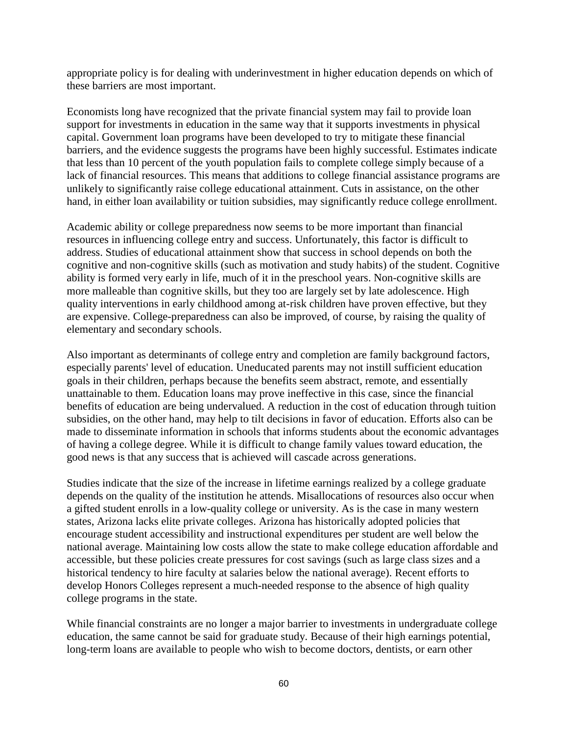appropriate policy is for dealing with underinvestment in higher education depends on which of these barriers are most important.

Economists long have recognized that the private financial system may fail to provide loan support for investments in education in the same way that it supports investments in physical capital. Government loan programs have been developed to try to mitigate these financial barriers, and the evidence suggests the programs have been highly successful. Estimates indicate that less than 10 percent of the youth population fails to complete college simply because of a lack of financial resources. This means that additions to college financial assistance programs are unlikely to significantly raise college educational attainment. Cuts in assistance, on the other hand, in either loan availability or tuition subsidies, may significantly reduce college enrollment.

Academic ability or college preparedness now seems to be more important than financial resources in influencing college entry and success. Unfortunately, this factor is difficult to address. Studies of educational attainment show that success in school depends on both the cognitive and non-cognitive skills (such as motivation and study habits) of the student. Cognitive ability is formed very early in life, much of it in the preschool years. Non-cognitive skills are more malleable than cognitive skills, but they too are largely set by late adolescence. High quality interventions in early childhood among at-risk children have proven effective, but they are expensive. College-preparedness can also be improved, of course, by raising the quality of elementary and secondary schools.

Also important as determinants of college entry and completion are family background factors, especially parents' level of education. Uneducated parents may not instill sufficient education goals in their children, perhaps because the benefits seem abstract, remote, and essentially unattainable to them. Education loans may prove ineffective in this case, since the financial benefits of education are being undervalued. A reduction in the cost of education through tuition subsidies, on the other hand, may help to tilt decisions in favor of education. Efforts also can be made to disseminate information in schools that informs students about the economic advantages of having a college degree. While it is difficult to change family values toward education, the good news is that any success that is achieved will cascade across generations.

Studies indicate that the size of the increase in lifetime earnings realized by a college graduate depends on the quality of the institution he attends. Misallocations of resources also occur when a gifted student enrolls in a low-quality college or university. As is the case in many western states, Arizona lacks elite private colleges. Arizona has historically adopted policies that encourage student accessibility and instructional expenditures per student are well below the national average. Maintaining low costs allow the state to make college education affordable and accessible, but these policies create pressures for cost savings (such as large class sizes and a historical tendency to hire faculty at salaries below the national average). Recent efforts to develop Honors Colleges represent a much-needed response to the absence of high quality college programs in the state.

While financial constraints are no longer a major barrier to investments in undergraduate college education, the same cannot be said for graduate study. Because of their high earnings potential, long-term loans are available to people who wish to become doctors, dentists, or earn other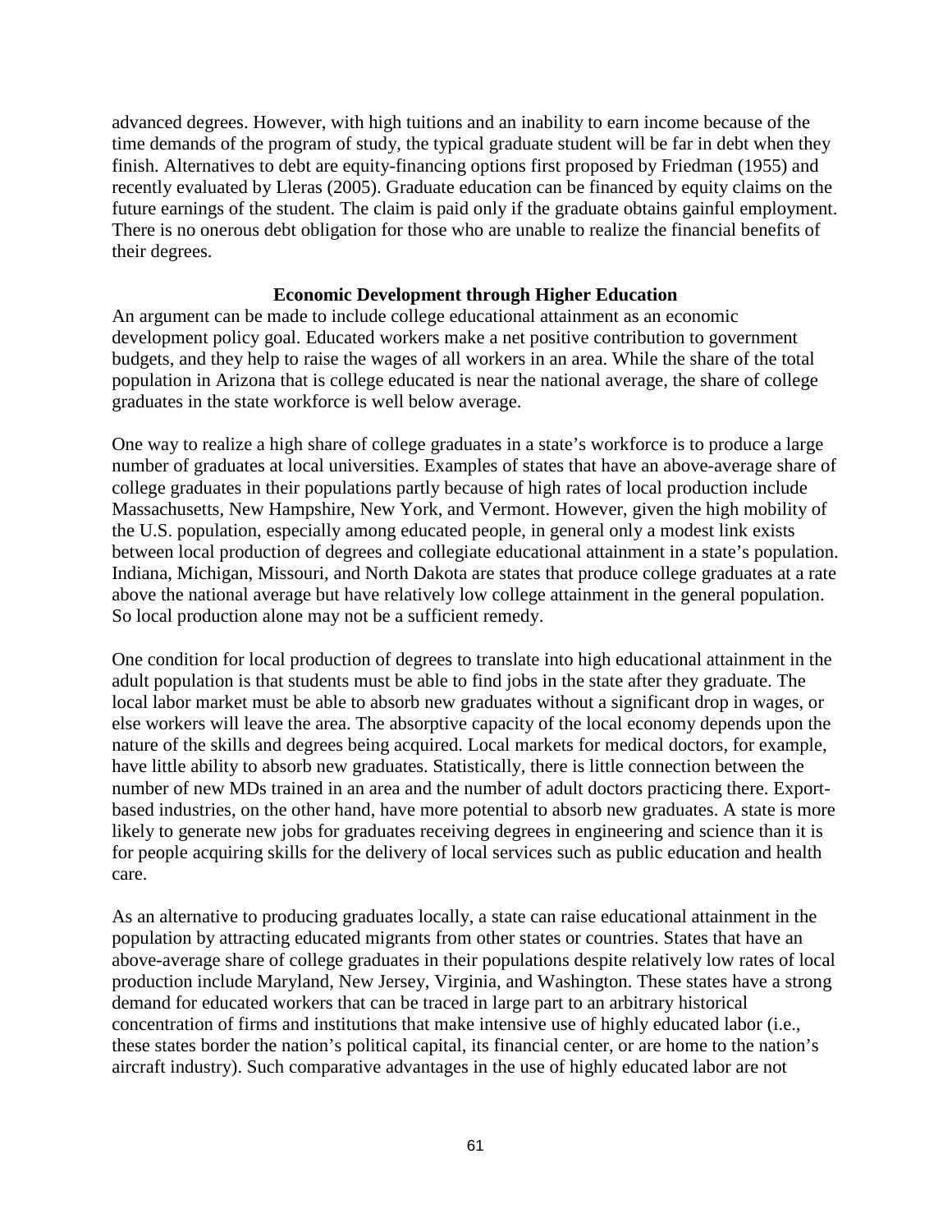advanced degrees. However, with high tuitions and an inability to earn income because of the time demands of the program of study, the typical graduate student will be far in debt when they finish. Alternatives to debt are equity-financing options first proposed by Friedman (1955) and recently evaluated by Lleras (2005). Graduate education can be financed by equity claims on the future earnings of the student. The claim is paid only if the graduate obtains gainful employment. There is no onerous debt obligation for those who are unable to realize the financial benefits of their degrees.

## Economic Development through Higher Education

An argument can be made to include college educational attainment as an economic development policy goal. Educated workers make a net positive contribution to government budgets, and they help to raise the wages of all workers in an area. While the share of the total population in Arizona that is college educated is near the national average, the share of college graduates in the state workforce is well below average.

One way to realize a high share of college graduates in a state's workforce is to produce a large number of graduates at local universities. Examples of states that have an above-average share of college graduates in their populations partly because of high rates of local production include Massachusetts, New Hampshire, New York, and Vermont. However, given the high mobility of the U.S. population, especially among educated people, in general only a modest link exists between local production of degrees and collegiate educational attainment in a state's population. Indiana, Michigan, Missouri, and North Dakota are states that produce college graduates at a rate above the national average but have relatively low college attainment in the general population. So local production alone may not be a sufficient remedy.

One condition for local production of degrees to translate into high educational attainment in the adult population is that students must be able to find jobs in the state after they graduate. The local labor market must be able to absorb new graduates without a significant drop in wages, or else workers will leave the area. The absorptive capacity of the local economy depends upon the nature of the skills and degrees being acquired. Local markets for medical doctors, for example, have little ability to absorb new graduates. Statistically, there is little connection between the number of new MDs trained in an area and the number of adult doctors practicing there. Export-based industries, on the other hand, have more potential to absorb new graduates. A state is more likely to generate new jobs for graduates receiving degrees in engineering and science than it is for people acquiring skills for the delivery of local services such as public education and health care.

As an alternative to producing graduates locally, a state can raise educational attainment in the population by attracting educated migrants from other states or countries. States that have an above-average share of college graduates in their populations despite relatively low rates of local production include Maryland, New Jersey, Virginia, and Washington. These states have a strong demand for educated workers that can be traced in large part to an arbitrary historical concentration of firms and institutions that make intensive use of highly educated labor (i.e., these states border the nation's political capital, its financial center, or are home to the nation's aircraft industry). Such comparative advantages in the use of highly educated labor are not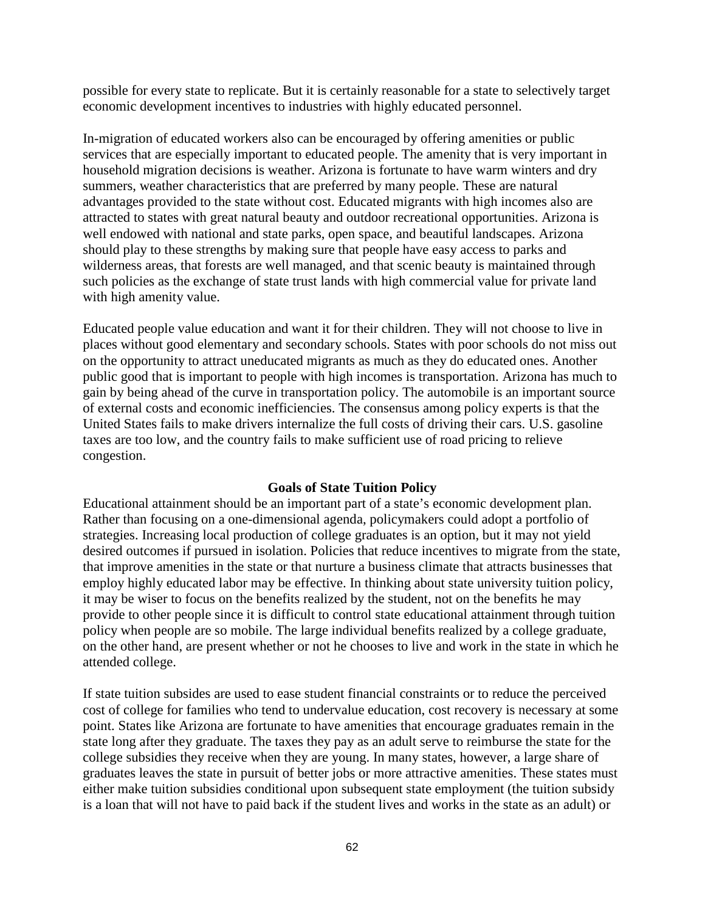possible for every state to replicate. But it is certainly reasonable for a state to selectively target economic development incentives to industries with highly educated personnel.

In-migration of educated workers also can be encouraged by offering amenities or public services that are especially important to educated people. The amenity that is very important in household migration decisions is weather. Arizona is fortunate to have warm winters and dry summers, weather characteristics that are preferred by many people. These are natural advantages provided to the state without cost. Educated migrants with high incomes also are attracted to states with great natural beauty and outdoor recreational opportunities. Arizona is well endowed with national and state parks, open space, and beautiful landscapes. Arizona should play to these strengths by making sure that people have easy access to parks and wilderness areas, that forests are well managed, and that scenic beauty is maintained through such policies as the exchange of state trust lands with high commercial value for private land with high amenity value.

Educated people value education and want it for their children. They will not choose to live in places without good elementary and secondary schools. States with poor schools do not miss out on the opportunity to attract uneducated migrants as much as they do educated ones. Another public good that is important to people with high incomes is transportation. Arizona has much to gain by being ahead of the curve in transportation policy. The automobile is an important source of external costs and economic inefficiencies. The consensus among policy experts is that the United States fails to make drivers internalize the full costs of driving their cars. U.S. gasoline taxes are too low, and the country fails to make sufficient use of road pricing to relieve congestion.

## Goals of State Tuition Policy

Educational attainment should be an important part of a state's economic development plan. Rather than focusing on a one-dimensional agenda, policymakers could adopt a portfolio of strategies. Increasing local production of college graduates is an option, but it may not yield desired outcomes if pursued in isolation. Policies that reduce incentives to migrate from the state, that improve amenities in the state or that nurture a business climate that attracts businesses that employ highly educated labor may be effective. In thinking about state university tuition policy, it may be wiser to focus on the benefits realized by the student, not on the benefits he may provide to other people since it is difficult to control state educational attainment through tuition policy when people are so mobile. The large individual benefits realized by a college graduate, on the other hand, are present whether or not he chooses to live and work in the state in which he attended college.

If state tuition subsides are used to ease student financial constraints or to reduce the perceived cost of college for families who tend to undervalue education, cost recovery is necessary at some point. States like Arizona are fortunate to have amenities that encourage graduates remain in the state long after they graduate. The taxes they pay as an adult serve to reimburse the state for the college subsidies they receive when they are young. In many states, however, a large share of graduates leaves the state in pursuit of better jobs or more attractive amenities. These states must either make tuition subsidies conditional upon subsequent state employment (the tuition subsidy is a loan that will not have to paid back if the student lives and works in the state as an adult) or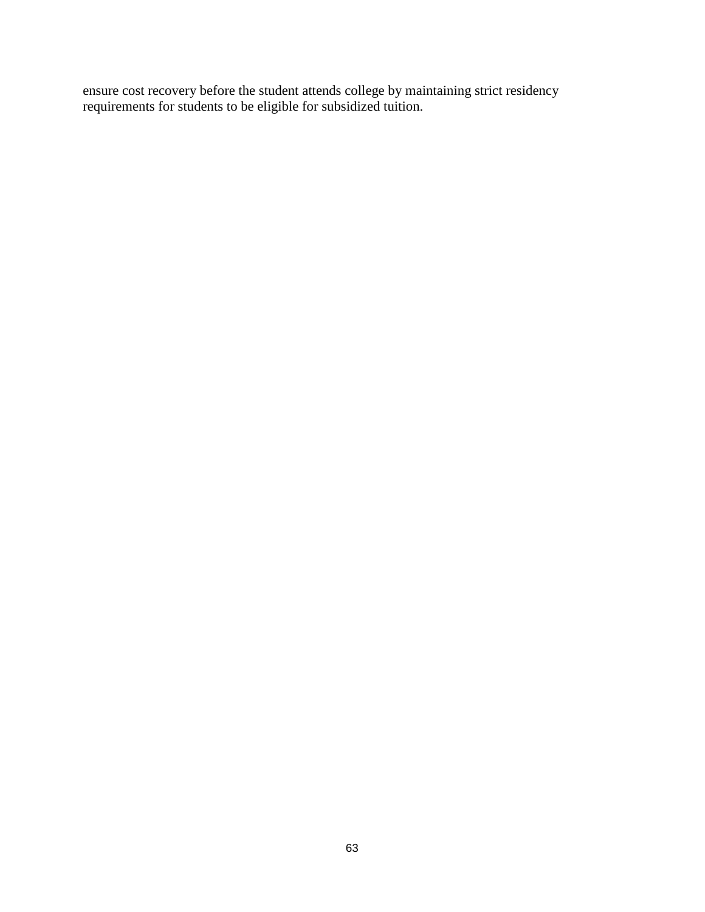ensure cost recovery before the student attends college by maintaining strict residency requirements for students to be eligible for subsidized tuition.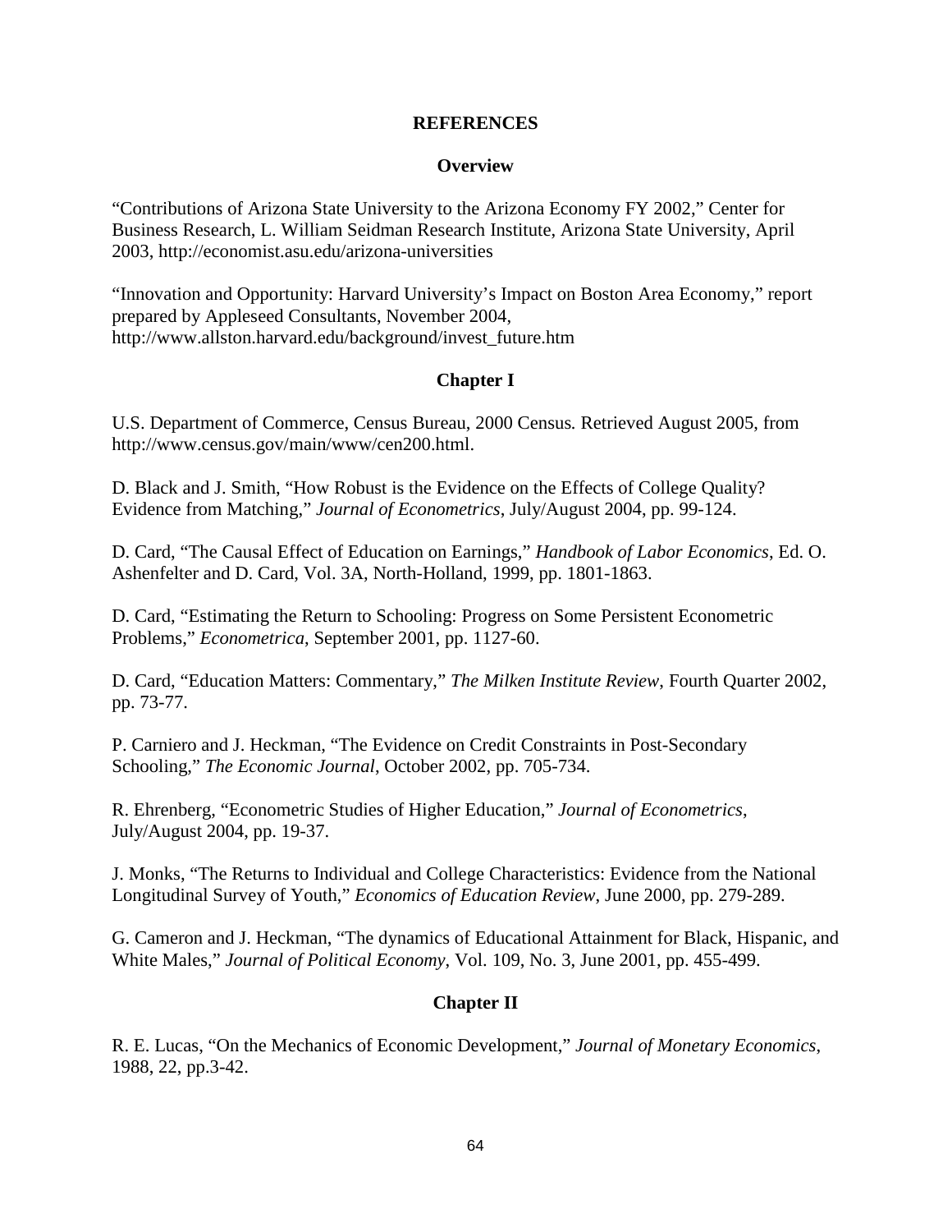# REFERENCES

## Overview

"Contributions of Arizona State University to the Arizona Economy FY 2002," Center for Business Research, L. William Seidman Research Institute, Arizona State University, April 2003, http://economist.asu.edu/arizona-universities

"Innovation and Opportunity: Harvard University's Impact on Boston Area Economy," report prepared by Appleseed Consultants, November 2004, http://www.allston.harvard.edu/background/invest_future.htm

## Chapter I

U.S. Department of Commerce, Census Bureau, 2000 Census*.* Retrieved August 2005, from http://www.census.gov/main/www/cen200.html.

D. Black and J. Smith, "How Robust is the Evidence on the Effects of College Quality? Evidence from Matching," *Journal of Econometrics*, July/August 2004, pp. 99-124.

D. Card, "The Causal Effect of Education on Earnings," *Handbook of Labor Economics*, Ed. O. Ashenfelter and D. Card, Vol. 3A, North-Holland, 1999, pp. 1801-1863.

D. Card, "Estimating the Return to Schooling: Progress on Some Persistent Econometric Problems," *Econometrica,* September 2001, pp. 1127-60.

D. Card, "Education Matters: Commentary," *The Milken Institute Review*, Fourth Quarter 2002, pp. 73-77.

P. Carniero and J. Heckman, "The Evidence on Credit Constraints in Post-Secondary Schooling," *The Economic Journal*, October 2002, pp. 705-734.

R. Ehrenberg, "Econometric Studies of Higher Education," *Journal of Econometrics*, July/August 2004, pp. 19-37.

J. Monks, "The Returns to Individual and College Characteristics: Evidence from the National Longitudinal Survey of Youth," *Economics of Education Review*, June 2000, pp. 279-289.

G. Cameron and J. Heckman, "The dynamics of Educational Attainment for Black, Hispanic, and White Males," *Journal of Political Economy,* Vol. 109, No. 3, June 2001, pp. 455-499.

## Chapter II

R. E. Lucas, "On the Mechanics of Economic Development," *Journal of Monetary Economics*, 1988, 22, pp.3-42.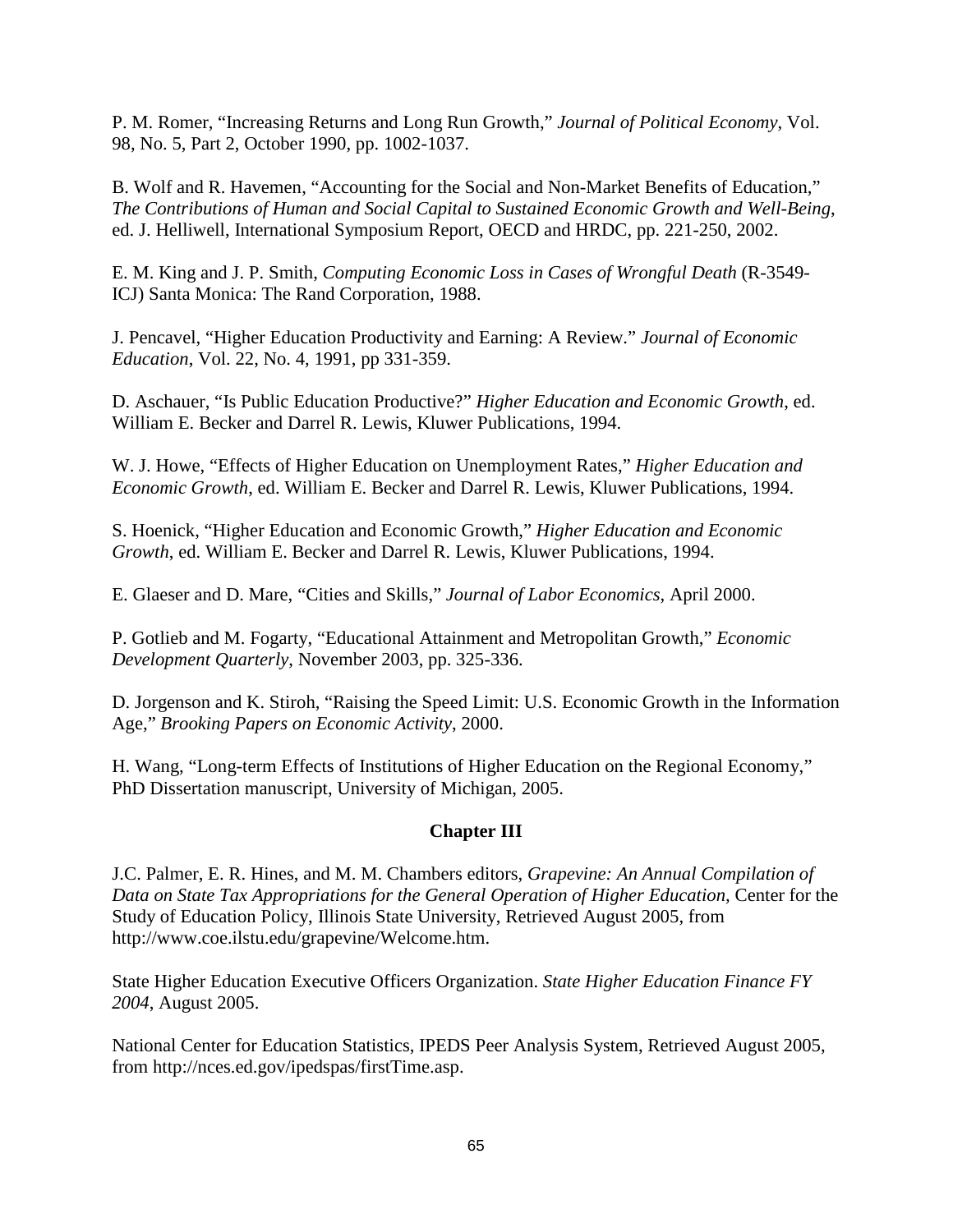P. M. Romer, "Increasing Returns and Long Run Growth," *Journal of Political Economy*, Vol. 98, No. 5, Part 2, October 1990, pp. 1002-1037.

B. Wolf and R. Havemen, "Accounting for the Social and Non-Market Benefits of Education," *The Contributions of Human and Social Capital to Sustained Economic Growth and Well-Being*, ed. J. Helliwell, International Symposium Report, OECD and HRDC, pp. 221-250, 2002.

E. M. King and J. P. Smith, *Computing Economic Loss in Cases of Wrongful Death* (R-3549-ICJ) Santa Monica: The Rand Corporation, 1988.

J. Pencavel, "Higher Education Productivity and Earning: A Review." *Journal of Economic Education*, Vol. 22, No. 4, 1991, pp 331-359.

D. Aschauer, "Is Public Education Productive?" *Higher Education and Economic Growth*, ed. William E. Becker and Darrel R. Lewis, Kluwer Publications, 1994.

W. J. Howe, "Effects of Higher Education on Unemployment Rates," *Higher Education and Economic Growth*, ed. William E. Becker and Darrel R. Lewis, Kluwer Publications, 1994.

S. Hoenick, "Higher Education and Economic Growth," *Higher Education and Economic Growth*, ed. William E. Becker and Darrel R. Lewis, Kluwer Publications, 1994.

E. Glaeser and D. Mare, "Cities and Skills," *Journal of Labor Economics*, April 2000.

P. Gotlieb and M. Fogarty, "Educational Attainment and Metropolitan Growth," *Economic Development Quarterly*, November 2003, pp. 325-336.

D. Jorgenson and K. Stiroh, "Raising the Speed Limit: U.S. Economic Growth in the Information Age," *Brooking Papers on Economic Activity*, 2000.

H. Wang, "Long-term Effects of Institutions of Higher Education on the Regional Economy," PhD Dissertation manuscript, University of Michigan, 2005.

## Chapter III

J.C. Palmer, E. R. Hines, and M. M. Chambers editors, *Grapevine: An Annual Compilation of Data on State Tax Appropriations for the General Operation of Higher Education,* Center for the Study of Education Policy, Illinois State University, Retrieved August 2005, from http://www.coe.ilstu.edu/grapevine/Welcome.htm.

State Higher Education Executive Officers Organization. *State Higher Education Finance FY 2004*, August 2005.

National Center for Education Statistics, IPEDS Peer Analysis System, Retrieved August 2005, from http://nces.ed.gov/ipedspas/firstTime.asp.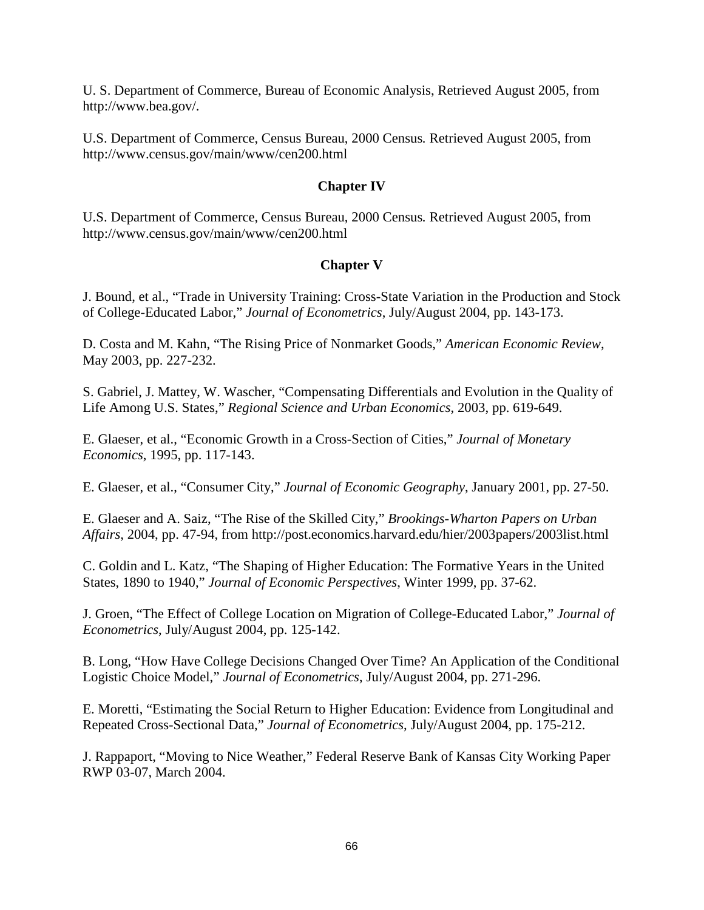U. S. Department of Commerce, Bureau of Economic Analysis, Retrieved August 2005, from http://www.bea.gov/.

U.S. Department of Commerce, Census Bureau, 2000 Census. Retrieved August 2005, from http://www.census.gov/main/www/cen200.html

## Chapter IV

U.S. Department of Commerce, Census Bureau, 2000 Census. Retrieved August 2005, from http://www.census.gov/main/www/cen200.html

## Chapter V

J. Bound, et al., "Trade in University Training: Cross-State Variation in the Production and Stock of College-Educated Labor," *Journal of Econometrics*, July/August 2004, pp. 143-173.

D. Costa and M. Kahn, "The Rising Price of Nonmarket Goods," *American Economic Review*, May 2003, pp. 227-232.

S. Gabriel, J. Mattey, W. Wascher, "Compensating Differentials and Evolution in the Quality of Life Among U.S. States," *Regional Science and Urban Economics*, 2003, pp. 619-649.

E. Glaeser, et al., "Economic Growth in a Cross-Section of Cities," *Journal of Monetary Economics*, 1995, pp. 117-143.

E. Glaeser, et al., "Consumer City," *Journal of Economic Geography*, January 2001, pp. 27-50.

E. Glaeser and A. Saiz, "The Rise of the Skilled City," *Brookings-Wharton Papers on Urban Affairs*, 2004, pp. 47-94, from http://post.economics.harvard.edu/hier/2003papers/2003list.html

C. Goldin and L. Katz, "The Shaping of Higher Education: The Formative Years in the United States, 1890 to 1940," *Journal of Economic Perspectives*, Winter 1999, pp. 37-62.

J. Groen, "The Effect of College Location on Migration of College-Educated Labor," *Journal of Econometrics*, July/August 2004, pp. 125-142.

B. Long, "How Have College Decisions Changed Over Time? An Application of the Conditional Logistic Choice Model," *Journal of Econometrics*, July/August 2004, pp. 271-296.

E. Moretti, "Estimating the Social Return to Higher Education: Evidence from Longitudinal and Repeated Cross-Sectional Data," *Journal of Econometrics*, July/August 2004, pp. 175-212.

J. Rappaport, "Moving to Nice Weather," Federal Reserve Bank of Kansas City Working Paper RWP 03-07, March 2004.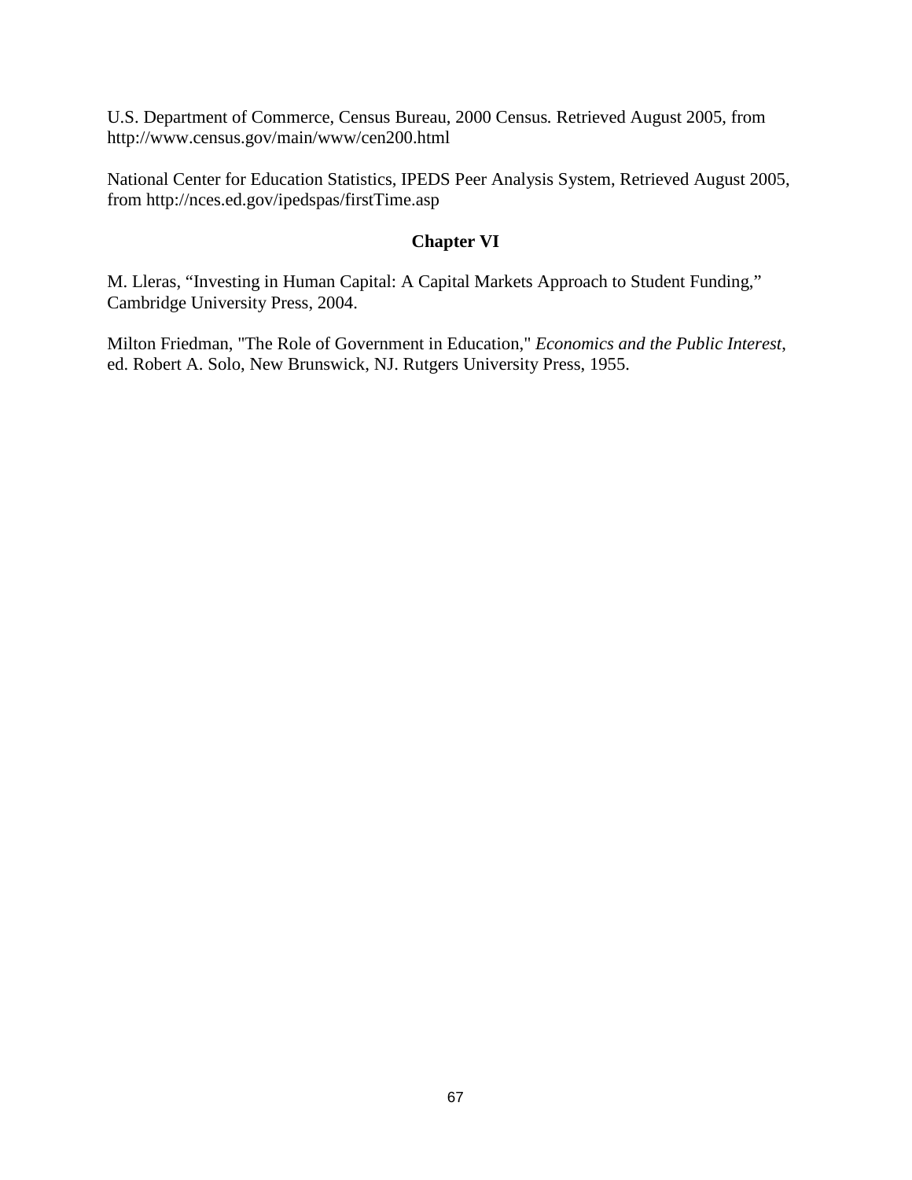U.S. Department of Commerce, Census Bureau, 2000 Census. Retrieved August 2005, from http://www.census.gov/main/www/cen200.html

National Center for Education Statistics, IPEDS Peer Analysis System, Retrieved August 2005, from http://nces.ed.gov/ipedspas/firstTime.asp

## Chapter VI

M. Lleras, "Investing in Human Capital: A Capital Markets Approach to Student Funding," Cambridge University Press, 2004.

Milton Friedman, "The Role of Government in Education," *Economics and the Public Interest*, ed. Robert A. Solo, New Brunswick, NJ. Rutgers University Press, 1955.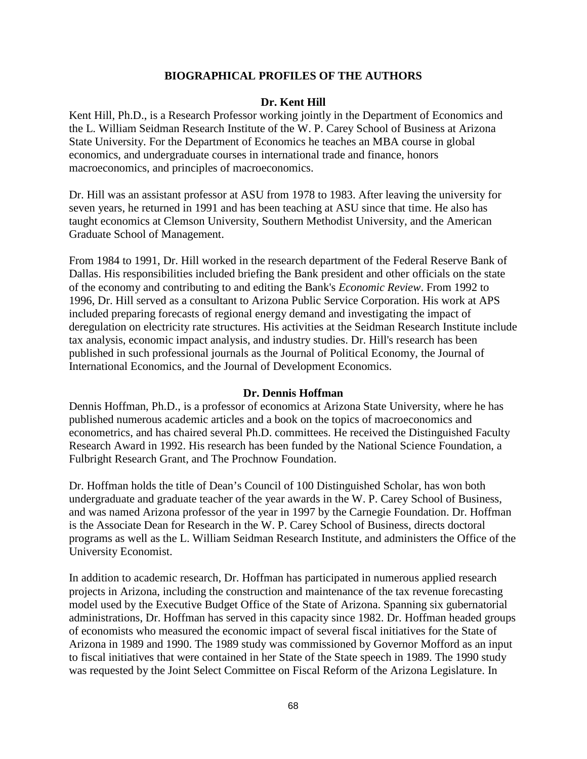## BIOGRAPHICAL PROFILES OF THE AUTHORS

### Dr. Kent Hill

Kent Hill, Ph.D., is a Research Professor working jointly in the Department of Economics and the L. William Seidman Research Institute of the W. P. Carey School of Business at Arizona State University. For the Department of Economics he teaches an MBA course in global economics, and undergraduate courses in international trade and finance, honors macroeconomics, and principles of macroeconomics.

Dr. Hill was an assistant professor at ASU from 1978 to 1983. After leaving the university for seven years, he returned in 1991 and has been teaching at ASU since that time. He also has taught economics at Clemson University, Southern Methodist University, and the American Graduate School of Management.

From 1984 to 1991, Dr. Hill worked in the research department of the Federal Reserve Bank of Dallas. His responsibilities included briefing the Bank president and other officials on the state of the economy and contributing to and editing the Bank's *Economic Review*. From 1992 to 1996, Dr. Hill served as a consultant to Arizona Public Service Corporation. His work at APS included preparing forecasts of regional energy demand and investigating the impact of deregulation on electricity rate structures. His activities at the Seidman Research Institute include tax analysis, economic impact analysis, and industry studies. Dr. Hill's research has been published in such professional journals as the Journal of Political Economy, the Journal of International Economics, and the Journal of Development Economics.

### Dr. Dennis Hoffman

Dennis Hoffman, Ph.D., is a professor of economics at Arizona State University, where he has published numerous academic articles and a book on the topics of macroeconomics and econometrics, and has chaired several Ph.D. committees. He received the Distinguished Faculty Research Award in 1992. His research has been funded by the National Science Foundation, a Fulbright Research Grant, and The Prochnow Foundation.

Dr. Hoffman holds the title of Dean's Council of 100 Distinguished Scholar, has won both undergraduate and graduate teacher of the year awards in the W. P. Carey School of Business, and was named Arizona professor of the year in 1997 by the Carnegie Foundation. Dr. Hoffman is the Associate Dean for Research in the W. P. Carey School of Business, directs doctoral programs as well as the L. William Seidman Research Institute, and administers the Office of the University Economist.

In addition to academic research, Dr. Hoffman has participated in numerous applied research projects in Arizona, including the construction and maintenance of the tax revenue forecasting model used by the Executive Budget Office of the State of Arizona. Spanning six gubernatorial administrations, Dr. Hoffman has served in this capacity since 1982. Dr. Hoffman headed groups of economists who measured the economic impact of several fiscal initiatives for the State of Arizona in 1989 and 1990. The 1989 study was commissioned by Governor Mofford as an input to fiscal initiatives that were contained in her State of the State speech in 1989. The 1990 study was requested by the Joint Select Committee on Fiscal Reform of the Arizona Legislature. In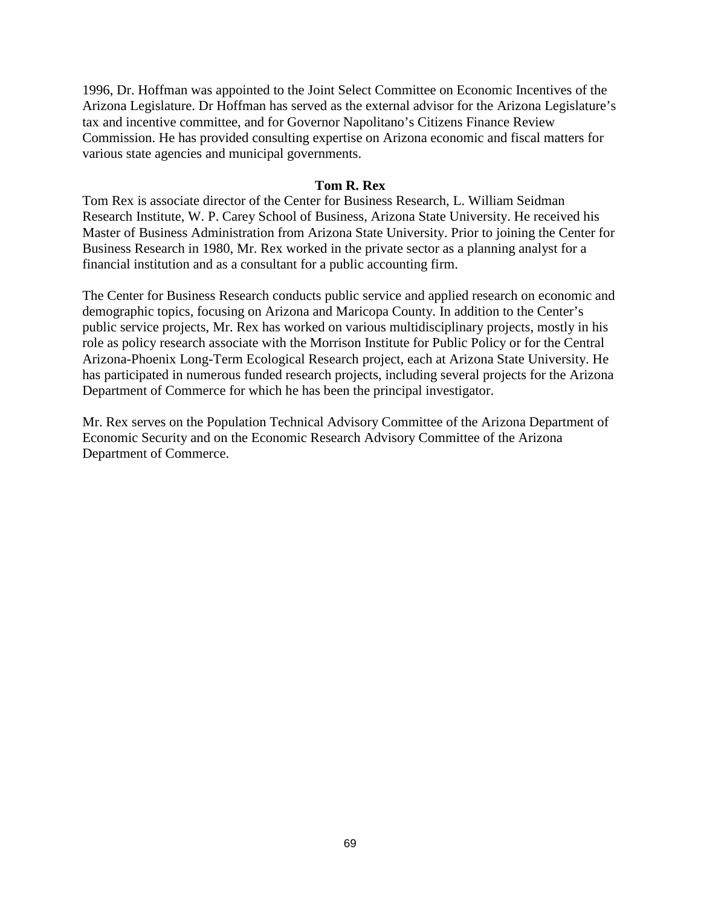1996, Dr. Hoffman was appointed to the Joint Select Committee on Economic Incentives of the Arizona Legislature. Dr Hoffman has served as the external advisor for the Arizona Legislature's tax and incentive committee, and for Governor Napolitano's Citizens Finance Review Commission. He has provided consulting expertise on Arizona economic and fiscal matters for various state agencies and municipal governments.

**Tom R. Rex**

Tom Rex is associate director of the Center for Business Research, L. William Seidman Research Institute, W. P. Carey School of Business, Arizona State University. He received his Master of Business Administration from Arizona State University. Prior to joining the Center for Business Research in 1980, Mr. Rex worked in the private sector as a planning analyst for a financial institution and as a consultant for a public accounting firm.

The Center for Business Research conducts public service and applied research on economic and demographic topics, focusing on Arizona and Maricopa County. In addition to the Center's public service projects, Mr. Rex has worked on various multidisciplinary projects, mostly in his role as policy research associate with the Morrison Institute for Public Policy or for the Central Arizona-Phoenix Long-Term Ecological Research project, each at Arizona State University. He has participated in numerous funded research projects, including several projects for the Arizona Department of Commerce for which he has been the principal investigator.

Mr. Rex serves on the Population Technical Advisory Committee of the Arizona Department of Economic Security and on the Economic Research Advisory Committee of the Arizona Department of Commerce.